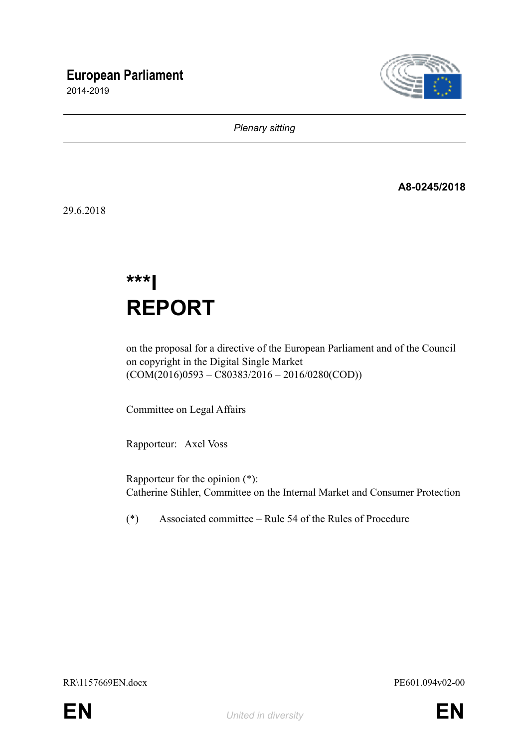# European Parliament

2014-2019

*Plenary sitting*

**A8-0245/2018**

29.6.2018

# ***I
# REPORT

on the proposal for a directive of the European Parliament and of the Council on copyright in the Digital Single Market
(COM(2016)0593 – C80383/2016 – 2016/0280(COD))

Committee on Legal Affairs

Rapporteur: Axel Voss

Rapporteur for the opinion (*):
Catherine Stihler, Committee on the Internal Market and Consumer Protection

(*) Associated committee – Rule 54 of the Rules of Procedure

RR\1157669EN.docx PE601.094v02-00

EN *United in diversity* EN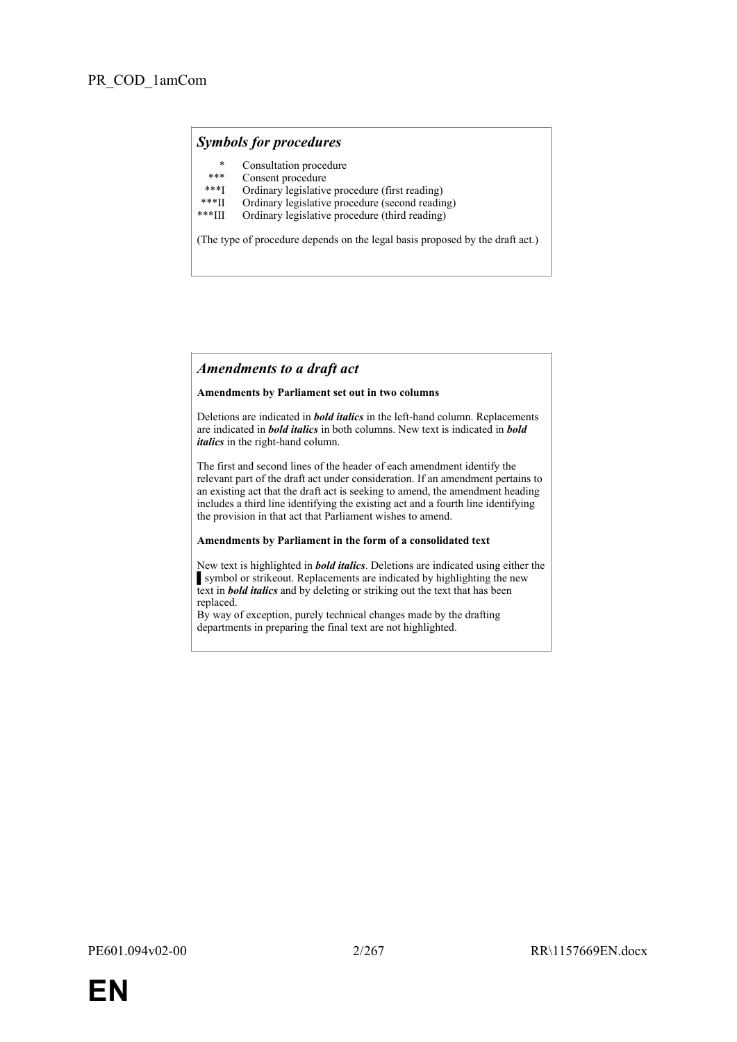PR_COD_1amCom

### *Symbols for procedures*

| | |
|---|---|
| * | Consultation procedure |
| *** | Consent procedure |
| ***I | Ordinary legislative procedure (first reading) |
| ***II | Ordinary legislative procedure (second reading) |
| ***III | Ordinary legislative procedure (third reading) |

(The type of procedure depends on the legal basis proposed by the draft act.)

### *Amendments to a draft act*

**Amendments by Parliament set out in two columns**

Deletions are indicated in ***bold italics*** in the left-hand column. Replacements are indicated in ***bold italics*** in both columns. New text is indicated in ***bold italics*** in the right-hand column.

The first and second lines of the header of each amendment identify the relevant part of the draft act under consideration. If an amendment pertains to an existing act that the draft act is seeking to amend, the amendment heading includes a third line identifying the existing act and a fourth line identifying the provision in that act that Parliament wishes to amend.

**Amendments by Parliament in the form of a consolidated text**

New text is highlighted in ***bold italics***. Deletions are indicated using either the ▌symbol or strikeout. Replacements are indicated by highlighting the new text in ***bold italics*** and by deleting or striking out the text that has been replaced.
By way of exception, purely technical changes made by the drafting departments in preparing the final text are not highlighted.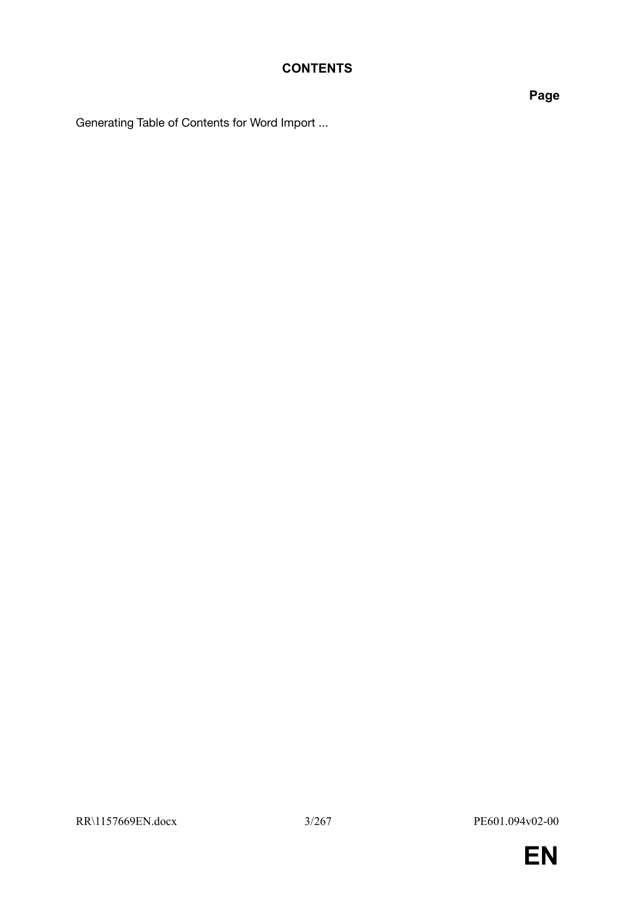# CONTENTS

**Page**

Generating Table of Contents for Word Import ...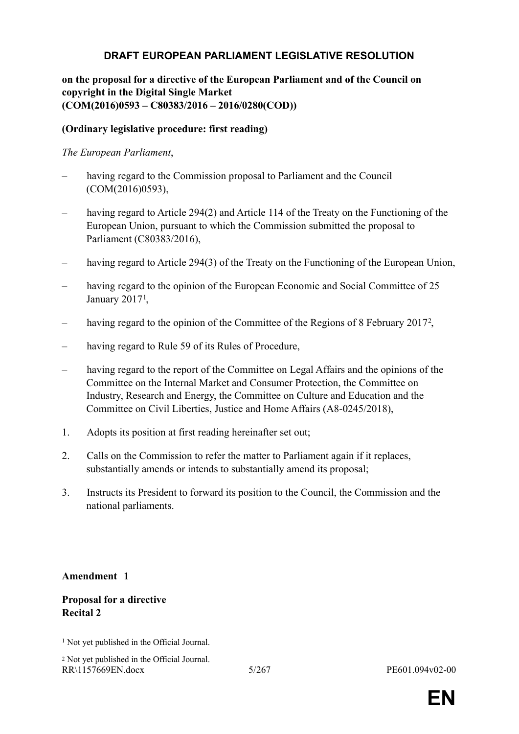# DRAFT EUROPEAN PARLIAMENT LEGISLATIVE RESOLUTION

**on the proposal for a directive of the European Parliament and of the Council on copyright in the Digital Single Market (COM(2016)0593 – C80383/2016 – 2016/0280(COD))**

**(Ordinary legislative procedure: first reading)**

*The European Parliament*,

– having regard to the Commission proposal to Parliament and the Council (COM(2016)0593),

– having regard to Article 294(2) and Article 114 of the Treaty on the Functioning of the European Union, pursuant to which the Commission submitted the proposal to Parliament (C80383/2016),

– having regard to Article 294(3) of the Treaty on the Functioning of the European Union,

– having regard to the opinion of the European Economic and Social Committee of 25 January 2017[1],

– having regard to the opinion of the Committee of the Regions of 8 February 2017[2],

– having regard to Rule 59 of its Rules of Procedure,

– having regard to the report of the Committee on Legal Affairs and the opinions of the Committee on the Internal Market and Consumer Protection, the Committee on Industry, Research and Energy, the Committee on Culture and Education and the Committee on Civil Liberties, Justice and Home Affairs (A8-0245/2018),

1. Adopts its position at first reading hereinafter set out;

2. Calls on the Commission to refer the matter to Parliament again if it replaces, substantially amends or intends to substantially amend its proposal;

3. Instructs its President to forward its position to the Council, the Commission and the national parliaments.

**Amendment 1**

**Proposal for a directive**
**Recital 2**

---

[1] Not yet published in the Official Journal.

[2] Not yet published in the Official Journal.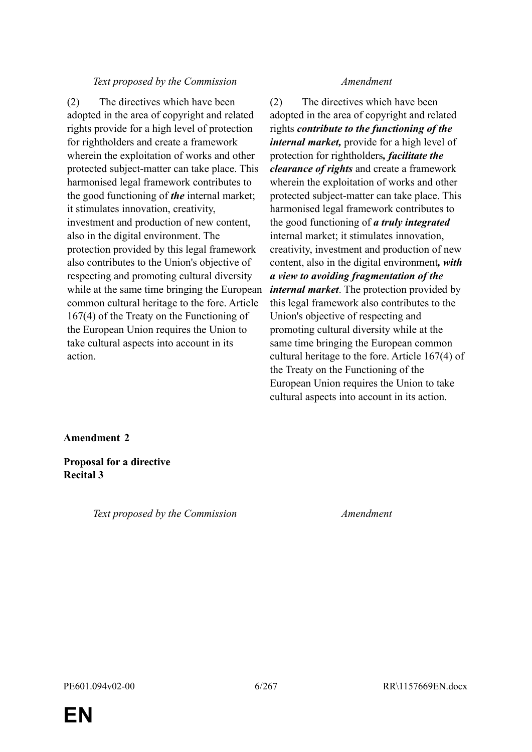| *Text proposed by the Commission* | *Amendment* |
|---|---|
| (2) The directives which have been adopted in the area of copyright and related rights provide for a high level of protection for rightholders and create a framework wherein the exploitation of works and other protected subject-matter can take place. This harmonised legal framework contributes to the good functioning of ***the*** internal market; it stimulates innovation, creativity, investment and production of new content, also in the digital environment. The protection provided by this legal framework also contributes to the Union's objective of respecting and promoting cultural diversity while at the same time bringing the European common cultural heritage to the fore. Article 167(4) of the Treaty on the Functioning of the European Union requires the Union to take cultural aspects into account in its action. | (2) The directives which have been adopted in the area of copyright and related rights ***contribute to the functioning of the internal market,*** provide for a high level of protection for rightholders***, facilitate the clearance of rights*** and create a framework wherein the exploitation of works and other protected subject-matter can take place. This harmonised legal framework contributes to the good functioning of ***a truly integrated*** internal market; it stimulates innovation, creativity, investment and production of new content, also in the digital environment***, with a view to avoiding fragmentation of the internal market***. The protection provided by this legal framework also contributes to the Union's objective of respecting and promoting cultural diversity while at the same time bringing the European common cultural heritage to the fore. Article 167(4) of the Treaty on the Functioning of the European Union requires the Union to take cultural aspects into account in its action. |

**Amendment 2**

**Proposal for a directive**
**Recital 3**

| *Text proposed by the Commission* | *Amendment* |
|---|---|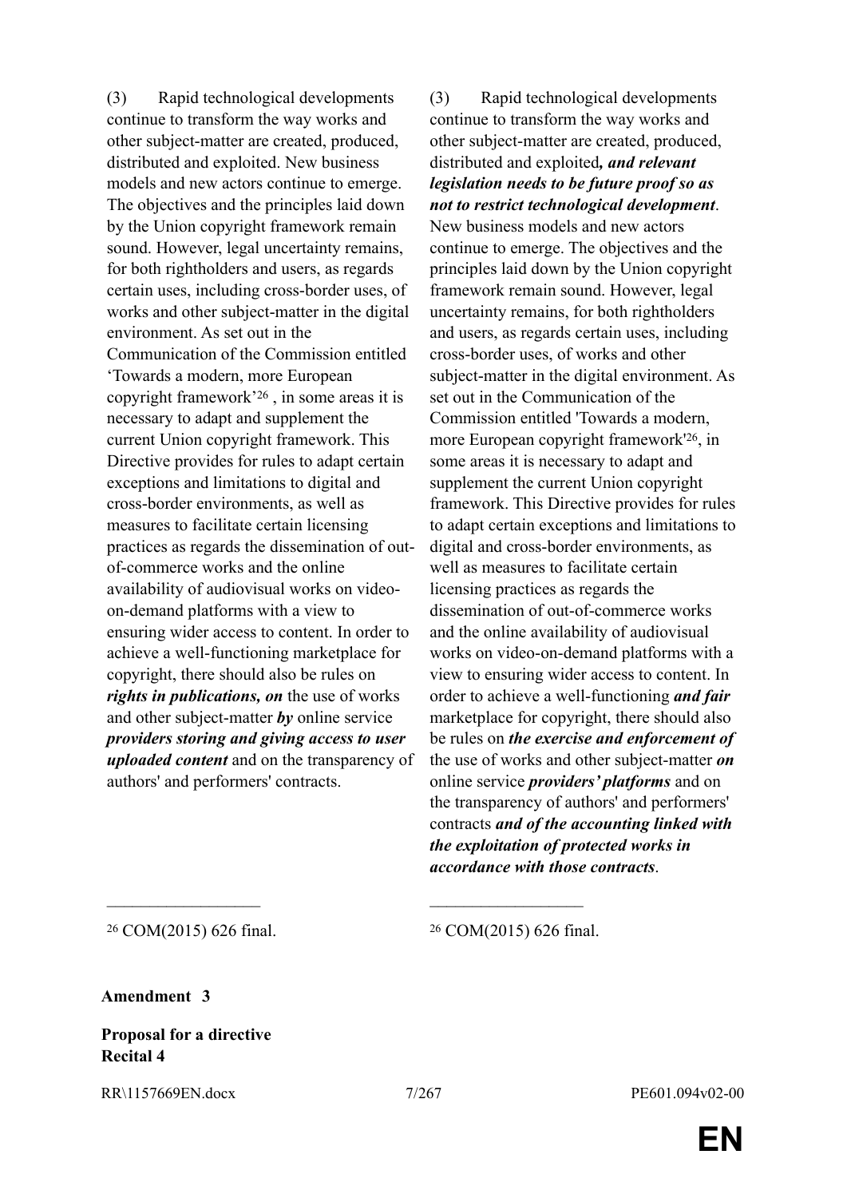(3) Rapid technological developments continue to transform the way works and other subject-matter are created, produced, distributed and exploited. New business models and new actors continue to emerge. The objectives and the principles laid down by the Union copyright framework remain sound. However, legal uncertainty remains, for both rightholders and users, as regards certain uses, including cross-border uses, of works and other subject-matter in the digital environment. As set out in the Communication of the Commission entitled 'Towards a modern, more European copyright framework'[26], in some areas it is necessary to adapt and supplement the current Union copyright framework. This Directive provides for rules to adapt certain exceptions and limitations to digital and cross-border environments, as well as measures to facilitate certain licensing practices as regards the dissemination of out-of-commerce works and the online availability of audiovisual works on video-on-demand platforms with a view to ensuring wider access to content. In order to achieve a well-functioning marketplace for copyright, there should also be rules on ***rights in publications, on*** the use of works and other subject-matter ***by*** online service ***providers storing and giving access to user uploaded content*** and on the transparency of authors' and performers' contracts.

[26] COM(2015) 626 final.

(3) Rapid technological developments continue to transform the way works and other subject-matter are created, produced, distributed and exploited***, and relevant legislation needs to be future proof so as not to restrict technological development***. New business models and new actors continue to emerge. The objectives and the principles laid down by the Union copyright framework remain sound. However, legal uncertainty remains, for both rightholders and users, as regards certain uses, including cross-border uses, of works and other subject-matter in the digital environment. As set out in the Communication of the Commission entitled 'Towards a modern, more European copyright framework'[26], in some areas it is necessary to adapt and supplement the current Union copyright framework. This Directive provides for rules to adapt certain exceptions and limitations to digital and cross-border environments, as well as measures to facilitate certain licensing practices as regards the dissemination of out-of-commerce works and the online availability of audiovisual works on video-on-demand platforms with a view to ensuring wider access to content. In order to achieve a well-functioning ***and fair*** marketplace for copyright, there should also be rules on ***the exercise and enforcement of*** the use of works and other subject-matter ***on*** online service ***providers' platforms*** and on the transparency of authors' and performers' contracts ***and of the accounting linked with the exploitation of protected works in accordance with those contracts***.

[26] COM(2015) 626 final.

**Amendment 3**

**Proposal for a directive**
**Recital 4**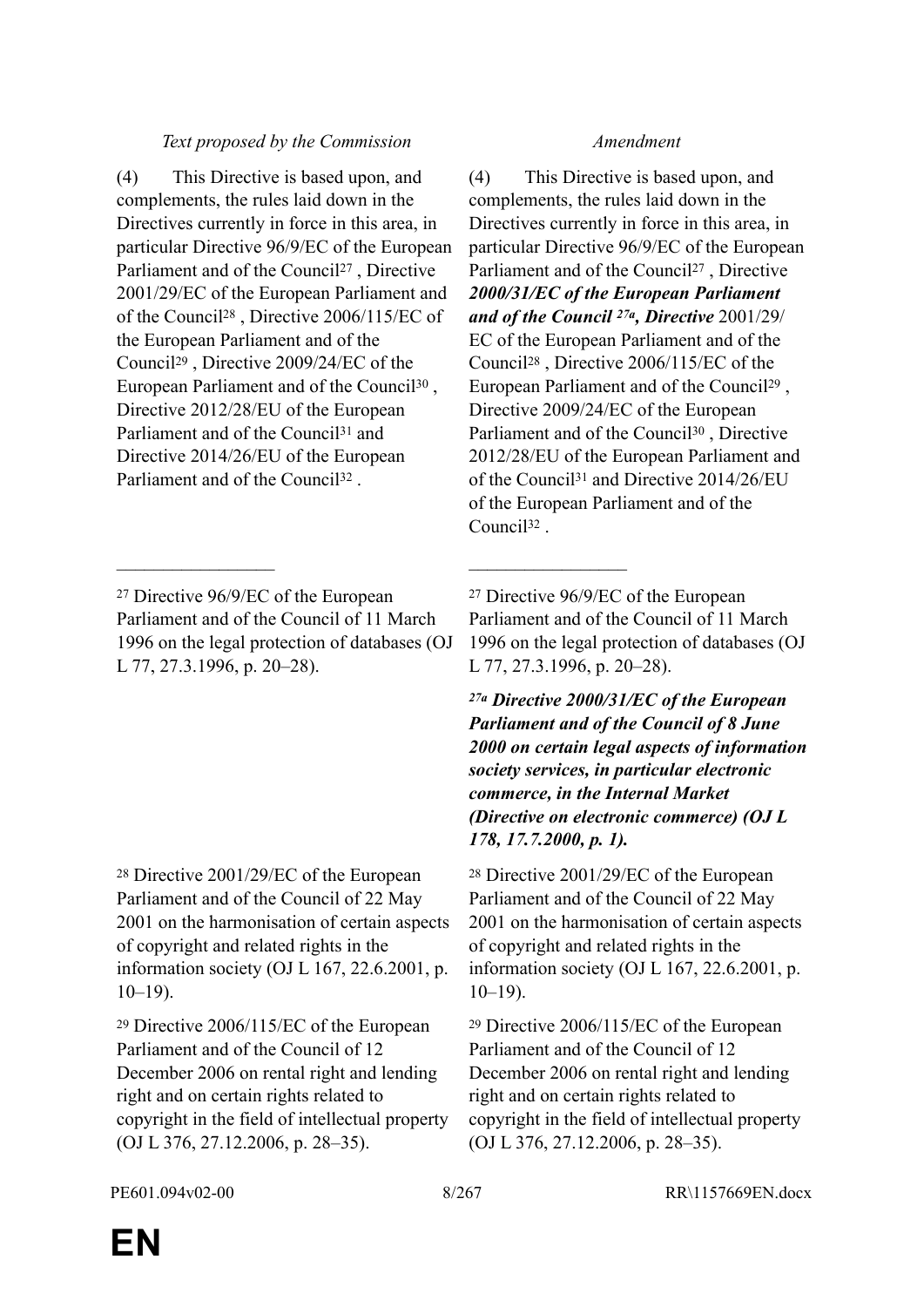| *Text proposed by the Commission* | *Amendment* |
|---|---|
| (4) This Directive is based upon, and complements, the rules laid down in the Directives currently in force in this area, in particular Directive 96/9/EC of the European Parliament and of the Council[27], Directive 2001/29/EC of the European Parliament and of the Council[28], Directive 2006/115/EC of the European Parliament and of the Council[29], Directive 2009/24/EC of the European Parliament and of the Council[30], Directive 2012/28/EU of the European Parliament and of the Council[31] and Directive 2014/26/EU of the European Parliament and of the Council[32]. | (4) This Directive is based upon, and complements, the rules laid down in the Directives currently in force in this area, in particular Directive 96/9/EC of the European Parliament and of the Council[27], Directive ***2000/31/EC of the European Parliament and of the Council [27a], Directive*** 2001/29/EC of the European Parliament and of the Council[28], Directive 2006/115/EC of the European Parliament and of the Council[29], Directive 2009/24/EC of the European Parliament and of the Council[30], Directive 2012/28/EU of the European Parliament and of the Council[31] and Directive 2014/26/EU of the European Parliament and of the Council[32]. |
| [27] Directive 96/9/EC of the European Parliament and of the Council of 11 March 1996 on the legal protection of databases (OJ L 77, 27.3.1996, p. 20–28). | [27] Directive 96/9/EC of the European Parliament and of the Council of 11 March 1996 on the legal protection of databases (OJ L 77, 27.3.1996, p. 20–28). |
| | ***[27a] Directive 2000/31/EC of the European Parliament and of the Council of 8 June 2000 on certain legal aspects of information society services, in particular electronic commerce, in the Internal Market (Directive on electronic commerce) (OJ L 178, 17.7.2000, p. 1).*** |
| [28] Directive 2001/29/EC of the European Parliament and of the Council of 22 May 2001 on the harmonisation of certain aspects of copyright and related rights in the information society (OJ L 167, 22.6.2001, p. 10–19). | [28] Directive 2001/29/EC of the European Parliament and of the Council of 22 May 2001 on the harmonisation of certain aspects of copyright and related rights in the information society (OJ L 167, 22.6.2001, p. 10–19). |
| [29] Directive 2006/115/EC of the European Parliament and of the Council of 12 December 2006 on rental right and lending right and on certain rights related to copyright in the field of intellectual property (OJ L 376, 27.12.2006, p. 28–35). | [29] Directive 2006/115/EC of the European Parliament and of the Council of 12 December 2006 on rental right and lending right and on certain rights related to copyright in the field of intellectual property (OJ L 376, 27.12.2006, p. 28–35). |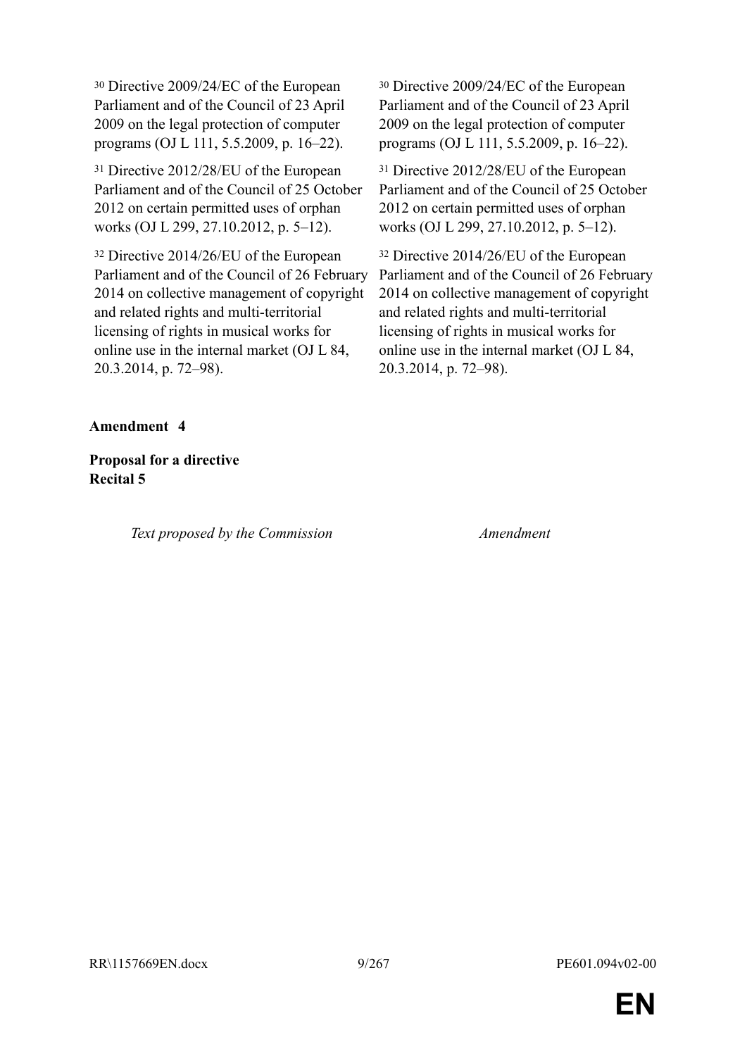| | |
|---|---|
| [30] Directive 2009/24/EC of the European Parliament and of the Council of 23 April 2009 on the legal protection of computer programs (OJ L 111, 5.5.2009, p. 16–22). | [30] Directive 2009/24/EC of the European Parliament and of the Council of 23 April 2009 on the legal protection of computer programs (OJ L 111, 5.5.2009, p. 16–22). |
| [31] Directive 2012/28/EU of the European Parliament and of the Council of 25 October 2012 on certain permitted uses of orphan works (OJ L 299, 27.10.2012, p. 5–12). | [31] Directive 2012/28/EU of the European Parliament and of the Council of 25 October 2012 on certain permitted uses of orphan works (OJ L 299, 27.10.2012, p. 5–12). |
| [32] Directive 2014/26/EU of the European Parliament and of the Council of 26 February 2014 on collective management of copyright and related rights and multi-territorial licensing of rights in musical works for online use in the internal market (OJ L 84, 20.3.2014, p. 72–98). | [32] Directive 2014/26/EU of the European Parliament and of the Council of 26 February 2014 on collective management of copyright and related rights and multi-territorial licensing of rights in musical works for online use in the internal market (OJ L 84, 20.3.2014, p. 72–98). |

**Amendment 4**

**Proposal for a directive**
**Recital 5**

| *Text proposed by the Commission* | *Amendment* |
|---|---|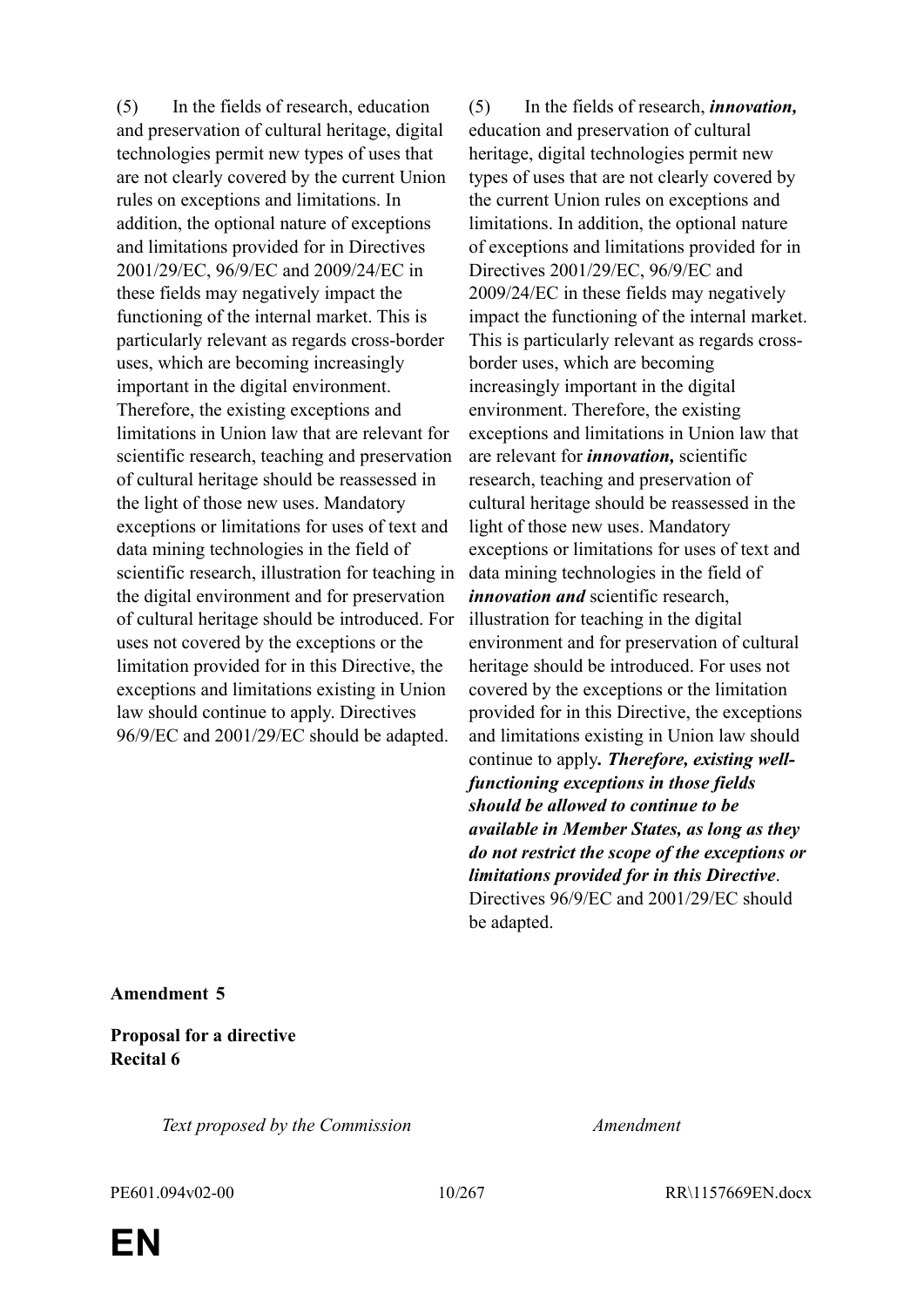| Text proposed by the Commission | Amendment |
| --- | --- |
| (5) In the fields of research, education and preservation of cultural heritage, digital technologies permit new types of uses that are not clearly covered by the current Union rules on exceptions and limitations. In addition, the optional nature of exceptions and limitations provided for in Directives 2001/29/EC, 96/9/EC and 2009/24/EC in these fields may negatively impact the functioning of the internal market. This is particularly relevant as regards cross-border uses, which are becoming increasingly important in the digital environment. Therefore, the existing exceptions and limitations in Union law that are relevant for scientific research, teaching and preservation of cultural heritage should be reassessed in the light of those new uses. Mandatory exceptions or limitations for uses of text and data mining technologies in the field of scientific research, illustration for teaching in the digital environment and for preservation of cultural heritage should be introduced. For uses not covered by the exceptions or the limitation provided for in this Directive, the exceptions and limitations existing in Union law should continue to apply. Directives 96/9/EC and 2001/29/EC should be adapted. | (5) In the fields of research, ***innovation,*** education and preservation of cultural heritage, digital technologies permit new types of uses that are not clearly covered by the current Union rules on exceptions and limitations. In addition, the optional nature of exceptions and limitations provided for in Directives 2001/29/EC, 96/9/EC and 2009/24/EC in these fields may negatively impact the functioning of the internal market. This is particularly relevant as regards cross-border uses, which are becoming increasingly important in the digital environment. Therefore, the existing exceptions and limitations in Union law that are relevant for ***innovation,*** scientific research, teaching and preservation of cultural heritage should be reassessed in the light of those new uses. Mandatory exceptions or limitations for uses of text and data mining technologies in the field of ***innovation and*** scientific research, illustration for teaching in the digital environment and for preservation of cultural heritage should be introduced. For uses not covered by the exceptions or the limitation provided for in this Directive, the exceptions and limitations existing in Union law should continue to apply***. Therefore, existing well-functioning exceptions in those fields should be allowed to continue to be available in Member States, as long as they do not restrict the scope of the exceptions or limitations provided for in this Directive***. Directives 96/9/EC and 2001/29/EC should be adapted. |

**Amendment 5**

**Proposal for a directive**
**Recital 6**

| *Text proposed by the Commission* | *Amendment* |
| --- | --- |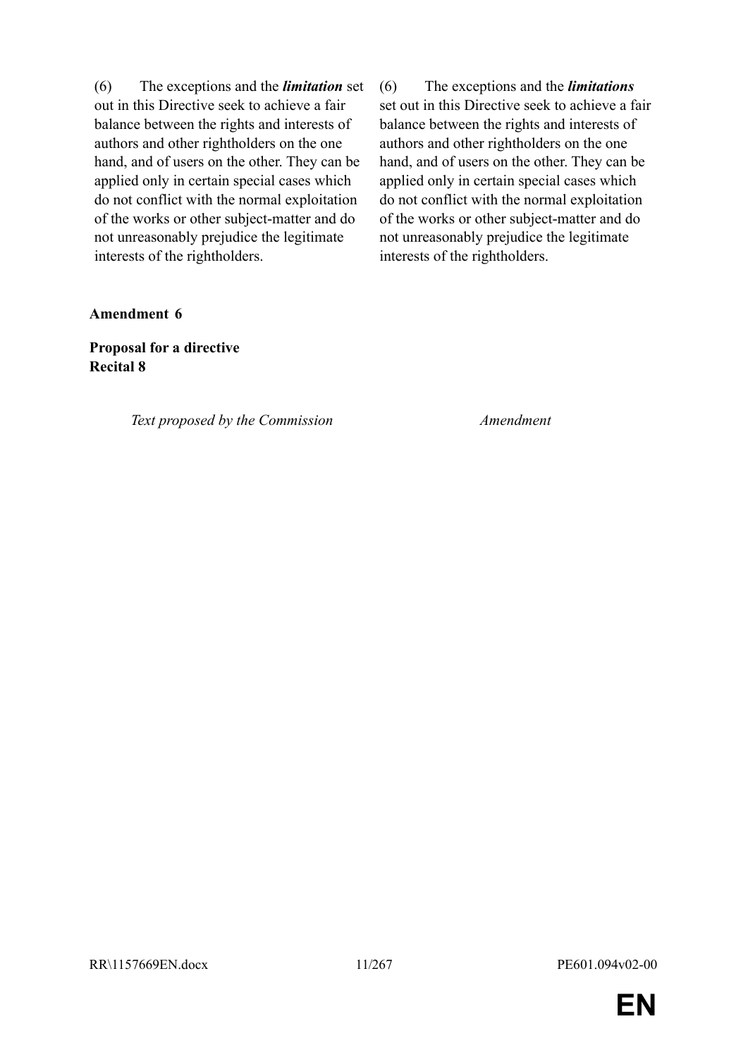| | |
|---|---|
| (6) The exceptions and the ***limitation*** set out in this Directive seek to achieve a fair balance between the rights and interests of authors and other rightholders on the one hand, and of users on the other. They can be applied only in certain special cases which do not conflict with the normal exploitation of the works or other subject-matter and do not unreasonably prejudice the legitimate interests of the rightholders. | (6) The exceptions and the ***limitations*** set out in this Directive seek to achieve a fair balance between the rights and interests of authors and other rightholders on the one hand, and of users on the other. They can be applied only in certain special cases which do not conflict with the normal exploitation of the works or other subject-matter and do not unreasonably prejudice the legitimate interests of the rightholders. |

**Amendment 6**

**Proposal for a directive**
**Recital 8**

| *Text proposed by the Commission* | *Amendment* |
|---|---|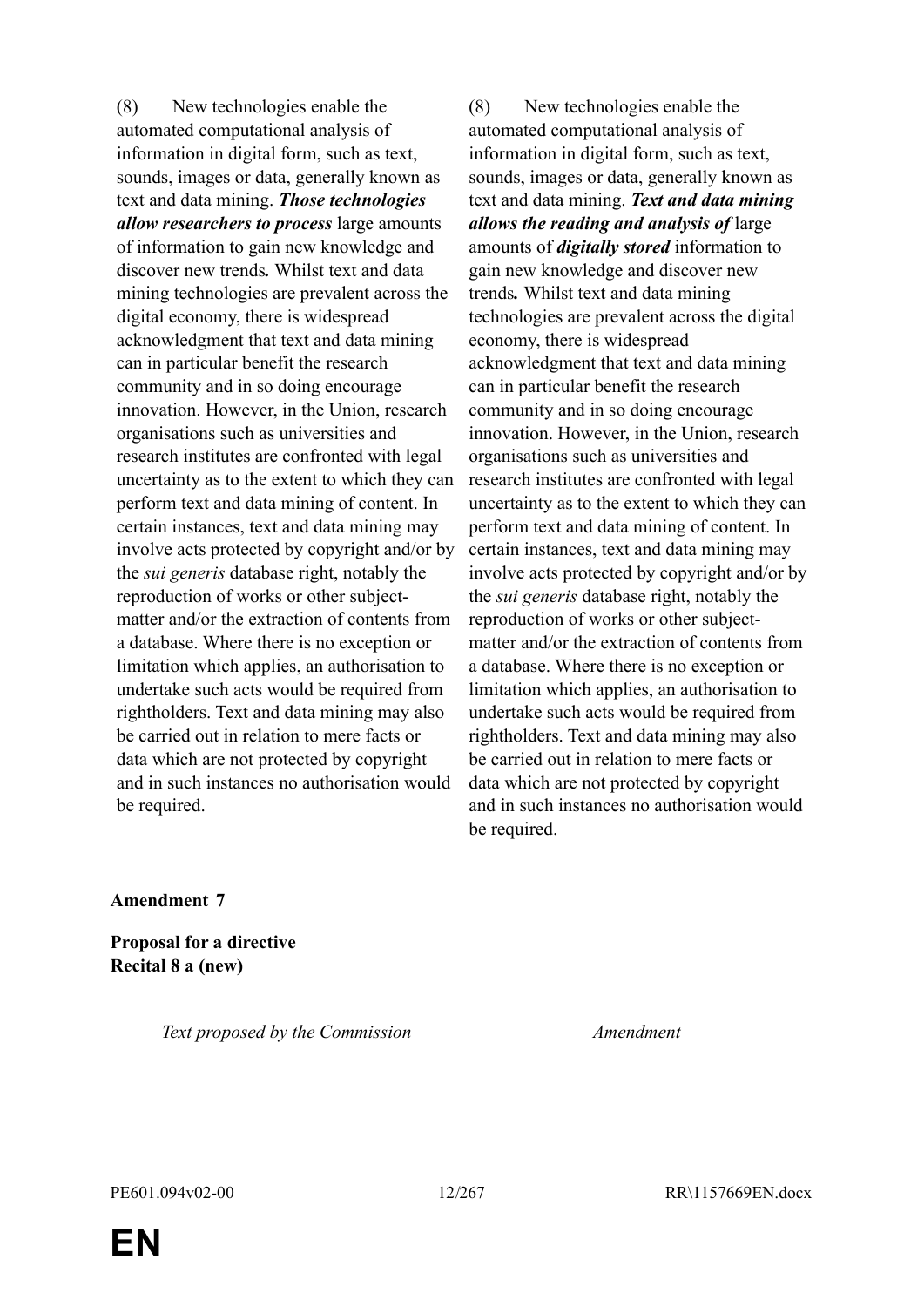| Text proposed by the Commission | Amendment |
| --- | --- |
| (8) New technologies enable the automated computational analysis of information in digital form, such as text, sounds, images or data, generally known as text and data mining. ***Those technologies allow researchers to process*** large amounts of information to gain new knowledge and discover new trends***.*** Whilst text and data mining technologies are prevalent across the digital economy, there is widespread acknowledgment that text and data mining can in particular benefit the research community and in so doing encourage innovation. However, in the Union, research organisations such as universities and research institutes are confronted with legal uncertainty as to the extent to which they can perform text and data mining of content. In certain instances, text and data mining may involve acts protected by copyright and/or by the *sui generis* database right, notably the reproduction of works or other subject-matter and/or the extraction of contents from a database. Where there is no exception or limitation which applies, an authorisation to undertake such acts would be required from rightholders. Text and data mining may also be carried out in relation to mere facts or data which are not protected by copyright and in such instances no authorisation would be required. | (8) New technologies enable the automated computational analysis of information in digital form, such as text, sounds, images or data, generally known as text and data mining. ***Text and data mining allows the reading and analysis of*** large amounts of ***digitally stored*** information to gain new knowledge and discover new trends***.*** Whilst text and data mining technologies are prevalent across the digital economy, there is widespread acknowledgment that text and data mining can in particular benefit the research community and in so doing encourage innovation. However, in the Union, research organisations such as universities and research institutes are confronted with legal uncertainty as to the extent to which they can perform text and data mining of content. In certain instances, text and data mining may involve acts protected by copyright and/or by the *sui generis* database right, notably the reproduction of works or other subject-matter and/or the extraction of contents from a database. Where there is no exception or limitation which applies, an authorisation to undertake such acts would be required from rightholders. Text and data mining may also be carried out in relation to mere facts or data which are not protected by copyright and in such instances no authorisation would be required. |

**Amendment 7**

**Proposal for a directive**
**Recital 8 a (new)**

| *Text proposed by the Commission* | *Amendment* |
| --- | --- |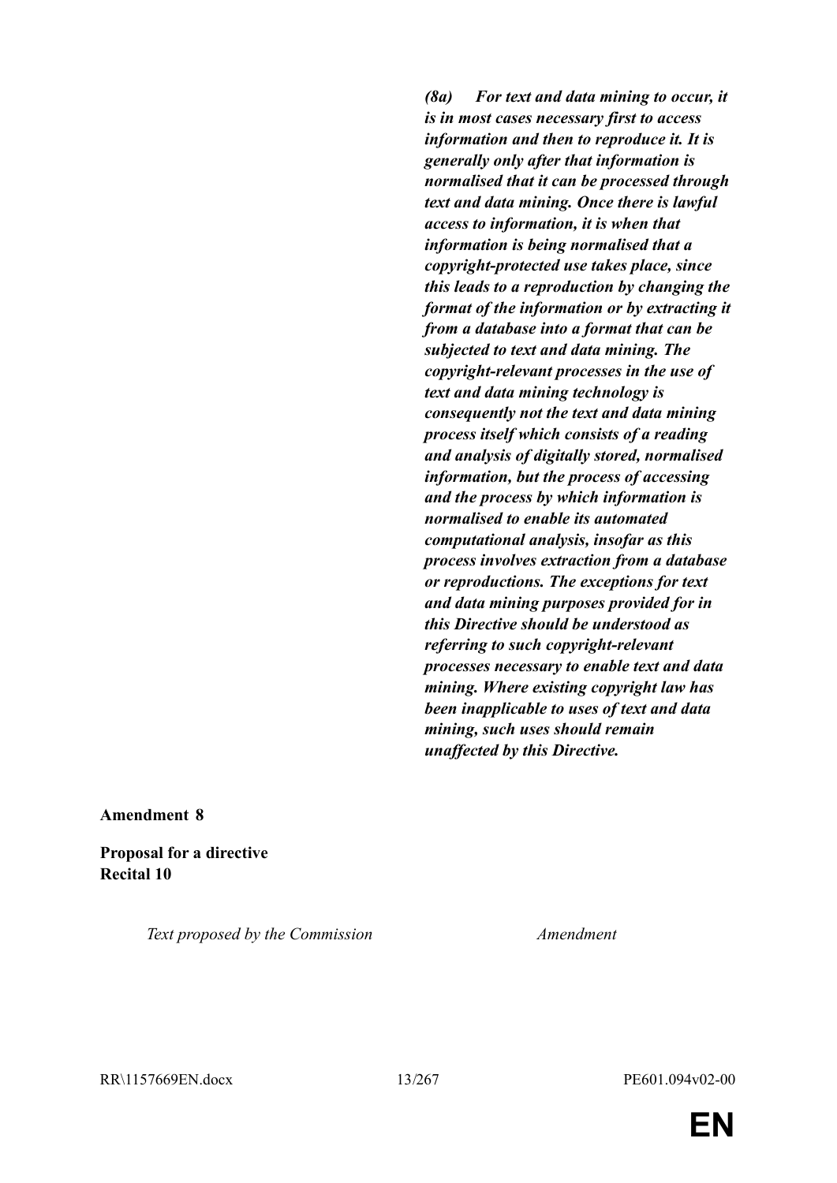| | |
|---|---|
| | ***(8a) For text and data mining to occur, it is in most cases necessary first to access information and then to reproduce it. It is generally only after that information is normalised that it can be processed through text and data mining. Once there is lawful access to information, it is when that information is being normalised that a copyright-protected use takes place, since this leads to a reproduction by changing the format of the information or by extracting it from a database into a format that can be subjected to text and data mining. The copyright-relevant processes in the use of text and data mining technology is consequently not the text and data mining process itself which consists of a reading and analysis of digitally stored, normalised information, but the process of accessing and the process by which information is normalised to enable its automated computational analysis, insofar as this process involves extraction from a database or reproductions. The exceptions for text and data mining purposes provided for in this Directive should be understood as referring to such copyright-relevant processes necessary to enable text and data mining. Where existing copyright law has been inapplicable to uses of text and data mining, such uses should remain unaffected by this Directive.*** |

**Amendment 8**

**Proposal for a directive**
**Recital 10**

| *Text proposed by the Commission* | *Amendment* |
|---|---|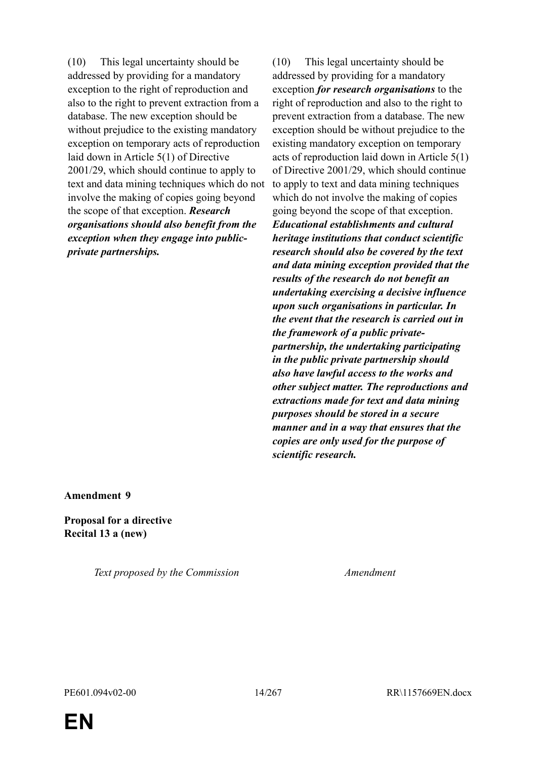| | |
|---|---|
| (10) This legal uncertainty should be addressed by providing for a mandatory exception to the right of reproduction and also to the right to prevent extraction from a database. The new exception should be without prejudice to the existing mandatory exception on temporary acts of reproduction laid down in Article 5(1) of Directive 2001/29, which should continue to apply to text and data mining techniques which do not involve the making of copies going beyond the scope of that exception. ***Research organisations should also benefit from the exception when they engage into public-private partnerships.*** | (10) This legal uncertainty should be addressed by providing for a mandatory exception ***for research organisations*** to the right of reproduction and also to the right to prevent extraction from a database. The new exception should be without prejudice to the existing mandatory exception on temporary acts of reproduction laid down in Article 5(1) of Directive 2001/29, which should continue to apply to text and data mining techniques which do not involve the making of copies going beyond the scope of that exception. ***Educational establishments and cultural heritage institutions that conduct scientific research should also be covered by the text and data mining exception provided that the results of the research do not benefit an undertaking exercising a decisive influence upon such organisations in particular. In the event that the research is carried out in the framework of a public private-partnership, the undertaking participating in the public private partnership should also have lawful access to the works and other subject matter. The reproductions and extractions made for text and data mining purposes should be stored in a secure manner and in a way that ensures that the copies are only used for the purpose of scientific research.*** |

**Amendment 9**

**Proposal for a directive**
**Recital 13 a (new)**

| *Text proposed by the Commission* | *Amendment* |
|---|---|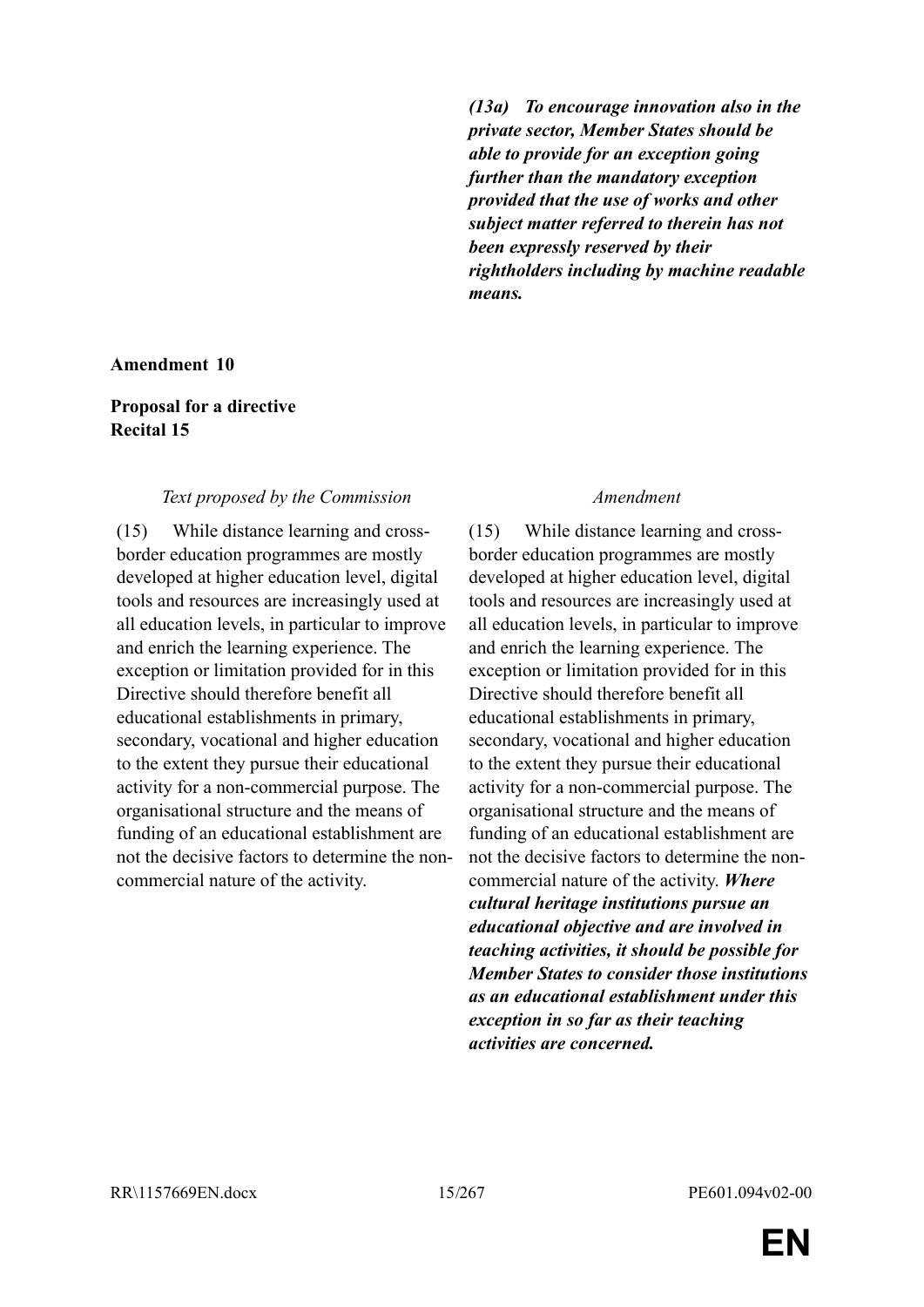| | |
|---|---|
| | ***(13a) To encourage innovation also in the private sector, Member States should be able to provide for an exception going further than the mandatory exception provided that the use of works and other subject matter referred to therein has not been expressly reserved by their rightholders including by machine readable means.*** |

**Amendment 10**

**Proposal for a directive**
**Recital 15**

| *Text proposed by the Commission* | *Amendment* |
|---|---|
| (15) While distance learning and cross-border education programmes are mostly developed at higher education level, digital tools and resources are increasingly used at all education levels, in particular to improve and enrich the learning experience. The exception or limitation provided for in this Directive should therefore benefit all educational establishments in primary, secondary, vocational and higher education to the extent they pursue their educational activity for a non-commercial purpose. The organisational structure and the means of funding of an educational establishment are not the decisive factors to determine the non-commercial nature of the activity. | (15) While distance learning and cross-border education programmes are mostly developed at higher education level, digital tools and resources are increasingly used at all education levels, in particular to improve and enrich the learning experience. The exception or limitation provided for in this Directive should therefore benefit all educational establishments in primary, secondary, vocational and higher education to the extent they pursue their educational activity for a non-commercial purpose. The organisational structure and the means of funding of an educational establishment are not the decisive factors to determine the non-commercial nature of the activity. ***Where cultural heritage institutions pursue an educational objective and are involved in teaching activities, it should be possible for Member States to consider those institutions as an educational establishment under this exception in so far as their teaching activities are concerned.*** |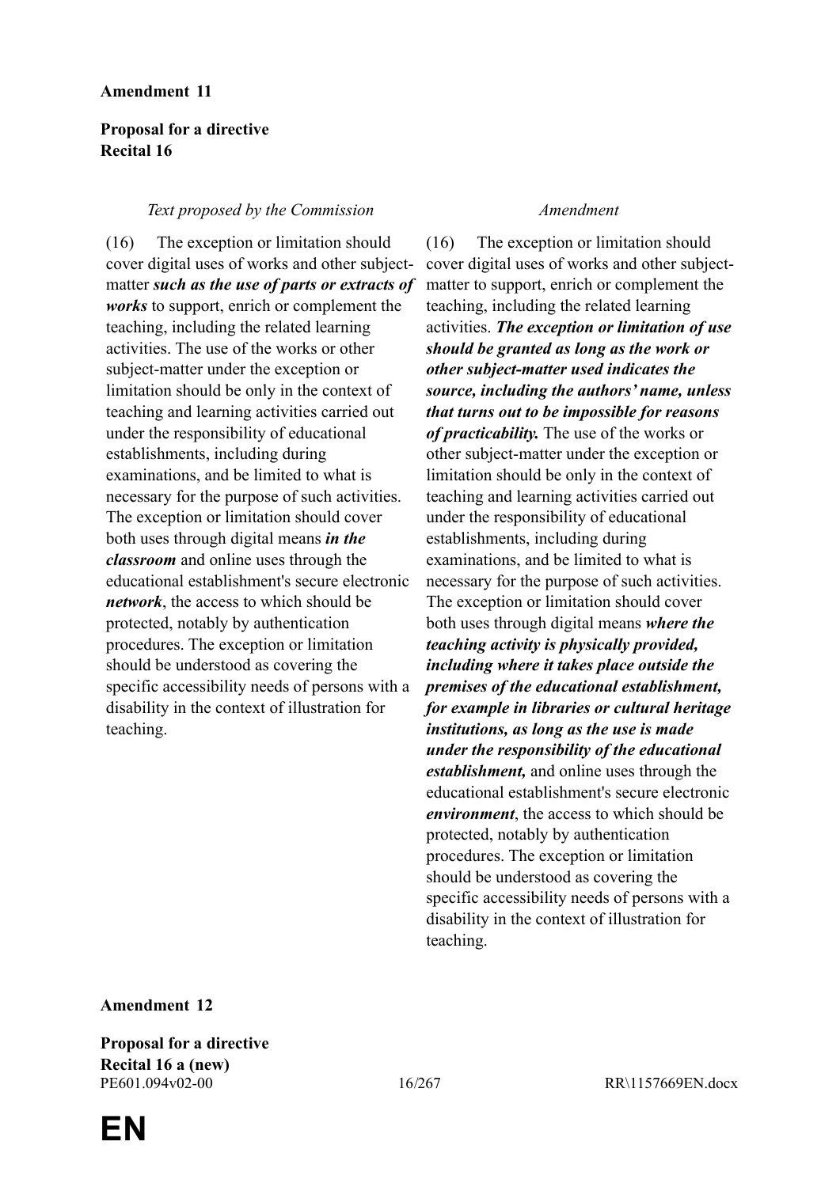**Amendment 11**

**Proposal for a directive**
**Recital 16**

| *Text proposed by the Commission* | *Amendment* |
| --- | --- |
| (16) The exception or limitation should cover digital uses of works and other subject-matter ***such as the use of parts or extracts of works*** to support, enrich or complement the teaching, including the related learning activities. The use of the works or other subject-matter under the exception or limitation should be only in the context of teaching and learning activities carried out under the responsibility of educational establishments, including during examinations, and be limited to what is necessary for the purpose of such activities. The exception or limitation should cover both uses through digital means ***in the classroom*** and online uses through the educational establishment's secure electronic ***network***, the access to which should be protected, notably by authentication procedures. The exception or limitation should be understood as covering the specific accessibility needs of persons with a disability in the context of illustration for teaching. | (16) The exception or limitation should cover digital uses of works and other subject-matter to support, enrich or complement the teaching, including the related learning activities. ***The exception or limitation of use should be granted as long as the work or other subject-matter used indicates the source, including the authors' name, unless that turns out to be impossible for reasons of practicability.*** The use of the works or other subject-matter under the exception or limitation should be only in the context of teaching and learning activities carried out under the responsibility of educational establishments, including during examinations, and be limited to what is necessary for the purpose of such activities. The exception or limitation should cover both uses through digital means ***where the teaching activity is physically provided, including where it takes place outside the premises of the educational establishment, for example in libraries or cultural heritage institutions, as long as the use is made under the responsibility of the educational establishment,*** and online uses through the educational establishment's secure electronic ***environment***, the access to which should be protected, notably by authentication procedures. The exception or limitation should be understood as covering the specific accessibility needs of persons with a disability in the context of illustration for teaching. |

**Amendment 12**

**Proposal for a directive**
**Recital 16 a (new)**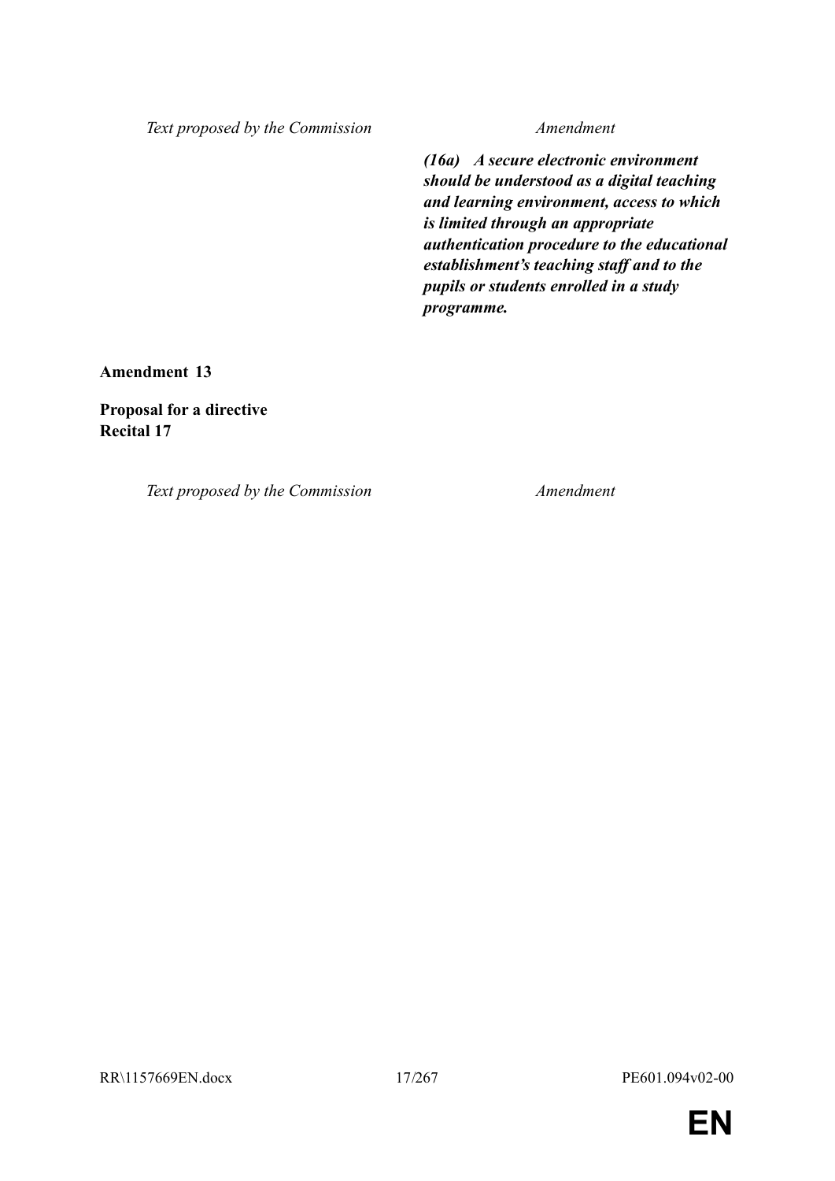| Text proposed by the Commission | Amendment |
|---|---|
| | ***(16a) A secure electronic environment should be understood as a digital teaching and learning environment, access to which is limited through an appropriate authentication procedure to the educational establishment's teaching staff and to the pupils or students enrolled in a study programme.*** |

**Amendment 13**

**Proposal for a directive**
**Recital 17**

| Text proposed by the Commission | Amendment |
|---|---|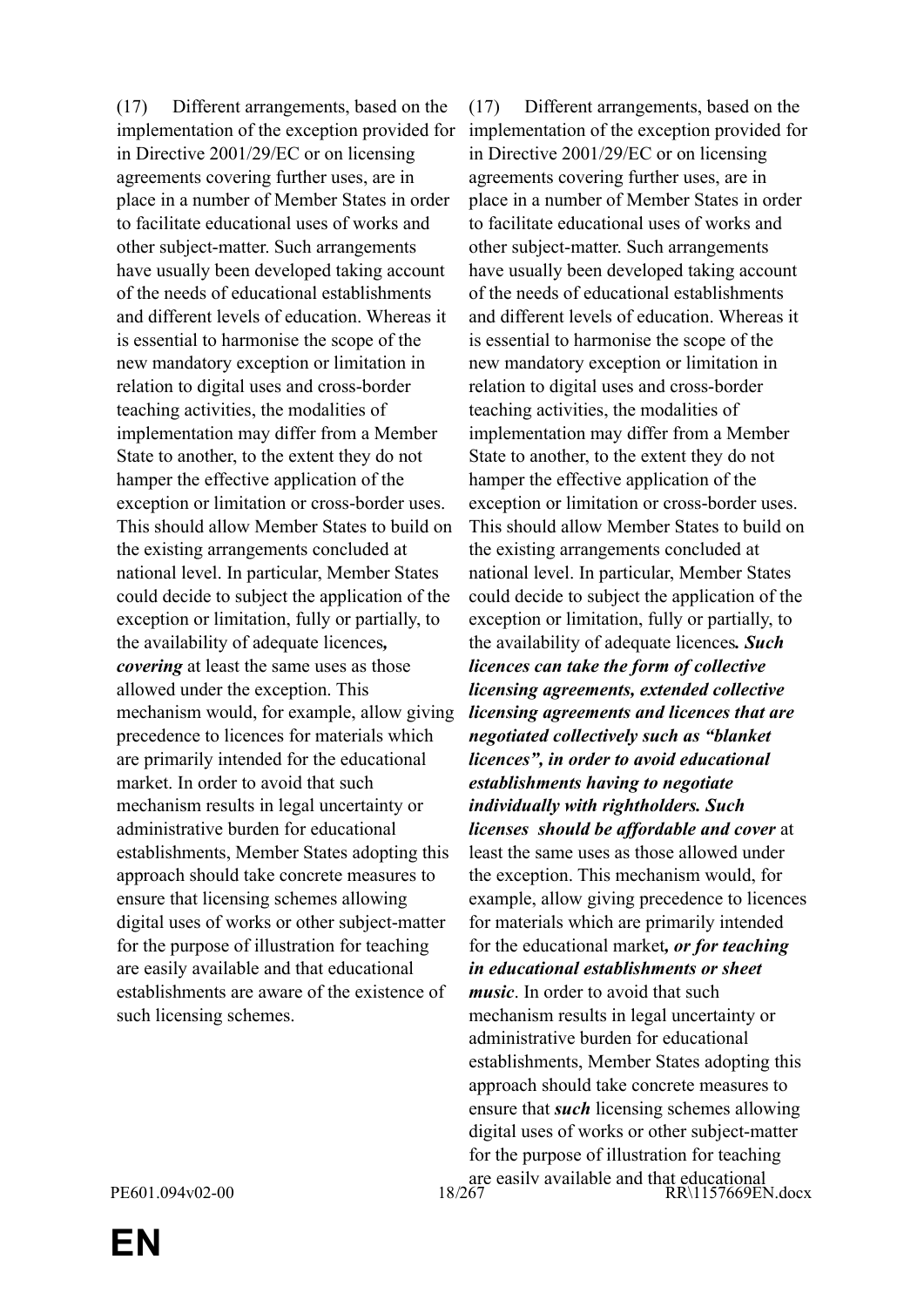| | |
|---|---|
| (17) Different arrangements, based on the implementation of the exception provided for in Directive 2001/29/EC or on licensing agreements covering further uses, are in place in a number of Member States in order to facilitate educational uses of works and other subject-matter. Such arrangements have usually been developed taking account of the needs of educational establishments and different levels of education. Whereas it is essential to harmonise the scope of the new mandatory exception or limitation in relation to digital uses and cross-border teaching activities, the modalities of implementation may differ from a Member State to another, to the extent they do not hamper the effective application of the exception or limitation or cross-border uses. This should allow Member States to build on the existing arrangements concluded at national level. In particular, Member States could decide to subject the application of the exception or limitation, fully or partially, to the availability of adequate licences***, covering*** at least the same uses as those allowed under the exception. This mechanism would, for example, allow giving precedence to licences for materials which are primarily intended for the educational market. In order to avoid that such mechanism results in legal uncertainty or administrative burden for educational establishments, Member States adopting this approach should take concrete measures to ensure that licensing schemes allowing digital uses of works or other subject-matter for the purpose of illustration for teaching are easily available and that educational establishments are aware of the existence of such licensing schemes. | (17) Different arrangements, based on the implementation of the exception provided for in Directive 2001/29/EC or on licensing agreements covering further uses, are in place in a number of Member States in order to facilitate educational uses of works and other subject-matter. Such arrangements have usually been developed taking account of the needs of educational establishments and different levels of education. Whereas it is essential to harmonise the scope of the new mandatory exception or limitation in relation to digital uses and cross-border teaching activities, the modalities of implementation may differ from a Member State to another, to the extent they do not hamper the effective application of the exception or limitation or cross-border uses. This should allow Member States to build on the existing arrangements concluded at national level. In particular, Member States could decide to subject the application of the exception or limitation, fully or partially, to the availability of adequate licences***. Such licences can take the form of collective licensing agreements, extended collective licensing agreements and licences that are negotiated collectively such as "blanket licences", in order to avoid educational establishments having to negotiate individually with rightholders. Such licenses should be affordable and cover*** at least the same uses as those allowed under the exception. This mechanism would, for example, allow giving precedence to licences for materials which are primarily intended for the educational market***, or for teaching in educational establishments or sheet music***. In order to avoid that such mechanism results in legal uncertainty or administrative burden for educational establishments, Member States adopting this approach should take concrete measures to ensure that ***such*** licensing schemes allowing digital uses of works or other subject-matter for the purpose of illustration for teaching are easily available and that educational |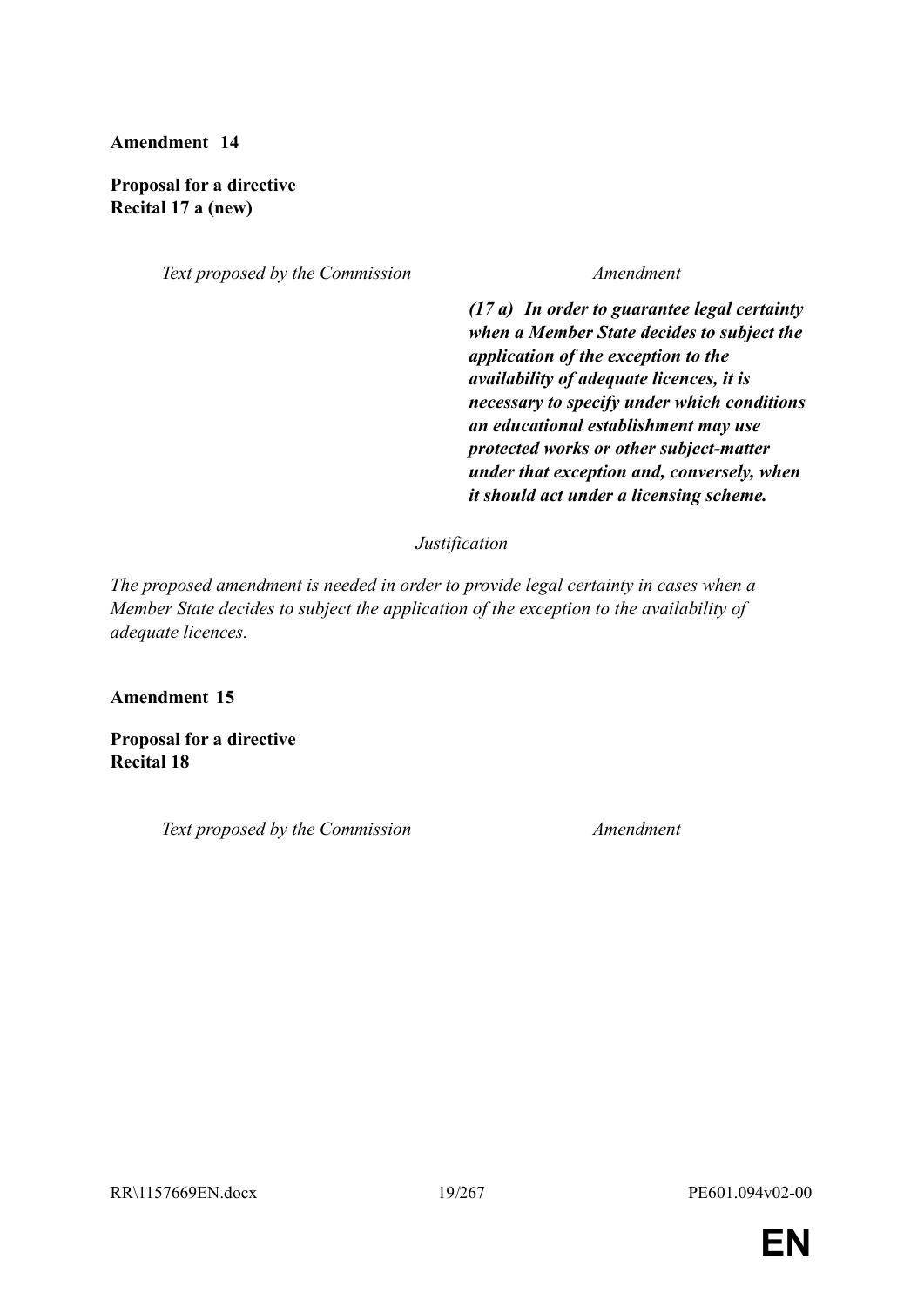**Amendment 14**

**Proposal for a directive**
**Recital 17 a (new)**

| *Text proposed by the Commission* | *Amendment* |
| --- | --- |
| | ***(17 a) In order to guarantee legal certainty when a Member State decides to subject the application of the exception to the availability of adequate licences, it is necessary to specify under which conditions an educational establishment may use protected works or other subject-matter under that exception and, conversely, when it should act under a licensing scheme.*** |

*Justification*

*The proposed amendment is needed in order to provide legal certainty in cases when a Member State decides to subject the application of the exception to the availability of adequate licences.*

**Amendment 15**

**Proposal for a directive**
**Recital 18**

| *Text proposed by the Commission* | *Amendment* |
| --- | --- |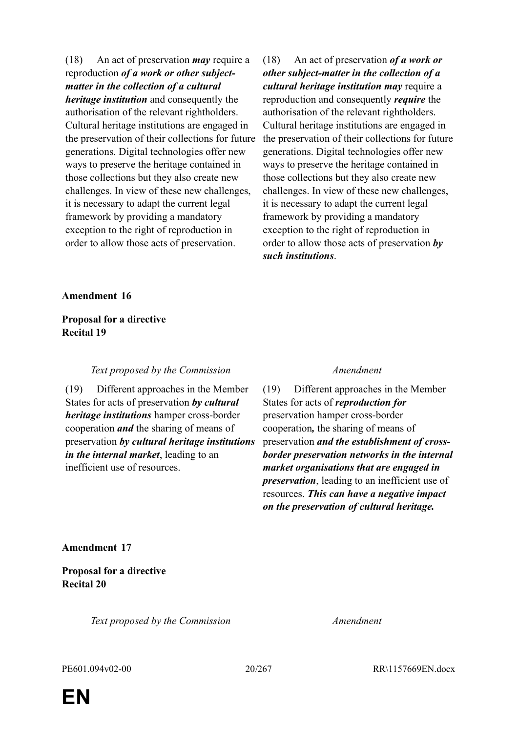| | |
|---|---|
| (18) An act of preservation ***may*** require a reproduction ***of a work or other subject-matter in the collection of a cultural heritage institution*** and consequently the authorisation of the relevant rightholders. Cultural heritage institutions are engaged in the preservation of their collections for future generations. Digital technologies offer new ways to preserve the heritage contained in those collections but they also create new challenges. In view of these new challenges, it is necessary to adapt the current legal framework by providing a mandatory exception to the right of reproduction in order to allow those acts of preservation. | (18) An act of preservation ***of a work or other subject-matter in the collection of a cultural heritage institution may*** require a reproduction and consequently ***require*** the authorisation of the relevant rightholders. Cultural heritage institutions are engaged in the preservation of their collections for future generations. Digital technologies offer new ways to preserve the heritage contained in those collections but they also create new challenges. In view of these new challenges, it is necessary to adapt the current legal framework by providing a mandatory exception to the right of reproduction in order to allow those acts of preservation ***by such institutions***. |

**Amendment 16**

**Proposal for a directive**
**Recital 19**

| *Text proposed by the Commission* | *Amendment* |
|---|---|
| (19) Different approaches in the Member States for acts of preservation ***by cultural heritage institutions*** hamper cross-border cooperation ***and*** the sharing of means of preservation ***by cultural heritage institutions in the internal market***, leading to an inefficient use of resources. | (19) Different approaches in the Member States for acts of ***reproduction for*** preservation hamper cross-border cooperation***,*** the sharing of means of preservation ***and the establishment of cross-border preservation networks in the internal market organisations that are engaged in preservation***, leading to an inefficient use of resources. ***This can have a negative impact on the preservation of cultural heritage.*** |

**Amendment 17**

**Proposal for a directive**
**Recital 20**

| *Text proposed by the Commission* | *Amendment* |
|---|---|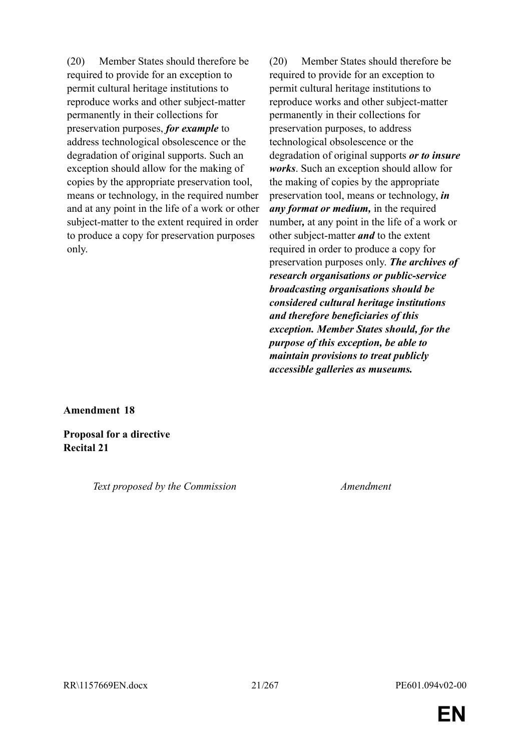| Text proposed by the Commission | Amendment |
|---|---|
| (20) Member States should therefore be required to provide for an exception to permit cultural heritage institutions to reproduce works and other subject-matter permanently in their collections for preservation purposes, ***for example*** to address technological obsolescence or the degradation of original supports. Such an exception should allow for the making of copies by the appropriate preservation tool, means or technology, in the required number and at any point in the life of a work or other subject-matter to the extent required in order to produce a copy for preservation purposes only. | (20) Member States should therefore be required to provide for an exception to permit cultural heritage institutions to reproduce works and other subject-matter permanently in their collections for preservation purposes, to address technological obsolescence or the degradation of original supports ***or to insure works***. Such an exception should allow for the making of copies by the appropriate preservation tool, means or technology, ***in any format or medium,*** in the required number***,*** at any point in the life of a work or other subject-matter ***and*** to the extent required in order to produce a copy for preservation purposes only. ***The archives of research organisations or public-service broadcasting organisations should be considered cultural heritage institutions and therefore beneficiaries of this exception. Member States should, for the purpose of this exception, be able to maintain provisions to treat publicly accessible galleries as museums.*** |

**Amendment 18**

**Proposal for a directive**
**Recital 21**

| *Text proposed by the Commission* | *Amendment* |
|---|---|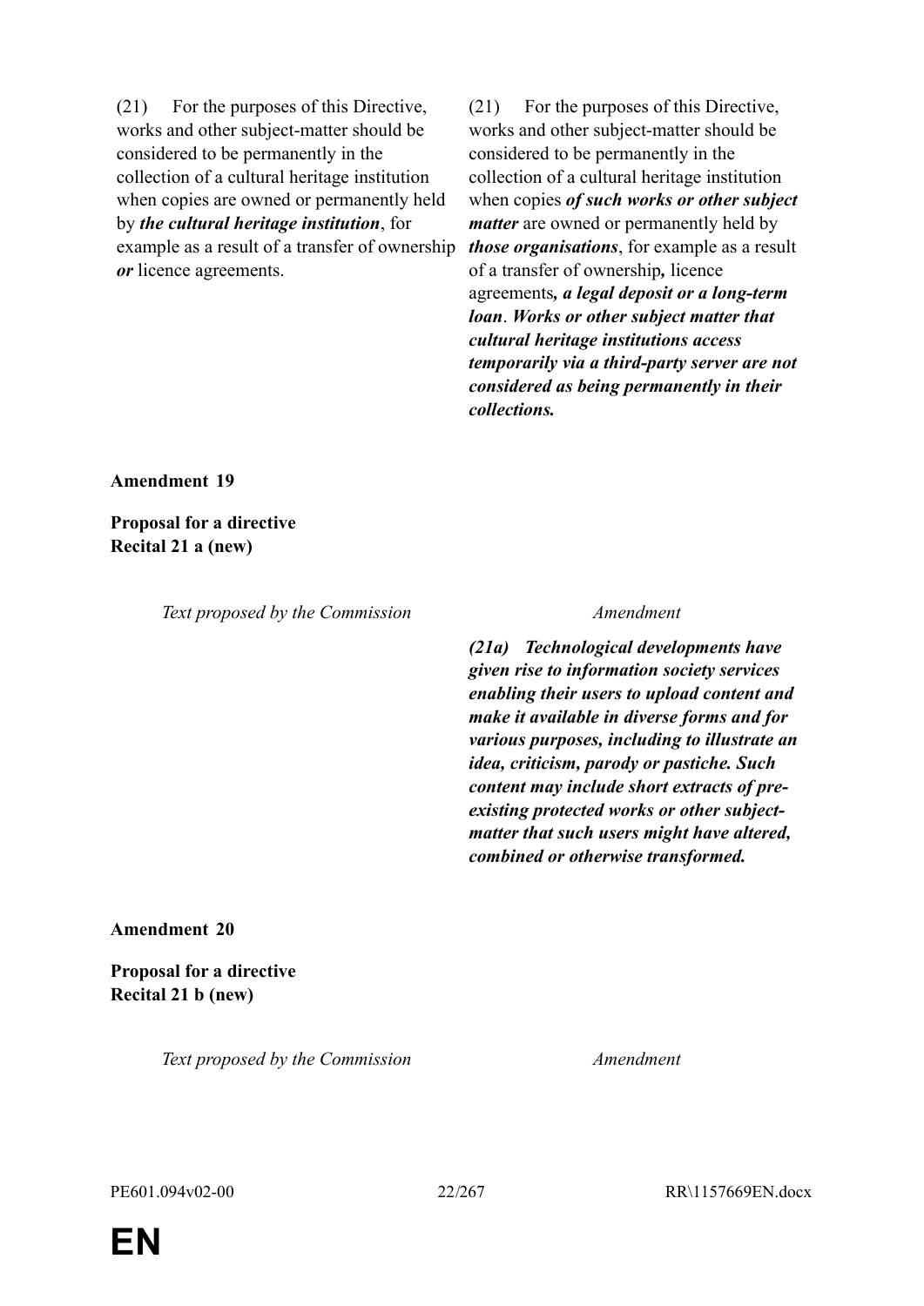| | |
|---|---|
| (21) For the purposes of this Directive, works and other subject-matter should be considered to be permanently in the collection of a cultural heritage institution when copies are owned or permanently held by ***the cultural heritage institution***, for example as a result of a transfer of ownership ***or*** licence agreements. | (21) For the purposes of this Directive, works and other subject-matter should be considered to be permanently in the collection of a cultural heritage institution when copies ***of such works or other subject matter*** are owned or permanently held by ***those organisations***, for example as a result of a transfer of ownership***,*** licence agreements***, a legal deposit or a long-term loan***. ***Works or other subject matter that cultural heritage institutions access temporarily via a third-party server are not considered as being permanently in their collections.*** |

**Amendment 19**

**Proposal for a directive**
**Recital 21 a (new)**

| *Text proposed by the Commission* | *Amendment* |
|---|---|
| | ***(21a) Technological developments have given rise to information society services enabling their users to upload content and make it available in diverse forms and for various purposes, including to illustrate an idea, criticism, parody or pastiche. Such content may include short extracts of pre-existing protected works or other subject-matter that such users might have altered, combined or otherwise transformed.*** |

**Amendment 20**

**Proposal for a directive**
**Recital 21 b (new)**

| *Text proposed by the Commission* | *Amendment* |
|---|---|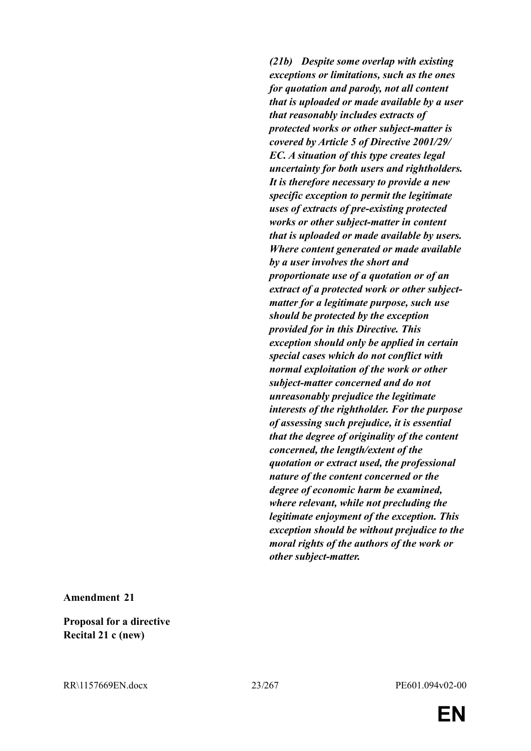***(21b) Despite some overlap with existing exceptions or limitations, such as the ones for quotation and parody, not all content that is uploaded or made available by a user that reasonably includes extracts of protected works or other subject-matter is covered by Article 5 of Directive 2001/29/EC. A situation of this type creates legal uncertainty for both users and rightholders. It is therefore necessary to provide a new specific exception to permit the legitimate uses of extracts of pre-existing protected works or other subject-matter in content that is uploaded or made available by users. Where content generated or made available by a user involves the short and proportionate use of a quotation or of an extract of a protected work or other subject-matter for a legitimate purpose, such use should be protected by the exception provided for in this Directive. This exception should only be applied in certain special cases which do not conflict with normal exploitation of the work or other subject-matter concerned and do not unreasonably prejudice the legitimate interests of the rightholder. For the purpose of assessing such prejudice, it is essential that the degree of originality of the content concerned, the length/extent of the quotation or extract used, the professional nature of the content concerned or the degree of economic harm be examined, where relevant, while not precluding the legitimate enjoyment of the exception. This exception should be without prejudice to the moral rights of the authors of the work or other subject-matter.***

**Amendment 21**

**Proposal for a directive**
**Recital 21 c (new)**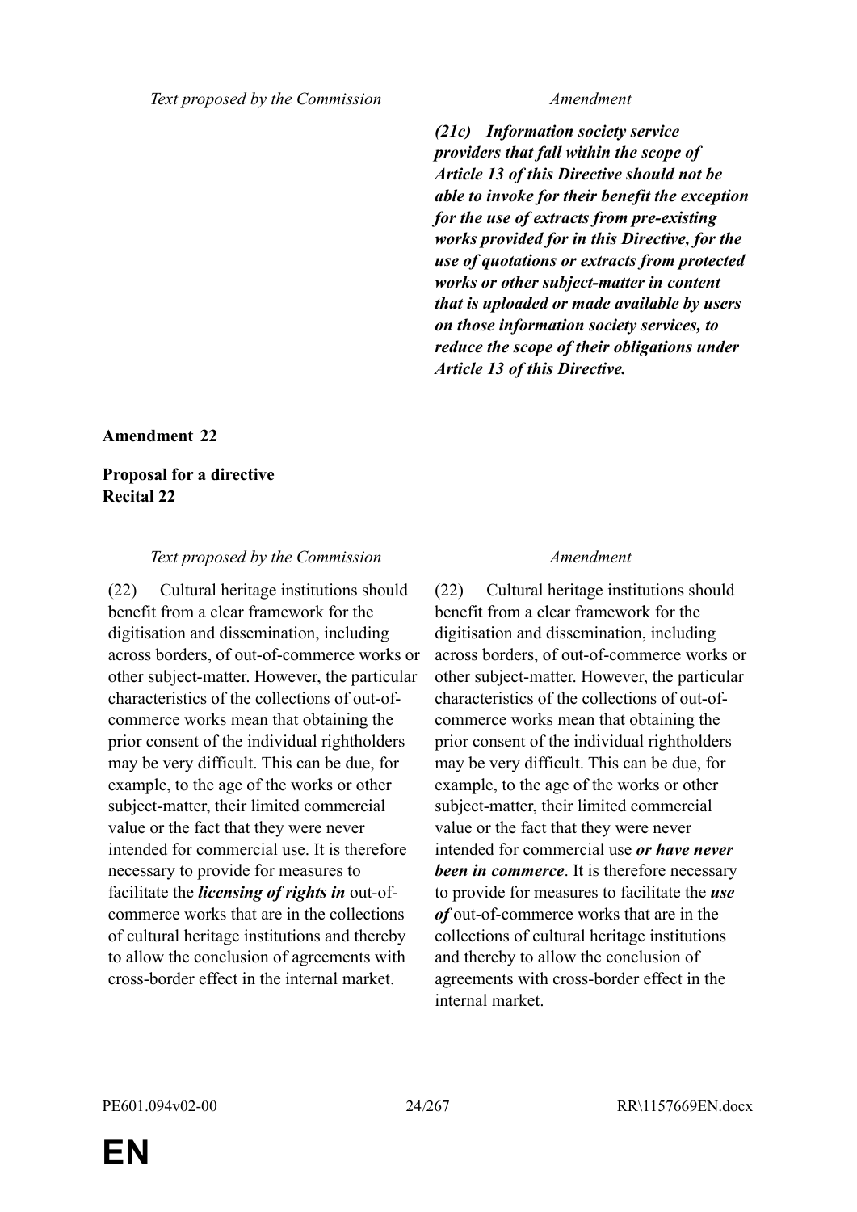| Text proposed by the Commission | Amendment |
|---|---|
| | ***(21c) Information society service providers that fall within the scope of Article 13 of this Directive should not be able to invoke for their benefit the exception for the use of extracts from pre-existing works provided for in this Directive, for the use of quotations or extracts from protected works or other subject-matter in content that is uploaded or made available by users on those information society services, to reduce the scope of their obligations under Article 13 of this Directive.*** |

**Amendment 22**

**Proposal for a directive**
**Recital 22**

| Text proposed by the Commission | Amendment |
|---|---|
| (22) Cultural heritage institutions should benefit from a clear framework for the digitisation and dissemination, including across borders, of out-of-commerce works or other subject-matter. However, the particular characteristics of the collections of out-of-commerce works mean that obtaining the prior consent of the individual rightholders may be very difficult. This can be due, for example, to the age of the works or other subject-matter, their limited commercial value or the fact that they were never intended for commercial use. It is therefore necessary to provide for measures to facilitate the ***licensing of rights in*** out-of-commerce works that are in the collections of cultural heritage institutions and thereby to allow the conclusion of agreements with cross-border effect in the internal market. | (22) Cultural heritage institutions should benefit from a clear framework for the digitisation and dissemination, including across borders, of out-of-commerce works or other subject-matter. However, the particular characteristics of the collections of out-of-commerce works mean that obtaining the prior consent of the individual rightholders may be very difficult. This can be due, for example, to the age of the works or other subject-matter, their limited commercial value or the fact that they were never intended for commercial use ***or have never been in commerce***. It is therefore necessary to provide for measures to facilitate the ***use of*** out-of-commerce works that are in the collections of cultural heritage institutions and thereby to allow the conclusion of agreements with cross-border effect in the internal market. |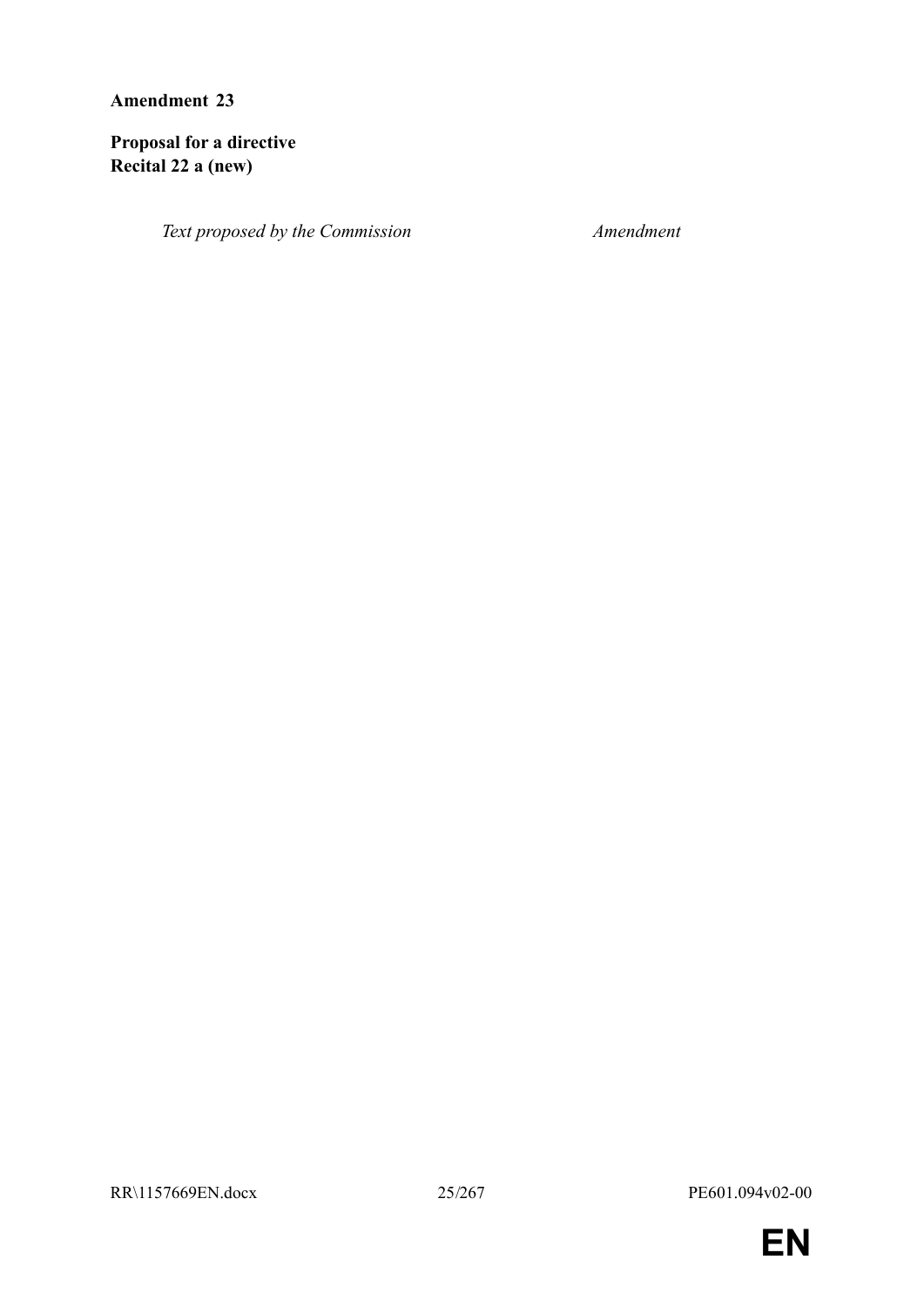**Amendment 23**

**Proposal for a directive**
**Recital 22 a (new)**

| *Text proposed by the Commission* | *Amendment* |
| --- | --- |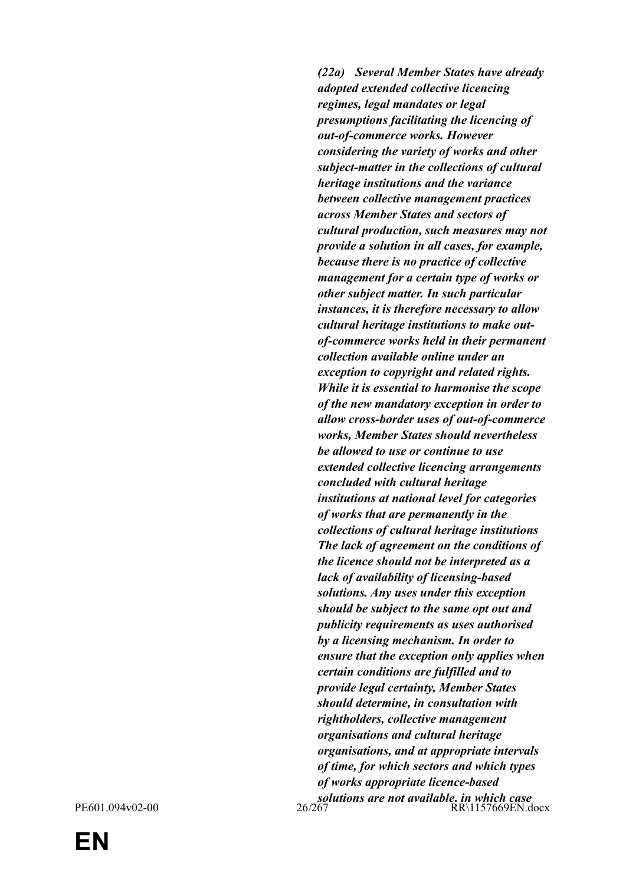***(22a) Several Member States have already adopted extended collective licencing regimes, legal mandates or legal presumptions facilitating the licencing of out-of-commerce works. However considering the variety of works and other subject-matter in the collections of cultural heritage institutions and the variance between collective management practices across Member States and sectors of cultural production, such measures may not provide a solution in all cases, for example, because there is no practice of collective management for a certain type of works or other subject matter. In such particular instances, it is therefore necessary to allow cultural heritage institutions to make out-of-commerce works held in their permanent collection available online under an exception to copyright and related rights. While it is essential to harmonise the scope of the new mandatory exception in order to allow cross-border uses of out-of-commerce works, Member States should nevertheless be allowed to use or continue to use extended collective licencing arrangements concluded with cultural heritage institutions at national level for categories of works that are permanently in the collections of cultural heritage institutions The lack of agreement on the conditions of the licence should not be interpreted as a lack of availability of licensing-based solutions. Any uses under this exception should be subject to the same opt out and publicity requirements as uses authorised by a licensing mechanism. In order to ensure that the exception only applies when certain conditions are fulfilled and to provide legal certainty, Member States should determine, in consultation with rightholders, collective management organisations and cultural heritage organisations, and at appropriate intervals of time, for which sectors and which types of works appropriate licence-based solutions are not available, in which case***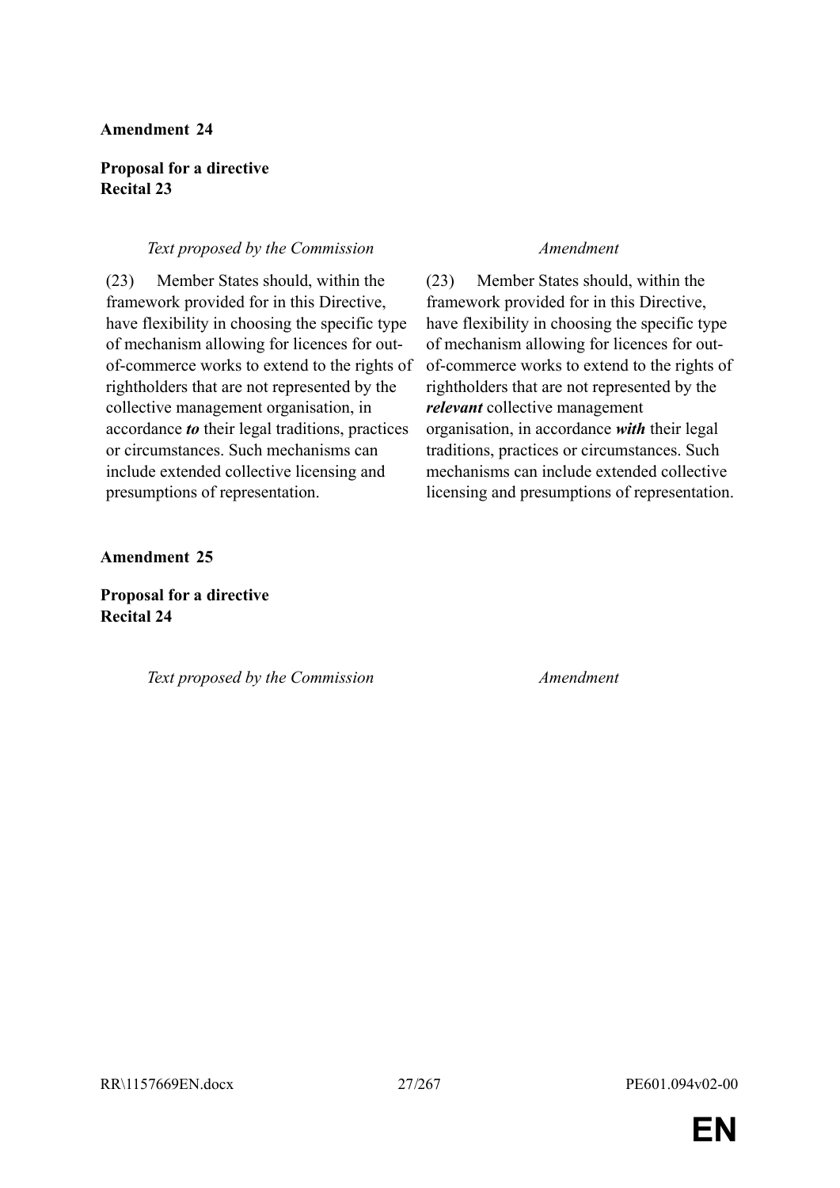**Amendment 24**

**Proposal for a directive**
**Recital 23**

| *Text proposed by the Commission* | *Amendment* |
| --- | --- |
| (23) Member States should, within the framework provided for in this Directive, have flexibility in choosing the specific type of mechanism allowing for licences for out-of-commerce works to extend to the rights of rightholders that are not represented by the collective management organisation, in accordance ***to*** their legal traditions, practices or circumstances. Such mechanisms can include extended collective licensing and presumptions of representation. | (23) Member States should, within the framework provided for in this Directive, have flexibility in choosing the specific type of mechanism allowing for licences for out-of-commerce works to extend to the rights of rightholders that are not represented by the ***relevant*** collective management organisation, in accordance ***with*** their legal traditions, practices or circumstances. Such mechanisms can include extended collective licensing and presumptions of representation. |

**Amendment 25**

**Proposal for a directive**
**Recital 24**

| *Text proposed by the Commission* | *Amendment* |
| --- | --- |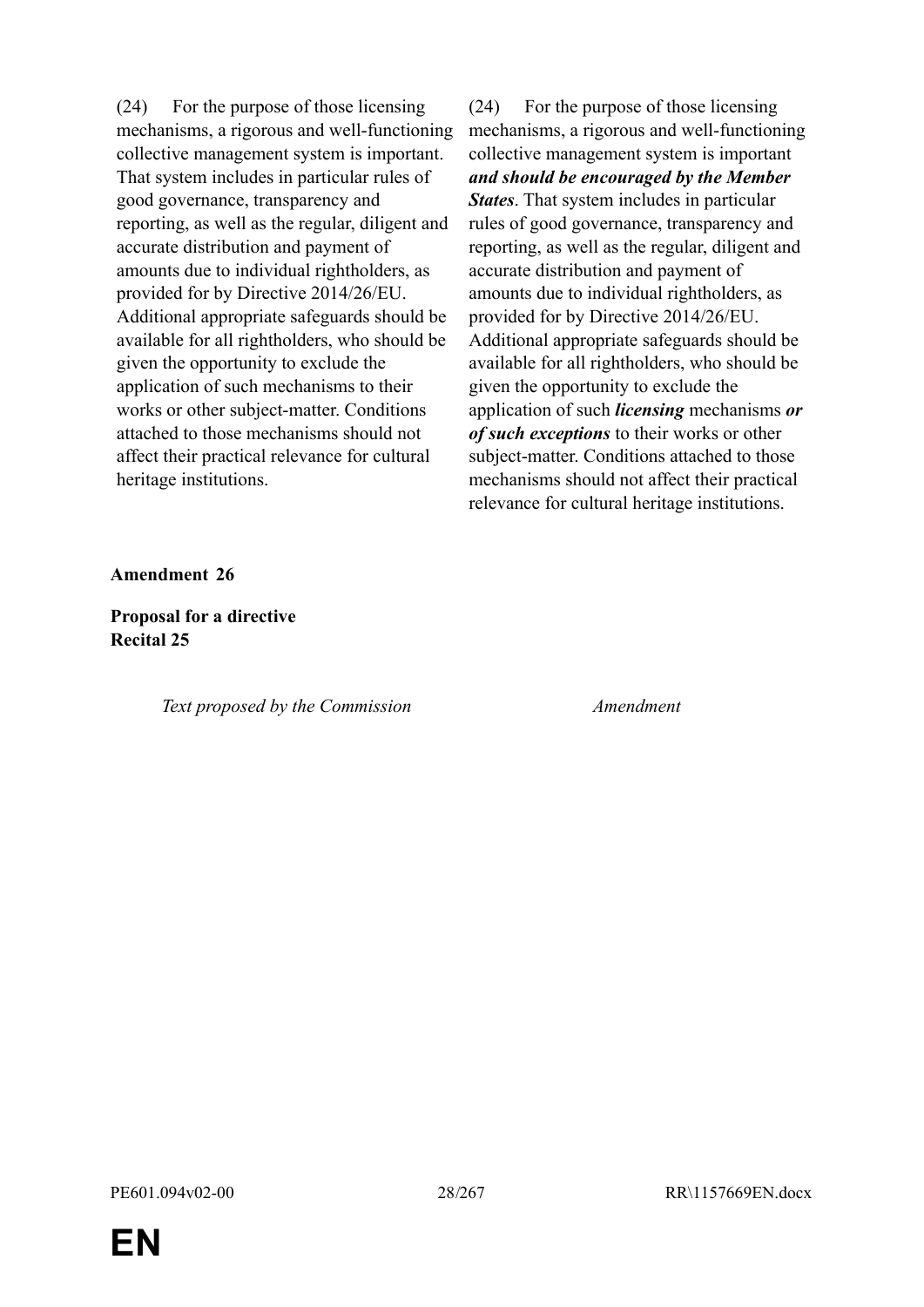| | |
|---|---|
| (24) For the purpose of those licensing mechanisms, a rigorous and well-functioning collective management system is important. That system includes in particular rules of good governance, transparency and reporting, as well as the regular, diligent and accurate distribution and payment of amounts due to individual rightholders, as provided for by Directive 2014/26/EU. Additional appropriate safeguards should be available for all rightholders, who should be given the opportunity to exclude the application of such mechanisms to their works or other subject-matter. Conditions attached to those mechanisms should not affect their practical relevance for cultural heritage institutions. | (24) For the purpose of those licensing mechanisms, a rigorous and well-functioning collective management system is important ***and should be encouraged by the Member States***. That system includes in particular rules of good governance, transparency and reporting, as well as the regular, diligent and accurate distribution and payment of amounts due to individual rightholders, as provided for by Directive 2014/26/EU. Additional appropriate safeguards should be available for all rightholders, who should be given the opportunity to exclude the application of such ***licensing*** mechanisms ***or of such exceptions*** to their works or other subject-matter. Conditions attached to those mechanisms should not affect their practical relevance for cultural heritage institutions. |

**Amendment 26**

**Proposal for a directive**
**Recital 25**

| *Text proposed by the Commission* | *Amendment* |
|---|---|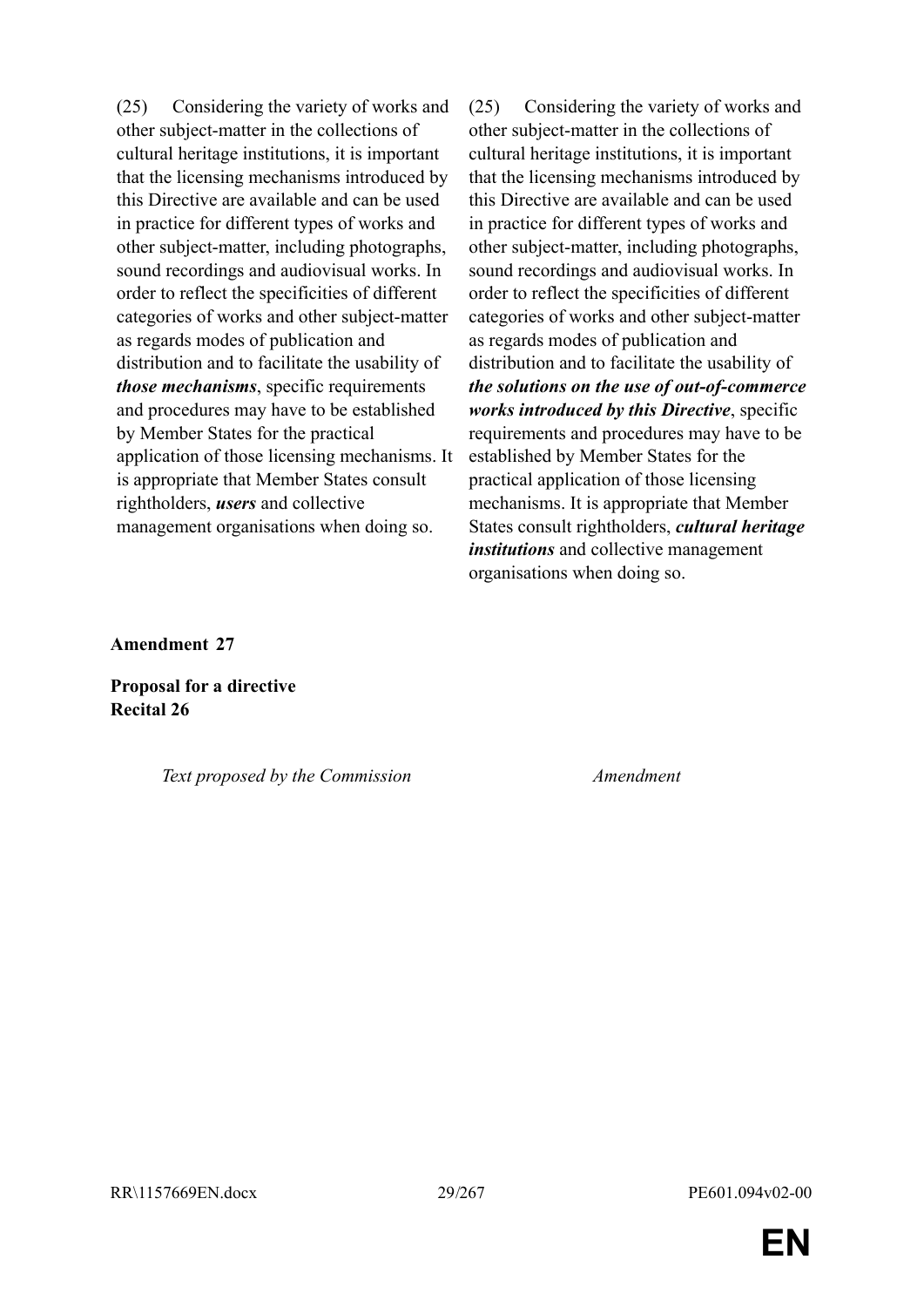| | |
|---|---|
| (25) Considering the variety of works and other subject-matter in the collections of cultural heritage institutions, it is important that the licensing mechanisms introduced by this Directive are available and can be used in practice for different types of works and other subject-matter, including photographs, sound recordings and audiovisual works. In order to reflect the specificities of different categories of works and other subject-matter as regards modes of publication and distribution and to facilitate the usability of ***those mechanisms***, specific requirements and procedures may have to be established by Member States for the practical application of those licensing mechanisms. It is appropriate that Member States consult rightholders, ***users*** and collective management organisations when doing so. | (25) Considering the variety of works and other subject-matter in the collections of cultural heritage institutions, it is important that the licensing mechanisms introduced by this Directive are available and can be used in practice for different types of works and other subject-matter, including photographs, sound recordings and audiovisual works. In order to reflect the specificities of different categories of works and other subject-matter as regards modes of publication and distribution and to facilitate the usability of ***the solutions on the use of out-of-commerce works introduced by this Directive***, specific requirements and procedures may have to be established by Member States for the practical application of those licensing mechanisms. It is appropriate that Member States consult rightholders, ***cultural heritage institutions*** and collective management organisations when doing so. |

**Amendment 27**

**Proposal for a directive**
**Recital 26**

| *Text proposed by the Commission* | *Amendment* |
|---|---|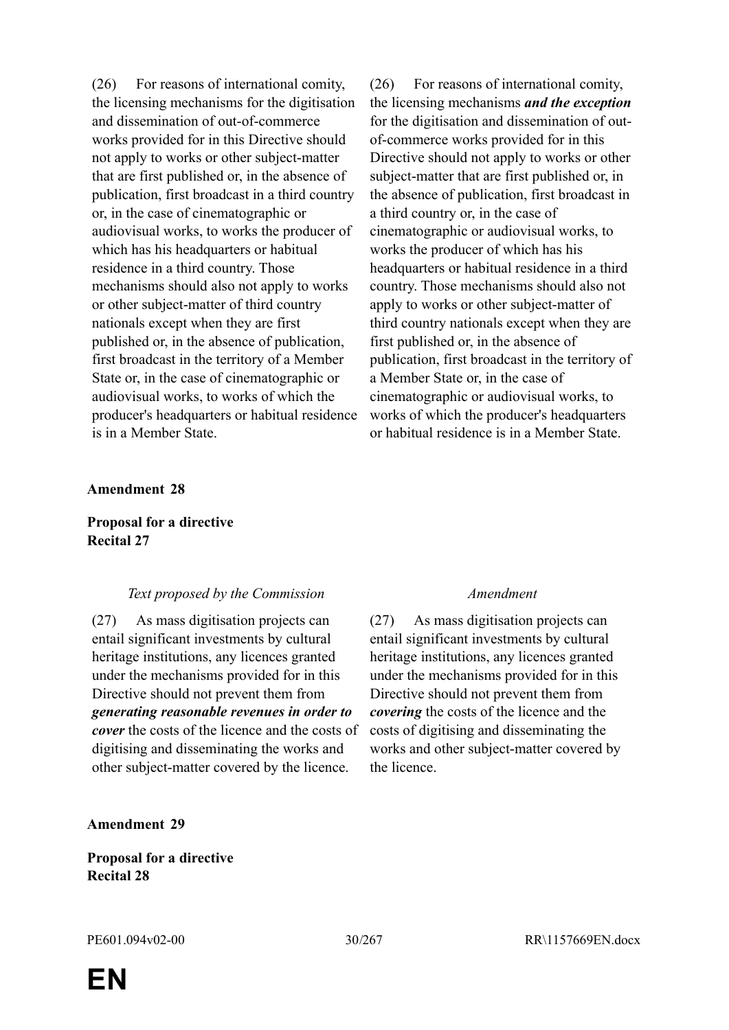| | |
|---|---|
| (26) For reasons of international comity, the licensing mechanisms for the digitisation and dissemination of out-of-commerce works provided for in this Directive should not apply to works or other subject-matter that are first published or, in the absence of publication, first broadcast in a third country or, in the case of cinematographic or audiovisual works, to works the producer of which has his headquarters or habitual residence in a third country. Those mechanisms should also not apply to works or other subject-matter of third country nationals except when they are first published or, in the absence of publication, first broadcast in the territory of a Member State or, in the case of cinematographic or audiovisual works, to works of which the producer's headquarters or habitual residence is in a Member State. | (26) For reasons of international comity, the licensing mechanisms ***and the exception*** for the digitisation and dissemination of out-of-commerce works provided for in this Directive should not apply to works or other subject-matter that are first published or, in the absence of publication, first broadcast in a third country or, in the case of cinematographic or audiovisual works, to works the producer of which has his headquarters or habitual residence in a third country. Those mechanisms should also not apply to works or other subject-matter of third country nationals except when they are first published or, in the absence of publication, first broadcast in the territory of a Member State or, in the case of cinematographic or audiovisual works, to works of which the producer's headquarters or habitual residence is in a Member State. |

**Amendment 28**

**Proposal for a directive**
**Recital 27**

| *Text proposed by the Commission* | *Amendment* |
|---|---|
| (27) As mass digitisation projects can entail significant investments by cultural heritage institutions, any licences granted under the mechanisms provided for in this Directive should not prevent them from ***generating reasonable revenues in order to cover*** the costs of the licence and the costs of digitising and disseminating the works and other subject-matter covered by the licence. | (27) As mass digitisation projects can entail significant investments by cultural heritage institutions, any licences granted under the mechanisms provided for in this Directive should not prevent them from ***covering*** the costs of the licence and the costs of digitising and disseminating the works and other subject-matter covered by the licence. |

**Amendment 29**

**Proposal for a directive**
**Recital 28**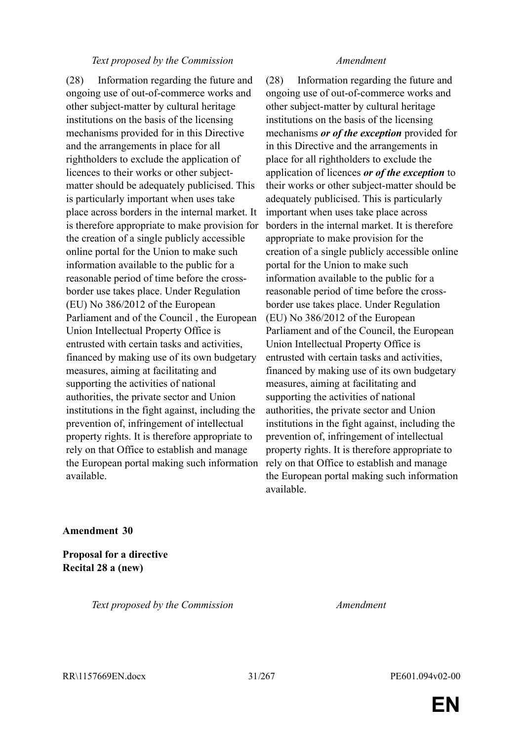| Text proposed by the Commission | Amendment |
| --- | --- |
| (28) Information regarding the future and ongoing use of out-of-commerce works and other subject-matter by cultural heritage institutions on the basis of the licensing mechanisms provided for in this Directive and the arrangements in place for all rightholders to exclude the application of licences to their works or other subject-matter should be adequately publicised. This is particularly important when uses take place across borders in the internal market. It is therefore appropriate to make provision for the creation of a single publicly accessible online portal for the Union to make such information available to the public for a reasonable period of time before the cross-border use takes place. Under Regulation (EU) No 386/2012 of the European Parliament and of the Council , the European Union Intellectual Property Office is entrusted with certain tasks and activities, financed by making use of its own budgetary measures, aiming at facilitating and supporting the activities of national authorities, the private sector and Union institutions in the fight against, including the prevention of, infringement of intellectual property rights. It is therefore appropriate to rely on that Office to establish and manage the European portal making such information available. | (28) Information regarding the future and ongoing use of out-of-commerce works and other subject-matter by cultural heritage institutions on the basis of the licensing mechanisms ***or of the exception*** provided for in this Directive and the arrangements in place for all rightholders to exclude the application of licences ***or of the exception*** to their works or other subject-matter should be adequately publicised. This is particularly important when uses take place across borders in the internal market. It is therefore appropriate to make provision for the creation of a single publicly accessible online portal for the Union to make such information available to the public for a reasonable period of time before the cross-border use takes place. Under Regulation (EU) No 386/2012 of the European Parliament and of the Council, the European Union Intellectual Property Office is entrusted with certain tasks and activities, financed by making use of its own budgetary measures, aiming at facilitating and supporting the activities of national authorities, the private sector and Union institutions in the fight against, including the prevention of, infringement of intellectual property rights. It is therefore appropriate to rely on that Office to establish and manage the European portal making such information available. |

**Amendment 30**

**Proposal for a directive**
**Recital 28 a (new)**

| Text proposed by the Commission | Amendment |
| --- | --- |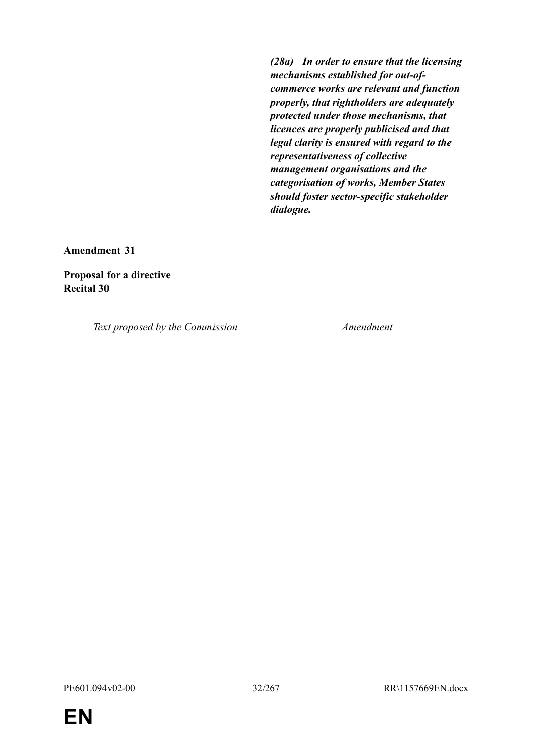| | |
|---|---|
| | ***(28a) In order to ensure that the licensing mechanisms established for out-of-commerce works are relevant and function properly, that rightholders are adequately protected under those mechanisms, that licences are properly publicised and that legal clarity is ensured with regard to the representativeness of collective management organisations and the categorisation of works, Member States should foster sector-specific stakeholder dialogue.*** |

**Amendment 31**

**Proposal for a directive**
**Recital 30**

| *Text proposed by the Commission* | *Amendment* |
|---|---|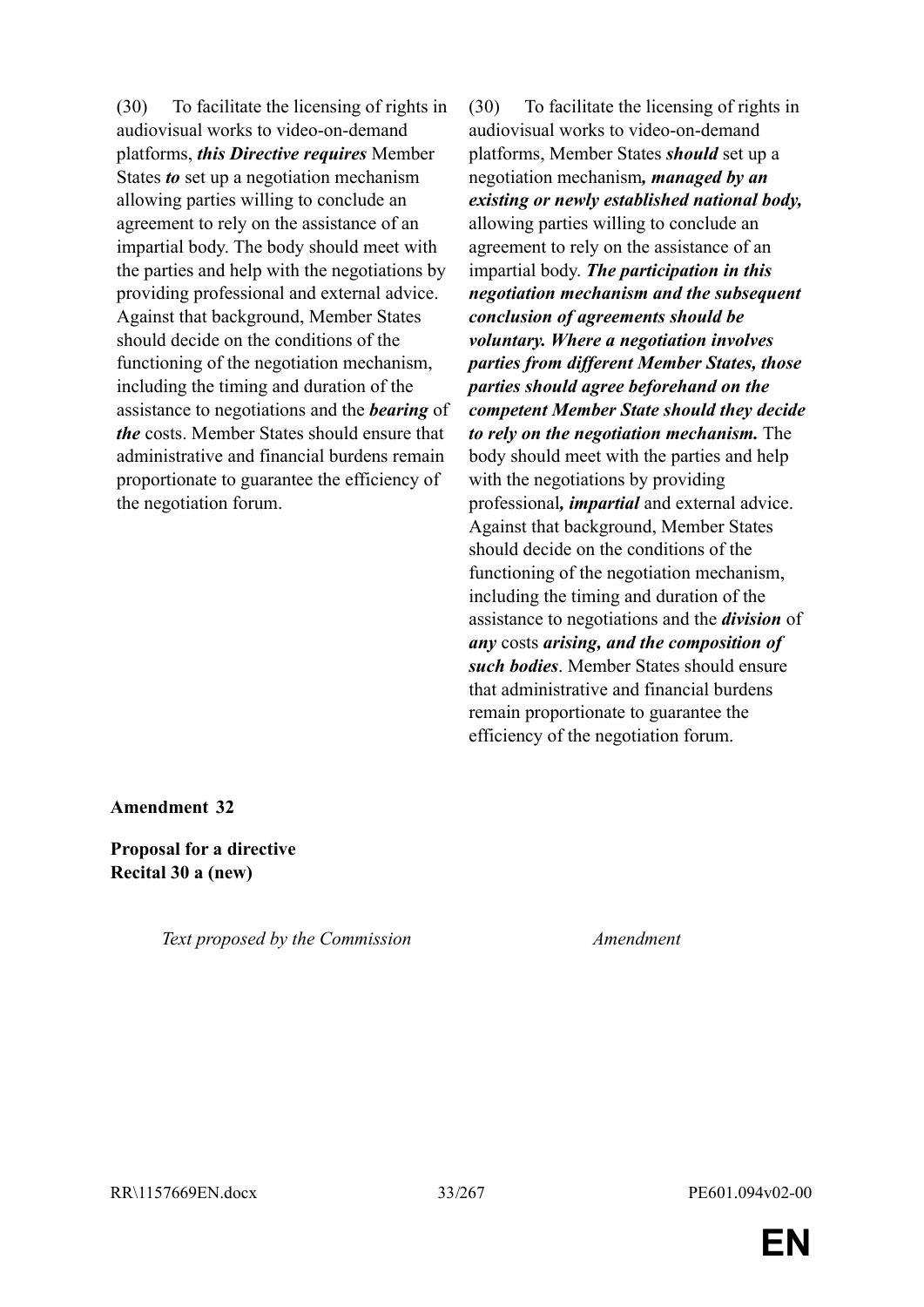| Text proposed by the Commission | Amendment |
|---|---|
| (30) To facilitate the licensing of rights in audiovisual works to video-on-demand platforms, ***this Directive requires*** Member States ***to*** set up a negotiation mechanism allowing parties willing to conclude an agreement to rely on the assistance of an impartial body. The body should meet with the parties and help with the negotiations by providing professional and external advice. Against that background, Member States should decide on the conditions of the functioning of the negotiation mechanism, including the timing and duration of the assistance to negotiations and the ***bearing*** of ***the*** costs. Member States should ensure that administrative and financial burdens remain proportionate to guarantee the efficiency of the negotiation forum. | (30) To facilitate the licensing of rights in audiovisual works to video-on-demand platforms, Member States ***should*** set up a negotiation mechanism***, managed by an existing or newly established national body,*** allowing parties willing to conclude an agreement to rely on the assistance of an impartial body. ***The participation in this negotiation mechanism and the subsequent conclusion of agreements should be voluntary. Where a negotiation involves parties from different Member States, those parties should agree beforehand on the competent Member State should they decide to rely on the negotiation mechanism.*** The body should meet with the parties and help with the negotiations by providing professional***, impartial*** and external advice. Against that background, Member States should decide on the conditions of the functioning of the negotiation mechanism, including the timing and duration of the assistance to negotiations and the ***division*** of ***any*** costs ***arising, and the composition of such bodies***. Member States should ensure that administrative and financial burdens remain proportionate to guarantee the efficiency of the negotiation forum. |

**Amendment 32**

**Proposal for a directive**
**Recital 30 a (new)**

| *Text proposed by the Commission* | *Amendment* |
|---|---|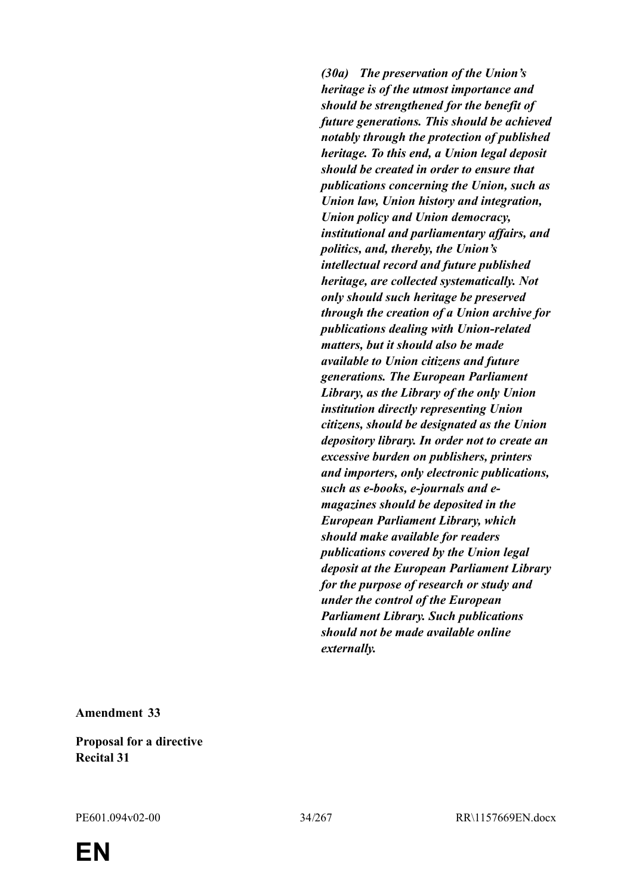***(30a) The preservation of the Union's heritage is of the utmost importance and should be strengthened for the benefit of future generations. This should be achieved notably through the protection of published heritage. To this end, a Union legal deposit should be created in order to ensure that publications concerning the Union, such as Union law, Union history and integration, Union policy and Union democracy, institutional and parliamentary affairs, and politics, and, thereby, the Union's intellectual record and future published heritage, are collected systematically. Not only should such heritage be preserved through the creation of a Union archive for publications dealing with Union-related matters, but it should also be made available to Union citizens and future generations. The European Parliament Library, as the Library of the only Union institution directly representing Union citizens, should be designated as the Union depository library. In order not to create an excessive burden on publishers, printers and importers, only electronic publications, such as e-books, e-journals and e-magazines should be deposited in the European Parliament Library, which should make available for readers publications covered by the Union legal deposit at the European Parliament Library for the purpose of research or study and under the control of the European Parliament Library. Such publications should not be made available online externally.***

**Amendment 33**

**Proposal for a directive**
**Recital 31**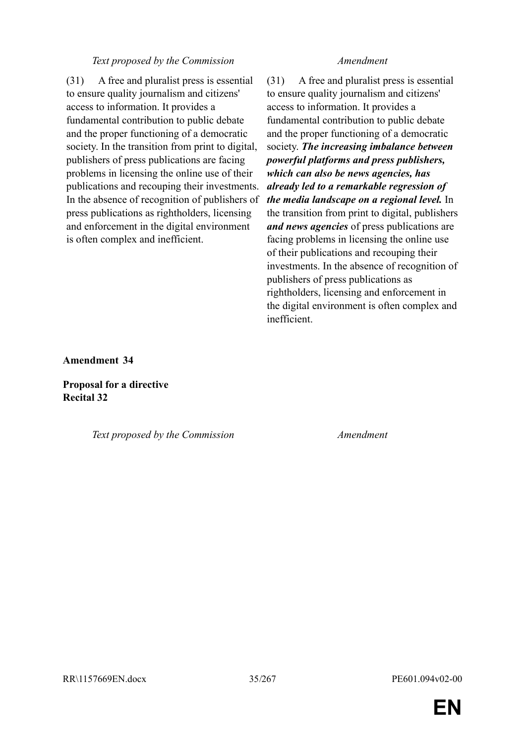| *Text proposed by the Commission* | *Amendment* |
|---|---|
| (31) A free and pluralist press is essential to ensure quality journalism and citizens' access to information. It provides a fundamental contribution to public debate and the proper functioning of a democratic society. In the transition from print to digital, publishers of press publications are facing problems in licensing the online use of their publications and recouping their investments. In the absence of recognition of publishers of press publications as rightholders, licensing and enforcement in the digital environment is often complex and inefficient. | (31) A free and pluralist press is essential to ensure quality journalism and citizens' access to information. It provides a fundamental contribution to public debate and the proper functioning of a democratic society. ***The increasing imbalance between powerful platforms and press publishers, which can also be news agencies, has already led to a remarkable regression of the media landscape on a regional level.*** In the transition from print to digital, publishers ***and news agencies*** of press publications are facing problems in licensing the online use of their publications and recouping their investments. In the absence of recognition of publishers of press publications as rightholders, licensing and enforcement in the digital environment is often complex and inefficient. |

**Amendment 34**

**Proposal for a directive**
**Recital 32**

| *Text proposed by the Commission* | *Amendment* |
|---|---|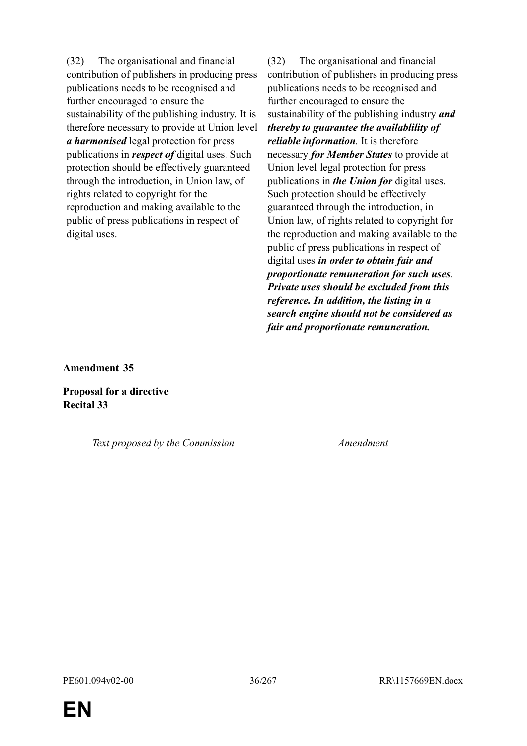| | |
|---|---|
| (32) The organisational and financial contribution of publishers in producing press publications needs to be recognised and further encouraged to ensure the sustainability of the publishing industry. It is therefore necessary to provide at Union level ***a harmonised*** legal protection for press publications in ***respect of*** digital uses. Such protection should be effectively guaranteed through the introduction, in Union law, of rights related to copyright for the reproduction and making available to the public of press publications in respect of digital uses. | (32) The organisational and financial contribution of publishers in producing press publications needs to be recognised and further encouraged to ensure the sustainability of the publishing industry ***and thereby to guarantee the availablility of reliable information***. It is therefore necessary ***for Member States*** to provide at Union level legal protection for press publications in ***the Union for*** digital uses. Such protection should be effectively guaranteed through the introduction, in Union law, of rights related to copyright for the reproduction and making available to the public of press publications in respect of digital uses ***in order to obtain fair and proportionate remuneration for such uses***. ***Private uses should be excluded from this reference. In addition, the listing in a search engine should not be considered as fair and proportionate remuneration.*** |

**Amendment 35**

**Proposal for a directive**
**Recital 33**

| *Text proposed by the Commission* | *Amendment* |
|---|---|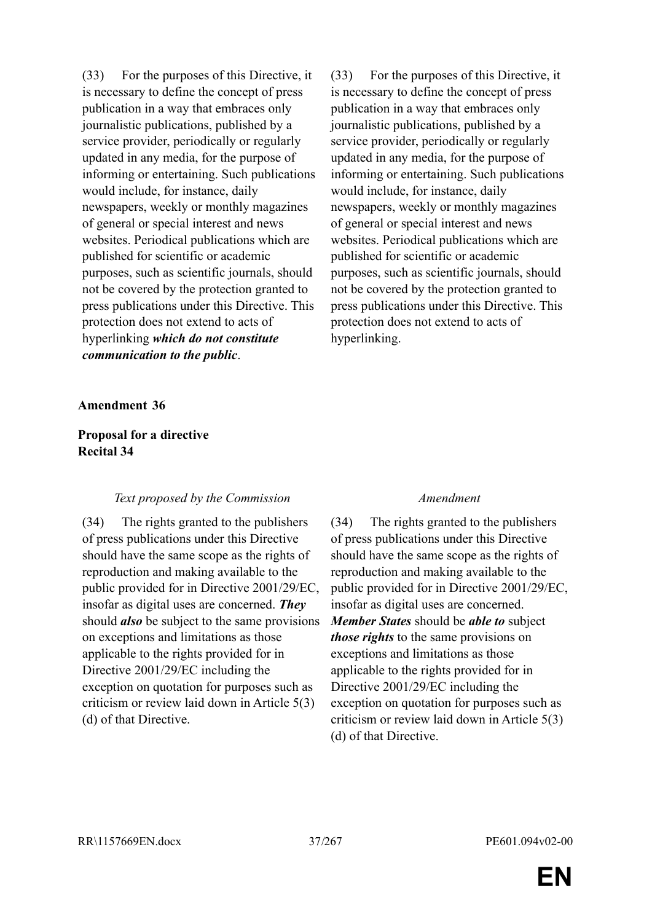| | |
|---|---|
| (33) For the purposes of this Directive, it is necessary to define the concept of press publication in a way that embraces only journalistic publications, published by a service provider, periodically or regularly updated in any media, for the purpose of informing or entertaining. Such publications would include, for instance, daily newspapers, weekly or monthly magazines of general or special interest and news websites. Periodical publications which are published for scientific or academic purposes, such as scientific journals, should not be covered by the protection granted to press publications under this Directive. This protection does not extend to acts of hyperlinking ***which do not constitute communication to the public***. | (33) For the purposes of this Directive, it is necessary to define the concept of press publication in a way that embraces only journalistic publications, published by a service provider, periodically or regularly updated in any media, for the purpose of informing or entertaining. Such publications would include, for instance, daily newspapers, weekly or monthly magazines of general or special interest and news websites. Periodical publications which are published for scientific or academic purposes, such as scientific journals, should not be covered by the protection granted to press publications under this Directive. This protection does not extend to acts of hyperlinking. |

**Amendment 36**

**Proposal for a directive**
**Recital 34**

| *Text proposed by the Commission* | *Amendment* |
|---|---|
| (34) The rights granted to the publishers of press publications under this Directive should have the same scope as the rights of reproduction and making available to the public provided for in Directive 2001/29/EC, insofar as digital uses are concerned. ***They*** should ***also*** be subject to the same provisions on exceptions and limitations as those applicable to the rights provided for in Directive 2001/29/EC including the exception on quotation for purposes such as criticism or review laid down in Article 5(3)(d) of that Directive. | (34) The rights granted to the publishers of press publications under this Directive should have the same scope as the rights of reproduction and making available to the public provided for in Directive 2001/29/EC, insofar as digital uses are concerned. ***Member States*** should be ***able to*** subject ***those rights*** to the same provisions on exceptions and limitations as those applicable to the rights provided for in Directive 2001/29/EC including the exception on quotation for purposes such as criticism or review laid down in Article 5(3)(d) of that Directive. |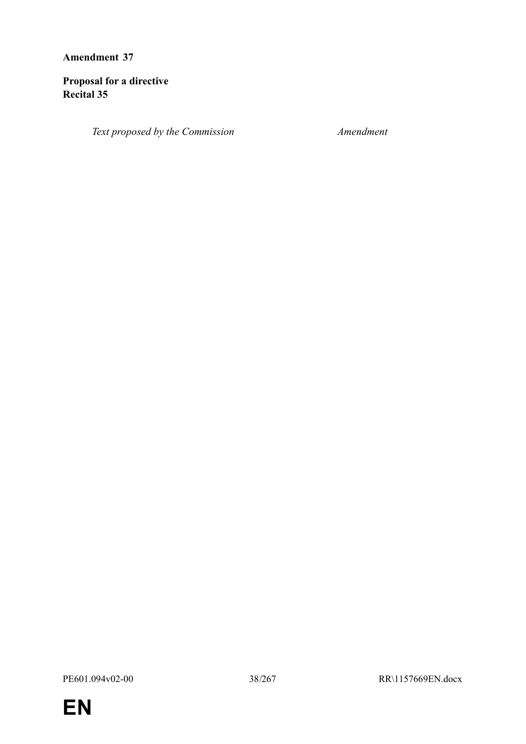**Amendment 37**

**Proposal for a directive**
**Recital 35**

| *Text proposed by the Commission* | *Amendment* |
| --- | --- |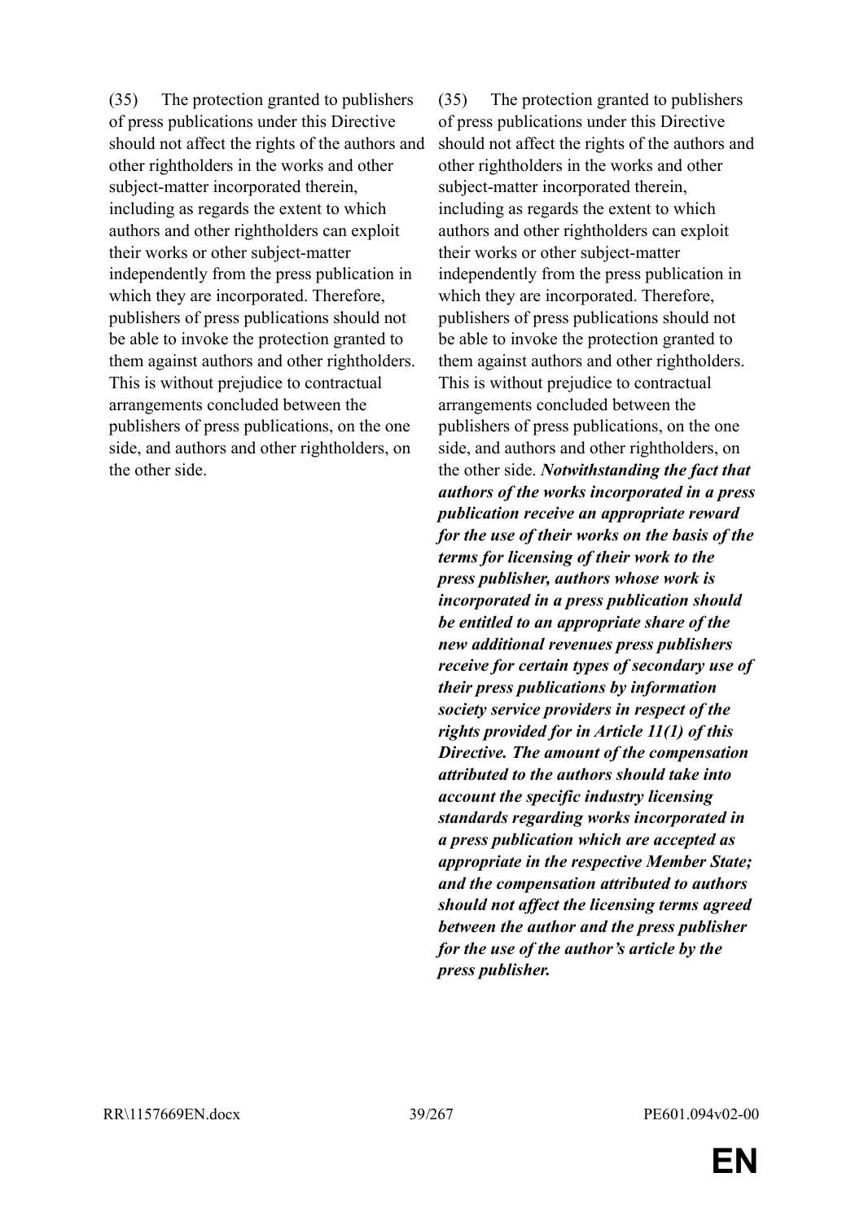| | |
|---|---|
| (35) The protection granted to publishers of press publications under this Directive should not affect the rights of the authors and other rightholders in the works and other subject-matter incorporated therein, including as regards the extent to which authors and other rightholders can exploit their works or other subject-matter independently from the press publication in which they are incorporated. Therefore, publishers of press publications should not be able to invoke the protection granted to them against authors and other rightholders. This is without prejudice to contractual arrangements concluded between the publishers of press publications, on the one side, and authors and other rightholders, on the other side. | (35) The protection granted to publishers of press publications under this Directive should not affect the rights of the authors and other rightholders in the works and other subject-matter incorporated therein, including as regards the extent to which authors and other rightholders can exploit their works or other subject-matter independently from the press publication in which they are incorporated. Therefore, publishers of press publications should not be able to invoke the protection granted to them against authors and other rightholders. This is without prejudice to contractual arrangements concluded between the publishers of press publications, on the one side, and authors and other rightholders, on the other side. ***Notwithstanding the fact that authors of the works incorporated in a press publication receive an appropriate reward for the use of their works on the basis of the terms for licensing of their work to the press publisher, authors whose work is incorporated in a press publication should be entitled to an appropriate share of the new additional revenues press publishers receive for certain types of secondary use of their press publications by information society service providers in respect of the rights provided for in Article 11(1) of this Directive. The amount of the compensation attributed to the authors should take into account the specific industry licensing standards regarding works incorporated in a press publication which are accepted as appropriate in the respective Member State; and the compensation attributed to authors should not affect the licensing terms agreed between the author and the press publisher for the use of the author's article by the press publisher.*** |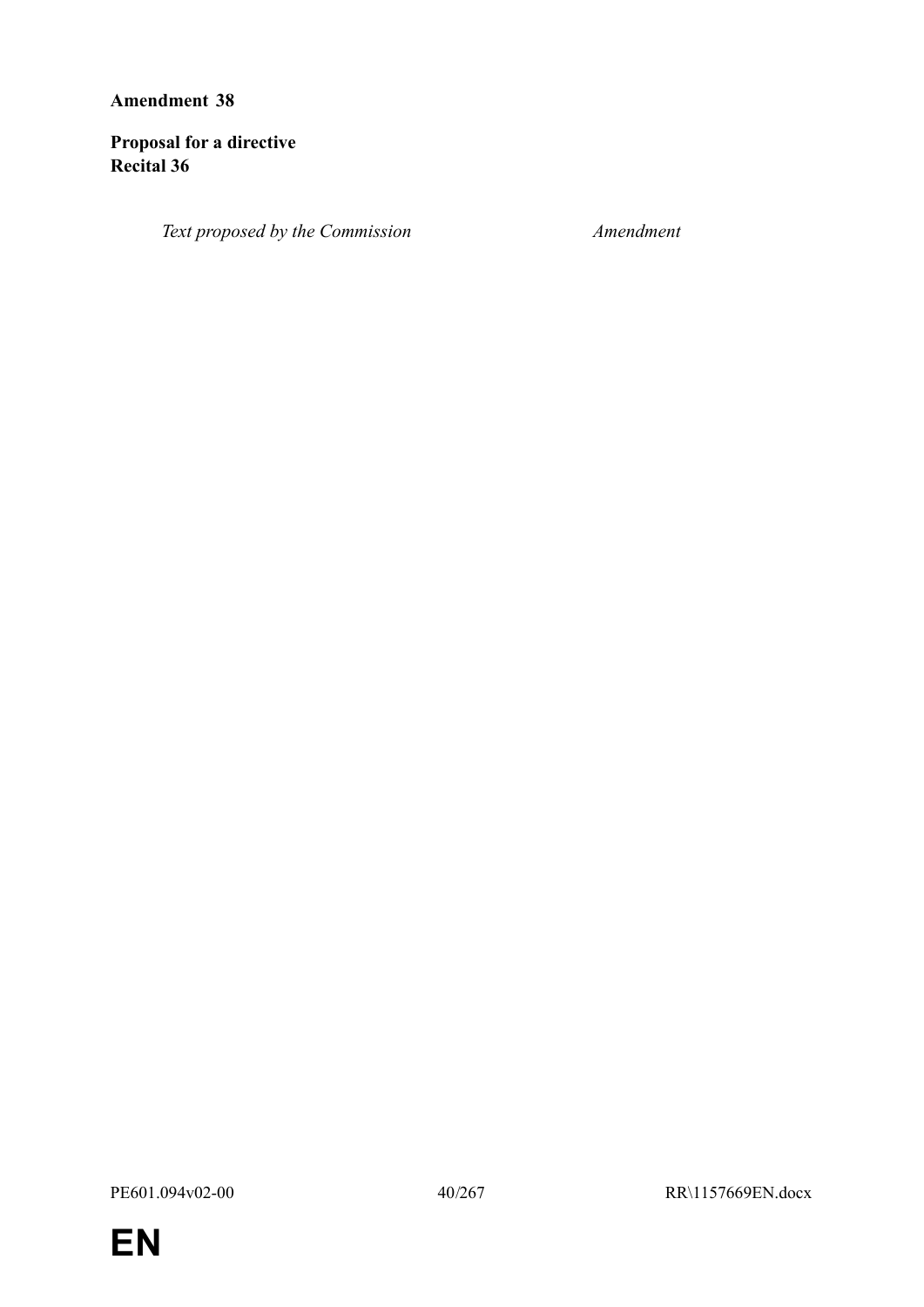**Amendment 38**

**Proposal for a directive**
**Recital 36**

| *Text proposed by the Commission* | *Amendment* |
|---|---|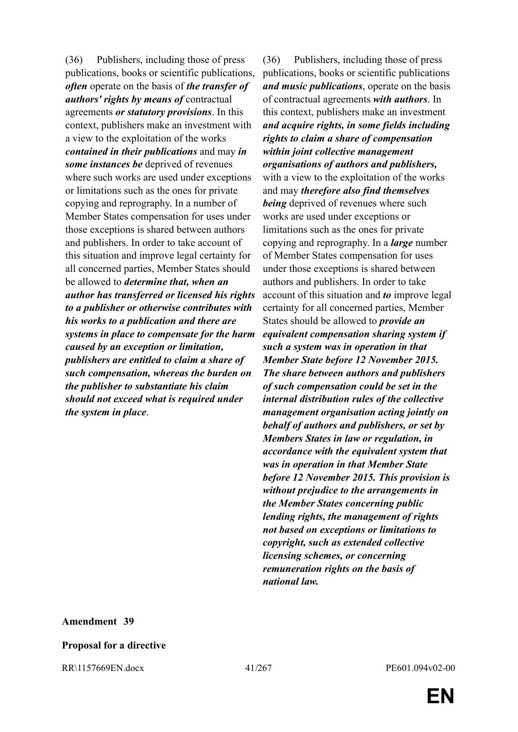| | |
|---|---|
| (36) Publishers, including those of press publications, books or scientific publications, ***often*** operate on the basis of ***the transfer of authors' rights by means of*** contractual agreements ***or statutory provisions***. In this context, publishers make an investment with a view to the exploitation of the works ***contained in their publications*** and may ***in some instances be*** deprived of revenues where such works are used under exceptions or limitations such as the ones for private copying and reprography. In a number of Member States compensation for uses under those exceptions is shared between authors and publishers. In order to take account of this situation and improve legal certainty for all concerned parties, Member States should be allowed to ***determine that, when an author has transferred or licensed his rights to a publisher or otherwise contributes with his works to a publication and there are systems in place to compensate for the harm caused by an exception or limitation, publishers are entitled to claim a share of such compensation, whereas the burden on the publisher to substantiate his claim should not exceed what is required under the system in place***. | (36) Publishers, including those of press publications, books or scientific publications ***and music publications***, operate on the basis of contractual agreements ***with authors***. In this context, publishers make an investment ***and acquire rights, in some fields including rights to claim a share of compensation within joint collective management organisations of authors and publishers,*** with a view to the exploitation of the works and may ***therefore also find themselves being*** deprived of revenues where such works are used under exceptions or limitations such as the ones for private copying and reprography. In a ***large*** number of Member States compensation for uses under those exceptions is shared between authors and publishers. In order to take account of this situation and ***to*** improve legal certainty for all concerned parties, Member States should be allowed to ***provide an equivalent compensation sharing system if such a system was in operation in that Member State before 12 November 2015. The share between authors and publishers of such compensation could be set in the internal distribution rules of the collective management organisation acting jointly on behalf of authors and publishers, or set by Members States in law or regulation, in accordance with the equivalent system that was in operation in that Member State before 12 November 2015. This provision is without prejudice to the arrangements in the Member States concerning public lending rights, the management of rights not based on exceptions or limitations to copyright, such as extended collective licensing schemes, or concerning remuneration rights on the basis of national law.*** |

**Amendment 39**

**Proposal for a directive**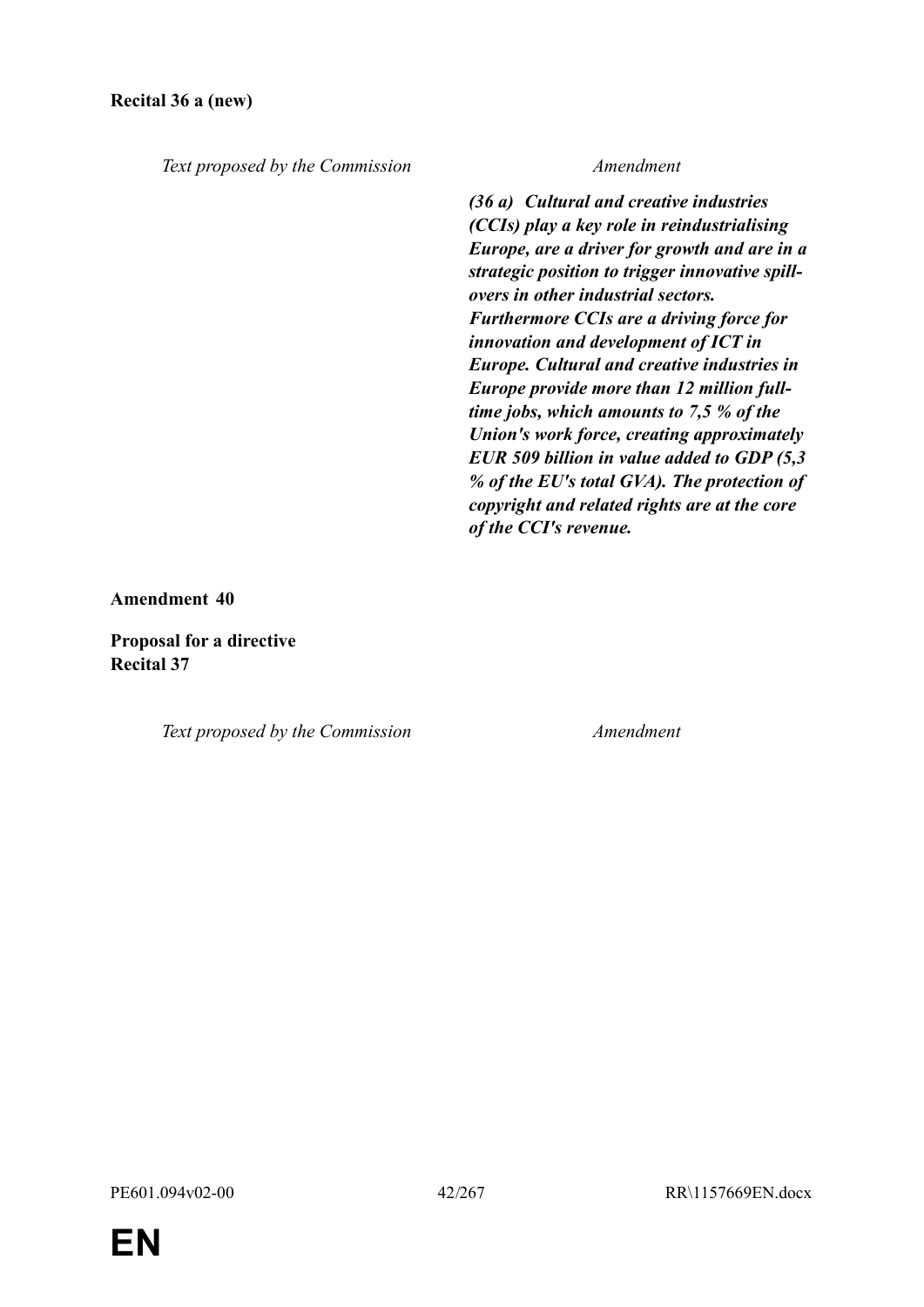**Recital 36 a (new)**

| *Text proposed by the Commission* | *Amendment* |
|---|---|
| | ***(36 a) Cultural and creative industries (CCIs) play a key role in reindustrialising Europe, are a driver for growth and are in a strategic position to trigger innovative spill-overs in other industrial sectors. Furthermore CCIs are a driving force for innovation and development of ICT in Europe. Cultural and creative industries in Europe provide more than 12 million full-time jobs, which amounts to 7,5 % of the Union's work force, creating approximately EUR 509 billion in value added to GDP (5,3 % of the EU's total GVA). The protection of copyright and related rights are at the core of the CCI's revenue.*** |

**Amendment 40**

**Proposal for a directive**
**Recital 37**

| *Text proposed by the Commission* | *Amendment* |
|---|---|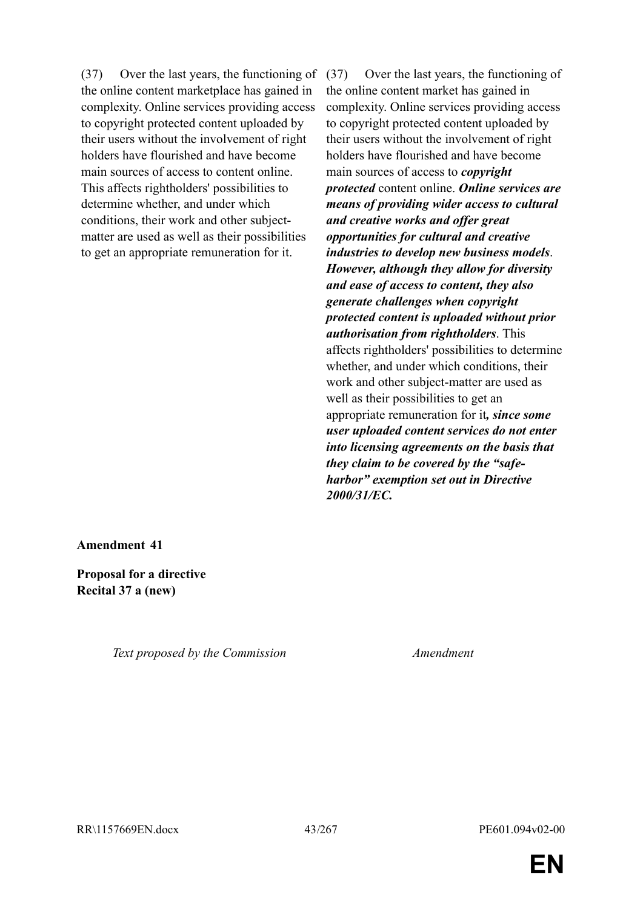| Text proposed by the Commission | Amendment |
|---|---|
| (37) Over the last years, the functioning of the online content marketplace has gained in complexity. Online services providing access to copyright protected content uploaded by their users without the involvement of right holders have flourished and have become main sources of access to content online. This affects rightholders' possibilities to determine whether, and under which conditions, their work and other subject-matter are used as well as their possibilities to get an appropriate remuneration for it. | (37) Over the last years, the functioning of the online content market has gained in complexity. Online services providing access to copyright protected content uploaded by their users without the involvement of right holders have flourished and have become main sources of access to ***copyright protected*** content online. ***Online services are means of providing wider access to cultural and creative works and offer great opportunities for cultural and creative industries to develop new business models***. ***However, although they allow for diversity and ease of access to content, they also generate challenges when copyright protected content is uploaded without prior authorisation from rightholders***. This affects rightholders' possibilities to determine whether, and under which conditions, their work and other subject-matter are used as well as their possibilities to get an appropriate remuneration for it***, since some user uploaded content services do not enter into licensing agreements on the basis that they claim to be covered by the "safe-harbor" exemption set out in Directive 2000/31/EC.*** |

**Amendment 41**

**Proposal for a directive**
**Recital 37 a (new)**

| *Text proposed by the Commission* | *Amendment* |
|---|---|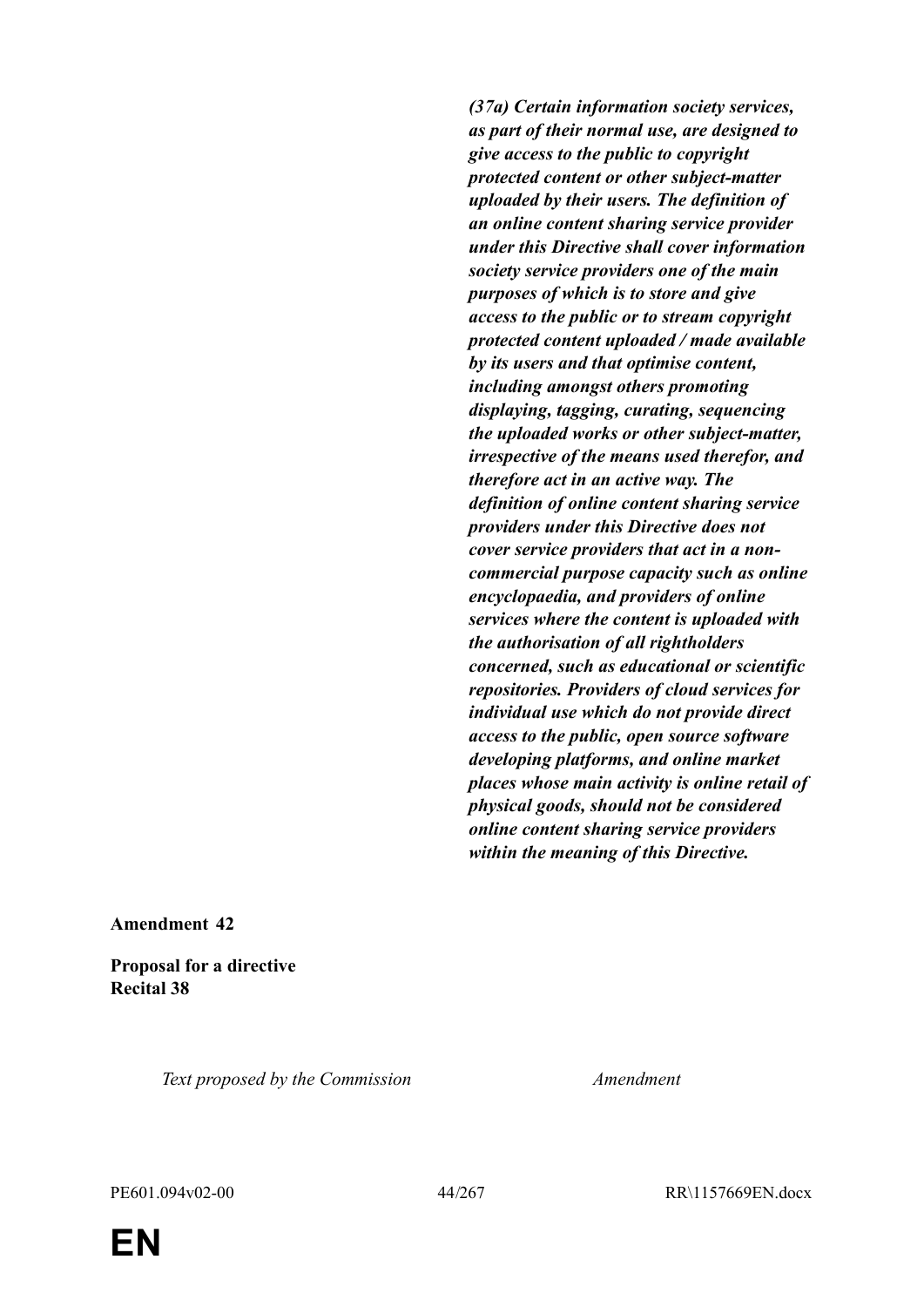| | |
|---|---|
| | ***(37a) Certain information society services, as part of their normal use, are designed to give access to the public to copyright protected content or other subject-matter uploaded by their users. The definition of an online content sharing service provider under this Directive shall cover information society service providers one of the main purposes of which is to store and give access to the public or to stream copyright protected content uploaded / made available by its users and that optimise content, including amongst others promoting displaying, tagging, curating, sequencing the uploaded works or other subject-matter, irrespective of the means used therefor, and therefore act in an active way. The definition of online content sharing service providers under this Directive does not cover service providers that act in a non-commercial purpose capacity such as online encyclopaedia, and providers of online services where the content is uploaded with the authorisation of all rightholders concerned, such as educational or scientific repositories. Providers of cloud services for individual use which do not provide direct access to the public, open source software developing platforms, and online market places whose main activity is online retail of physical goods, should not be considered online content sharing service providers within the meaning of this Directive.*** |

**Amendment 42**

**Proposal for a directive**
**Recital 38**

| *Text proposed by the Commission* | *Amendment* |
|---|---|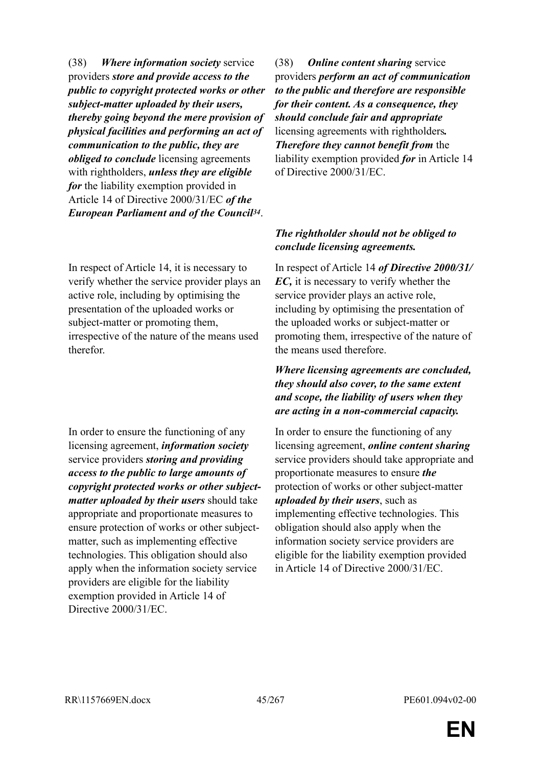| | |
|---|---|
| (38) ***Where information society*** service providers ***store and provide access to the public to copyright protected works or other subject-matter uploaded by their users, thereby going beyond the mere provision of physical facilities and performing an act of communication to the public, they are obliged to conclude*** licensing agreements with rightholders, ***unless they are eligible for*** the liability exemption provided in Article 14 of Directive 2000/31/EC ***of the European Parliament and of the Council***[34]. | (38) ***Online content sharing*** service providers ***perform an act of communication to the public and therefore are responsible for their content. As a consequence, they should conclude fair and appropriate*** licensing agreements with rightholders***. Therefore they cannot benefit from*** the liability exemption provided ***for*** in Article 14 of Directive 2000/31/EC. |
| | ***The rightholder should not be obliged to conclude licensing agreements.*** |
| In respect of Article 14, it is necessary to verify whether the service provider plays an active role, including by optimising the presentation of the uploaded works or subject-matter or promoting them, irrespective of the nature of the means used therefor. | In respect of Article 14 ***of Directive 2000/31/EC,*** it is necessary to verify whether the service provider plays an active role, including by optimising the presentation of the uploaded works or subject-matter or promoting them, irrespective of the nature of the means used therefore. |
| | ***Where licensing agreements are concluded, they should also cover, to the same extent and scope, the liability of users when they are acting in a non-commercial capacity.*** |
| In order to ensure the functioning of any licensing agreement, ***information society*** service providers ***storing and providing access to the public to large amounts of copyright protected works or other subject-matter uploaded by their users*** should take appropriate and proportionate measures to ensure protection of works or other subject-matter, such as implementing effective technologies. This obligation should also apply when the information society service providers are eligible for the liability exemption provided in Article 14 of Directive 2000/31/EC. | In order to ensure the functioning of any licensing agreement, ***online content sharing*** service providers should take appropriate and proportionate measures to ensure ***the*** protection of works or other subject-matter ***uploaded by their users***, such as implementing effective technologies. This obligation should also apply when the information society service providers are eligible for the liability exemption provided in Article 14 of Directive 2000/31/EC. |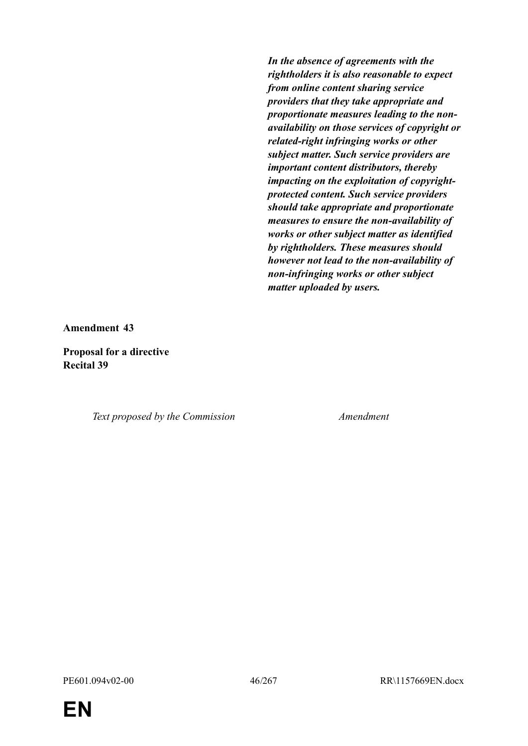| | |
|---|---|
| | ***In the absence of agreements with the rightholders it is also reasonable to expect from online content sharing service providers that they take appropriate and proportionate measures leading to the non-availability on those services of copyright or related-right infringing works or other subject matter. Such service providers are important content distributors, thereby impacting on the exploitation of copyright-protected content. Such service providers should take appropriate and proportionate measures to ensure the non-availability of works or other subject matter as identified by rightholders. These measures should however not lead to the non-availability of non-infringing works or other subject matter uploaded by users.*** |

**Amendment 43**

**Proposal for a directive**
**Recital 39**

| *Text proposed by the Commission* | *Amendment* |
|---|---|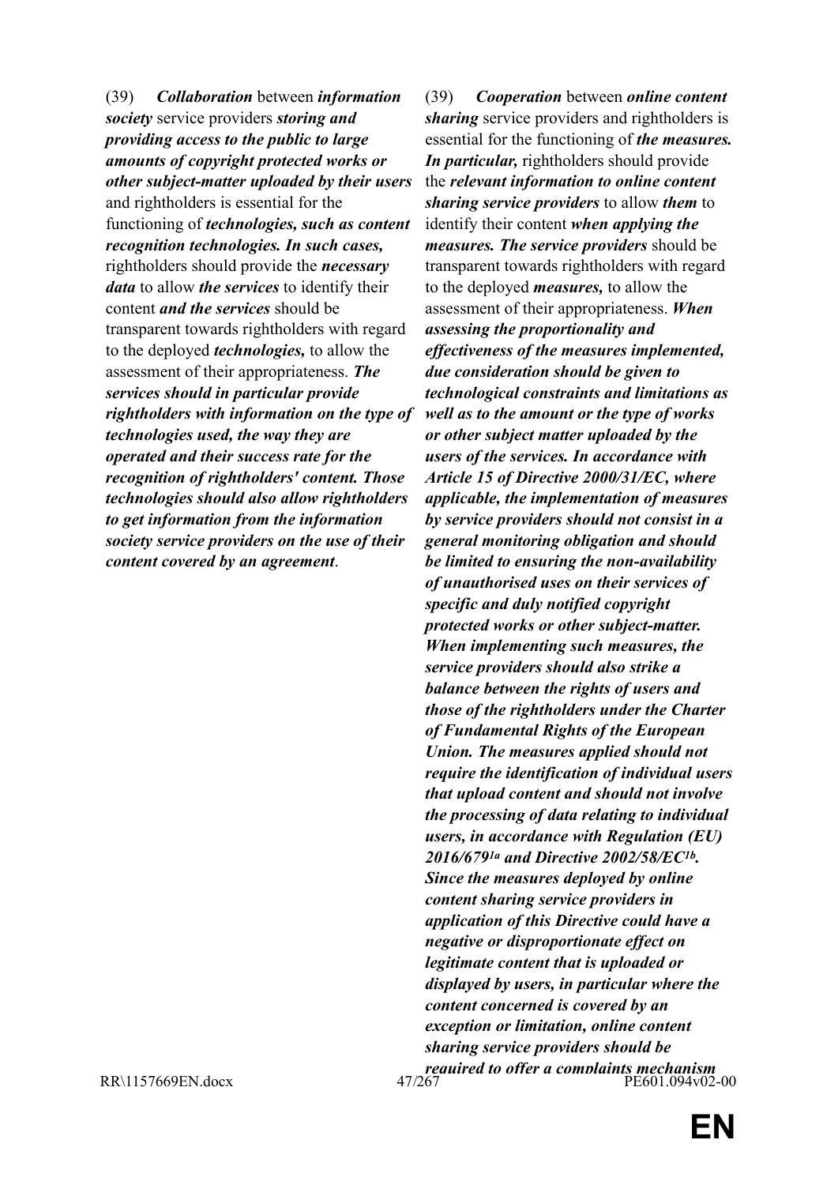| | |
|---|---|
| (39) ***Collaboration*** between ***information society*** service providers ***storing and providing access to the public to large amounts of copyright protected works or other subject-matter uploaded by their users*** and rightholders is essential for the functioning of ***technologies, such as content recognition technologies. In such cases,*** rightholders should provide the ***necessary data*** to allow ***the services*** to identify their content ***and the services*** should be transparent towards rightholders with regard to the deployed ***technologies,*** to allow the assessment of their appropriateness. ***The services should in particular provide rightholders with information on the type of technologies used, the way they are operated and their success rate for the recognition of rightholders' content. Those technologies should also allow rightholders to get information from the information society service providers on the use of their content covered by an agreement***. | (39) ***Cooperation*** between ***online content sharing*** service providers and rightholders is essential for the functioning of ***the measures. In particular,*** rightholders should provide the ***relevant information to online content sharing service providers*** to allow ***them*** to identify their content ***when applying the measures. The service providers*** should be transparent towards rightholders with regard to the deployed ***measures,*** to allow the assessment of their appropriateness. ***When assessing the proportionality and effectiveness of the measures implemented, due consideration should be given to technological constraints and limitations as well as to the amount or the type of works or other subject matter uploaded by the users of the services. In accordance with Article 15 of Directive 2000/31/EC, where applicable, the implementation of measures by service providers should not consist in a general monitoring obligation and should be limited to ensuring the non-availability of unauthorised uses on their services of specific and duly notified copyright protected works or other subject-matter. When implementing such measures, the service providers should also strike a balance between the rights of users and those of the rightholders under the Charter of Fundamental Rights of the European Union. The measures applied should not require the identification of individual users that upload content and should not involve the processing of data relating to individual users, in accordance with Regulation (EU) 2016/679[1a] and Directive 2002/58/EC[1b]. Since the measures deployed by online content sharing service providers in application of this Directive could have a negative or disproportionate effect on legitimate content that is uploaded or displayed by users, in particular where the content concerned is covered by an exception or limitation, online content sharing service providers should be required to offer a complaints mechanism*** |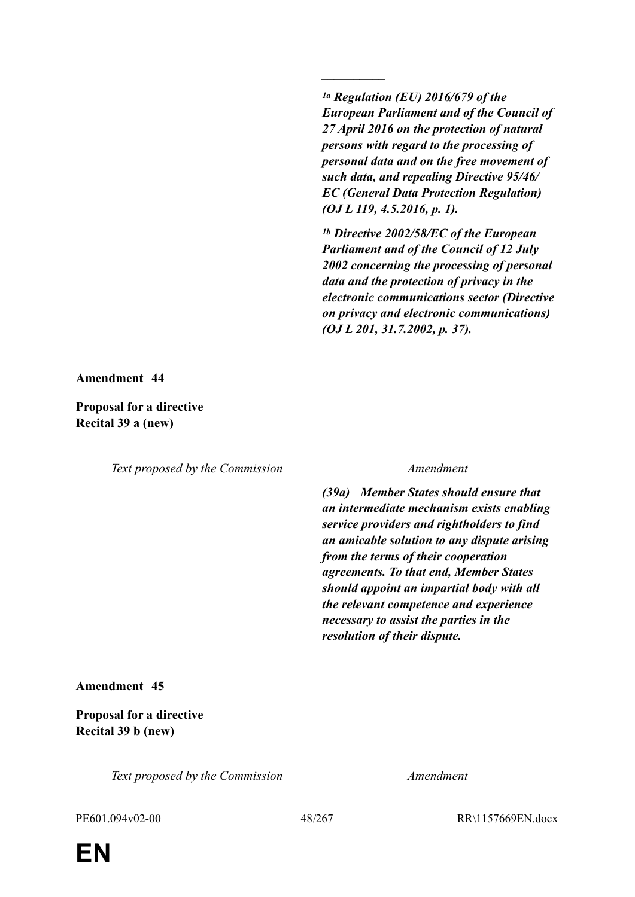__________

*[1a] **Regulation (EU) 2016/679 of the European Parliament and of the Council of 27 April 2016 on the protection of natural persons with regard to the processing of personal data and on the free movement of such data, and repealing Directive 95/46/ EC (General Data Protection Regulation) (OJ L 119, 4.5.2016, p. 1).***

*[1b] **Directive 2002/58/EC of the European Parliament and of the Council of 12 July 2002 concerning the processing of personal data and the protection of privacy in the electronic communications sector (Directive on privacy and electronic communications) (OJ L 201, 31.7.2002, p. 37).***

**Amendment 44**

**Proposal for a directive**
**Recital 39 a (new)**

| *Text proposed by the Commission* | *Amendment* |
|---|---|
| | ***(39a) Member States should ensure that an intermediate mechanism exists enabling service providers and rightholders to find an amicable solution to any dispute arising from the terms of their cooperation agreements. To that end, Member States should appoint an impartial body with all the relevant competence and experience necessary to assist the parties in the resolution of their dispute.*** |

**Amendment 45**

**Proposal for a directive**
**Recital 39 b (new)**

| *Text proposed by the Commission* | *Amendment* |
|---|---|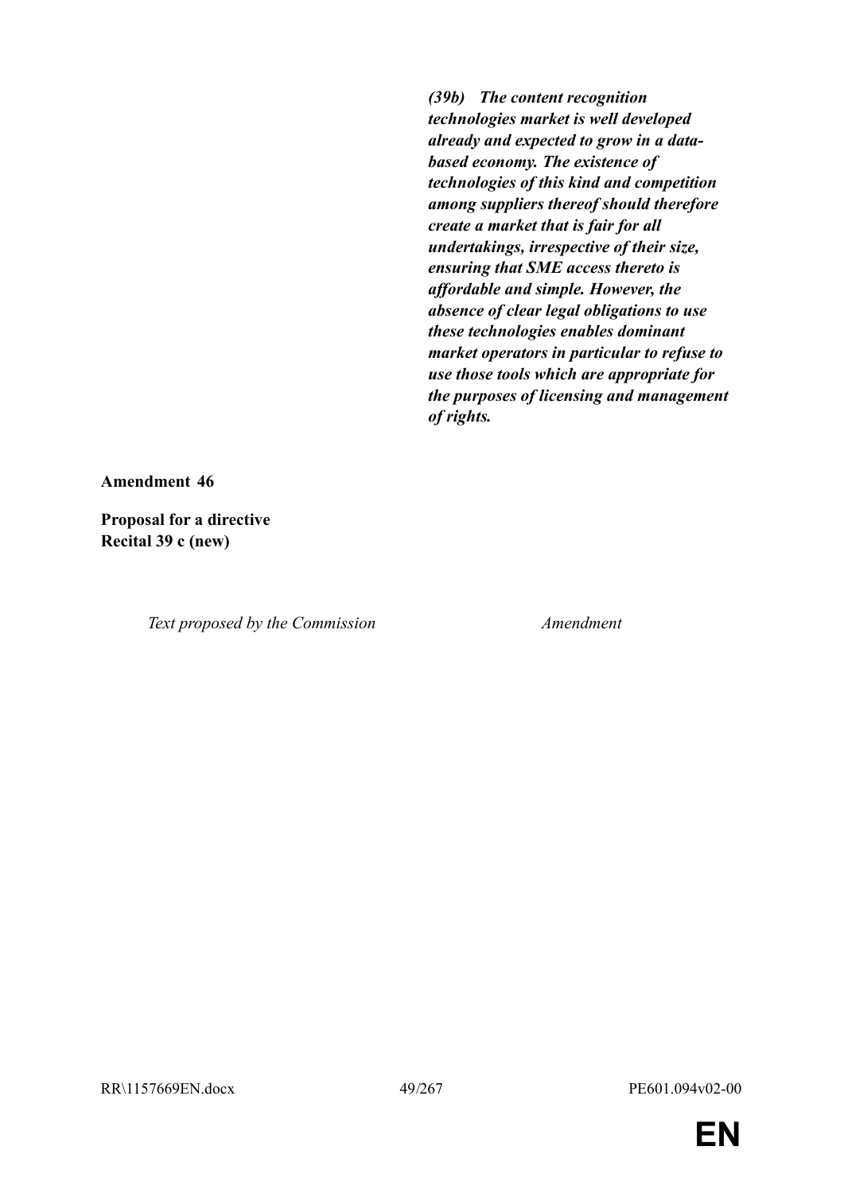| | |
|---|---|
| | ***(39b) The content recognition technologies market is well developed already and expected to grow in a data-based economy. The existence of technologies of this kind and competition among suppliers thereof should therefore create a market that is fair for all undertakings, irrespective of their size, ensuring that SME access thereto is affordable and simple. However, the absence of clear legal obligations to use these technologies enables dominant market operators in particular to refuse to use those tools which are appropriate for the purposes of licensing and management of rights.*** |

**Amendment 46**

**Proposal for a directive**
**Recital 39 c (new)**

| *Text proposed by the Commission* | *Amendment* |
|---|---|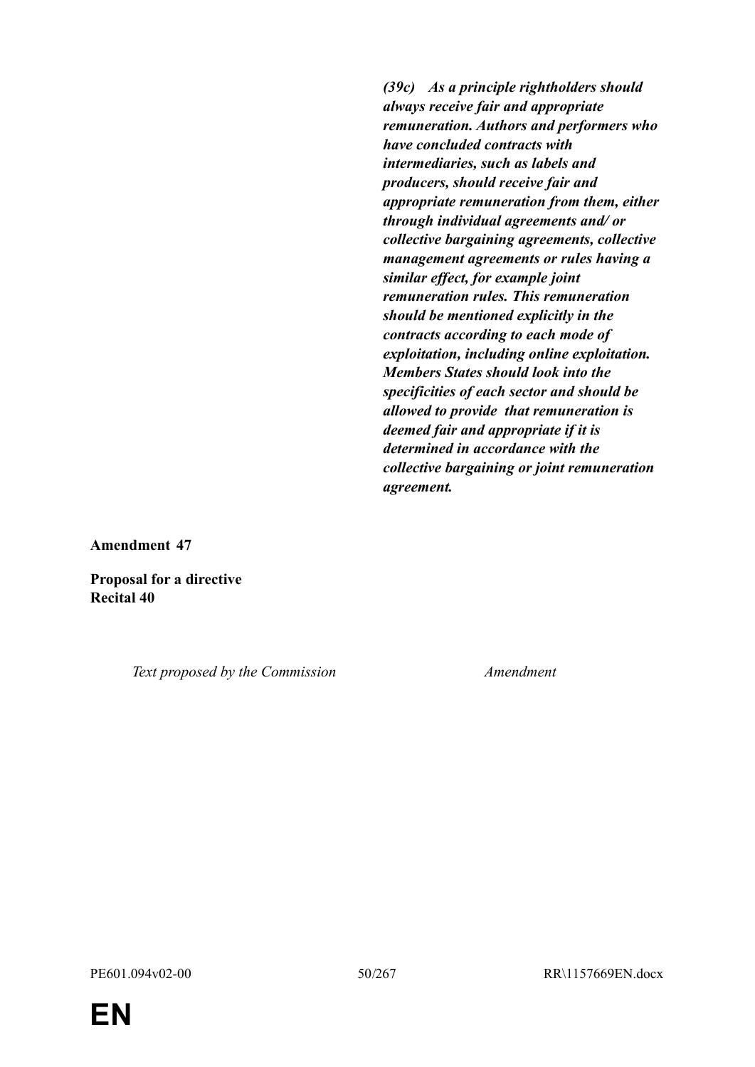| | |
|---|---|
| | ***(39c) As a principle rightholders should always receive fair and appropriate remuneration. Authors and performers who have concluded contracts with intermediaries, such as labels and producers, should receive fair and appropriate remuneration from them, either through individual agreements and/ or collective bargaining agreements, collective management agreements or rules having a similar effect, for example joint remuneration rules. This remuneration should be mentioned explicitly in the contracts according to each mode of exploitation, including online exploitation. Members States should look into the specificities of each sector and should be allowed to provide that remuneration is deemed fair and appropriate if it is determined in accordance with the collective bargaining or joint remuneration agreement.*** |

**Amendment 47**

**Proposal for a directive**
**Recital 40**

| *Text proposed by the Commission* | *Amendment* |
|---|---|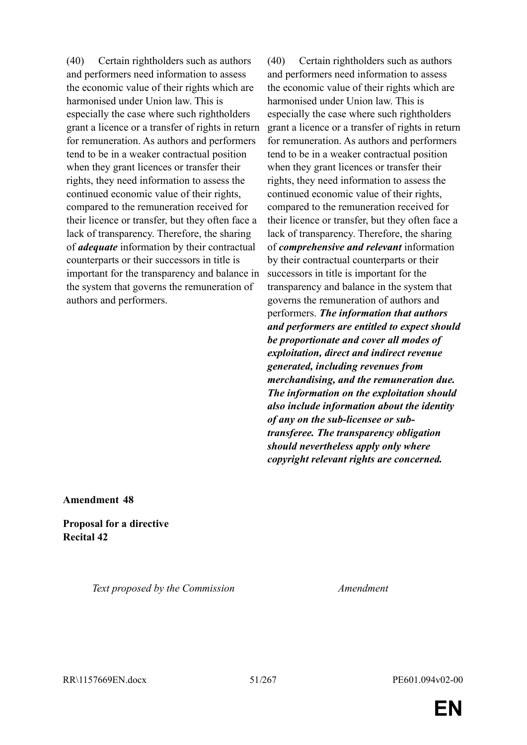| Text proposed by the Commission | Amendment |
|---|---|
| (40) Certain rightholders such as authors and performers need information to assess the economic value of their rights which are harmonised under Union law. This is especially the case where such rightholders grant a licence or a transfer of rights in return for remuneration. As authors and performers tend to be in a weaker contractual position when they grant licences or transfer their rights, they need information to assess the continued economic value of their rights, compared to the remuneration received for their licence or transfer, but they often face a lack of transparency. Therefore, the sharing of ***adequate*** information by their contractual counterparts or their successors in title is important for the transparency and balance in the system that governs the remuneration of authors and performers. | (40) Certain rightholders such as authors and performers need information to assess the economic value of their rights which are harmonised under Union law. This is especially the case where such rightholders grant a licence or a transfer of rights in return for remuneration. As authors and performers tend to be in a weaker contractual position when they grant licences or transfer their rights, they need information to assess the continued economic value of their rights, compared to the remuneration received for their licence or transfer, but they often face a lack of transparency. Therefore, the sharing of ***comprehensive and relevant*** information by their contractual counterparts or their successors in title is important for the transparency and balance in the system that governs the remuneration of authors and performers. ***The information that authors and performers are entitled to expect should be proportionate and cover all modes of exploitation, direct and indirect revenue generated, including revenues from merchandising, and the remuneration due. The information on the exploitation should also include information about the identity of any on the sub-licensee or sub-transferee. The transparency obligation should nevertheless apply only where copyright relevant rights are concerned.*** |

**Amendment 48**

**Proposal for a directive**
**Recital 42**

| *Text proposed by the Commission* | *Amendment* |
|---|---|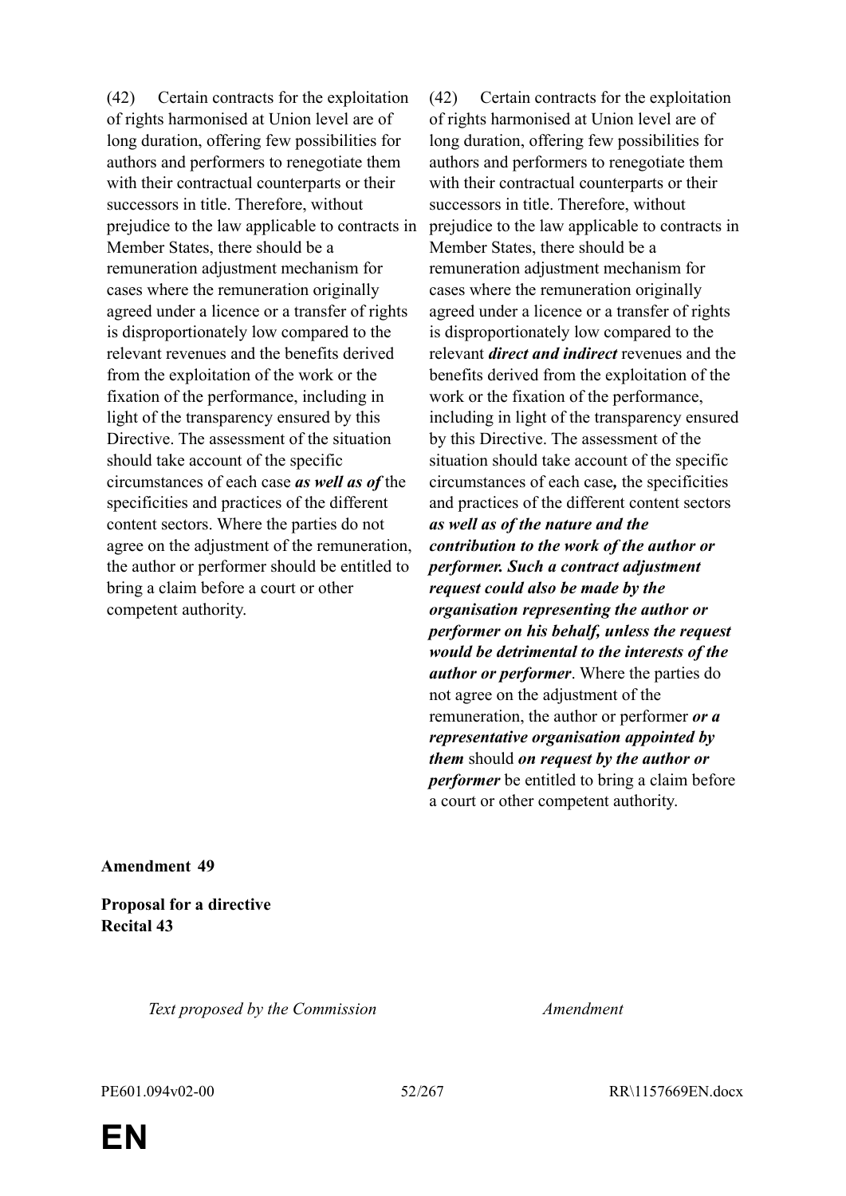| Text proposed by the Commission | Amendment |
|---|---|
| (42) Certain contracts for the exploitation of rights harmonised at Union level are of long duration, offering few possibilities for authors and performers to renegotiate them with their contractual counterparts or their successors in title. Therefore, without prejudice to the law applicable to contracts in Member States, there should be a remuneration adjustment mechanism for cases where the remuneration originally agreed under a licence or a transfer of rights is disproportionately low compared to the relevant revenues and the benefits derived from the exploitation of the work or the fixation of the performance, including in light of the transparency ensured by this Directive. The assessment of the situation should take account of the specific circumstances of each case ***as well as of*** the specificities and practices of the different content sectors. Where the parties do not agree on the adjustment of the remuneration, the author or performer should be entitled to bring a claim before a court or other competent authority. | (42) Certain contracts for the exploitation of rights harmonised at Union level are of long duration, offering few possibilities for authors and performers to renegotiate them with their contractual counterparts or their successors in title. Therefore, without prejudice to the law applicable to contracts in Member States, there should be a remuneration adjustment mechanism for cases where the remuneration originally agreed under a licence or a transfer of rights is disproportionately low compared to the relevant ***direct and indirect*** revenues and the benefits derived from the exploitation of the work or the fixation of the performance, including in light of the transparency ensured by this Directive. The assessment of the situation should take account of the specific circumstances of each case***,*** the specificities and practices of the different content sectors ***as well as of the nature and the contribution to the work of the author or performer. Such a contract adjustment request could also be made by the organisation representing the author or performer on his behalf, unless the request would be detrimental to the interests of the author or performer***. Where the parties do not agree on the adjustment of the remuneration, the author or performer ***or a representative organisation appointed by them*** should ***on request by the author or performer*** be entitled to bring a claim before a court or other competent authority. |

**Amendment 49**

**Proposal for a directive**
**Recital 43**

| *Text proposed by the Commission* | *Amendment* |
|---|---|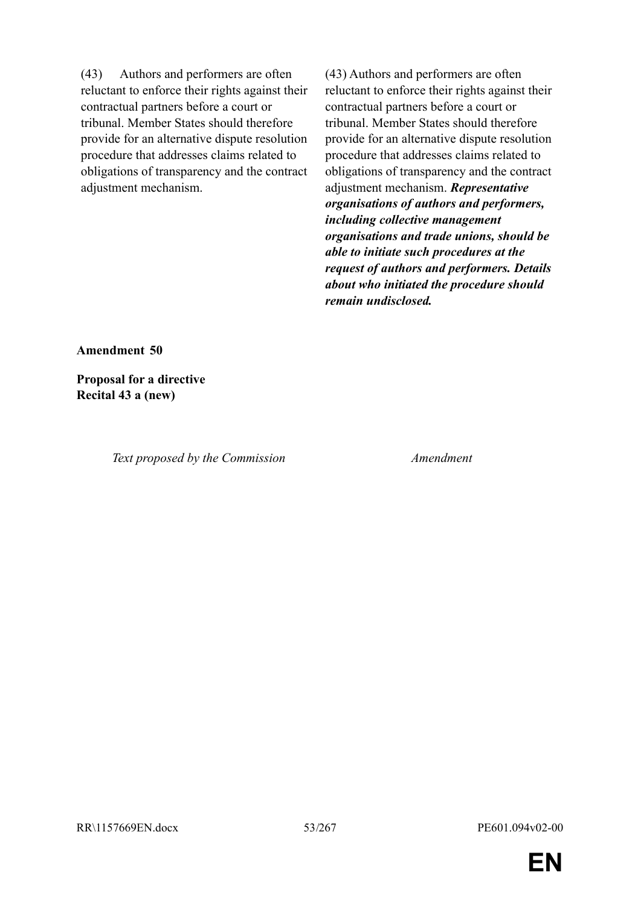| | |
|---|---|
| (43) Authors and performers are often reluctant to enforce their rights against their contractual partners before a court or tribunal. Member States should therefore provide for an alternative dispute resolution procedure that addresses claims related to obligations of transparency and the contract adjustment mechanism. | (43) Authors and performers are often reluctant to enforce their rights against their contractual partners before a court or tribunal. Member States should therefore provide for an alternative dispute resolution procedure that addresses claims related to obligations of transparency and the contract adjustment mechanism. ***Representative organisations of authors and performers, including collective management organisations and trade unions, should be able to initiate such procedures at the request of authors and performers. Details about who initiated the procedure should remain undisclosed.*** |

**Amendment 50**

**Proposal for a directive**
**Recital 43 a (new)**

| *Text proposed by the Commission* | *Amendment* |
|---|---|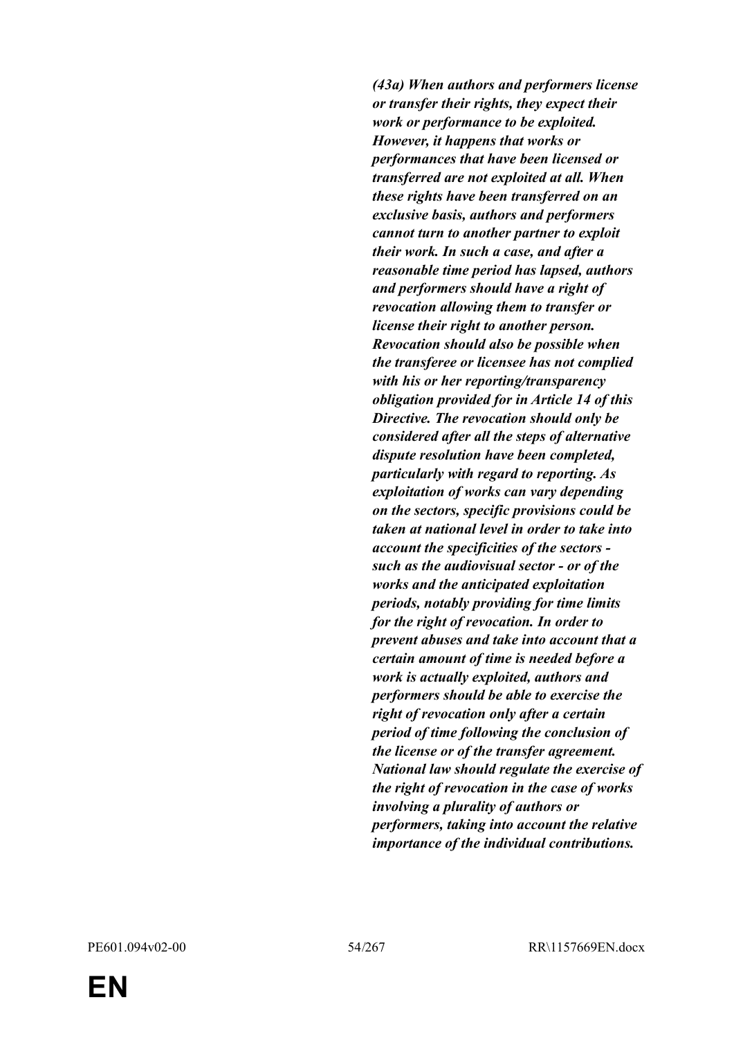***(43a) When authors and performers license or transfer their rights, they expect their work or performance to be exploited. However, it happens that works or performances that have been licensed or transferred are not exploited at all. When these rights have been transferred on an exclusive basis, authors and performers cannot turn to another partner to exploit their work. In such a case, and after a reasonable time period has lapsed, authors and performers should have a right of revocation allowing them to transfer or license their right to another person. Revocation should also be possible when the transferee or licensee has not complied with his or her reporting/transparency obligation provided for in Article 14 of this Directive. The revocation should only be considered after all the steps of alternative dispute resolution have been completed, particularly with regard to reporting. As exploitation of works can vary depending on the sectors, specific provisions could be taken at national level in order to take into account the specificities of the sectors - such as the audiovisual sector - or of the works and the anticipated exploitation periods, notably providing for time limits for the right of revocation. In order to prevent abuses and take into account that a certain amount of time is needed before a work is actually exploited, authors and performers should be able to exercise the right of revocation only after a certain period of time following the conclusion of the license or of the transfer agreement. National law should regulate the exercise of the right of revocation in the case of works involving a plurality of authors or performers, taking into account the relative importance of the individual contributions.***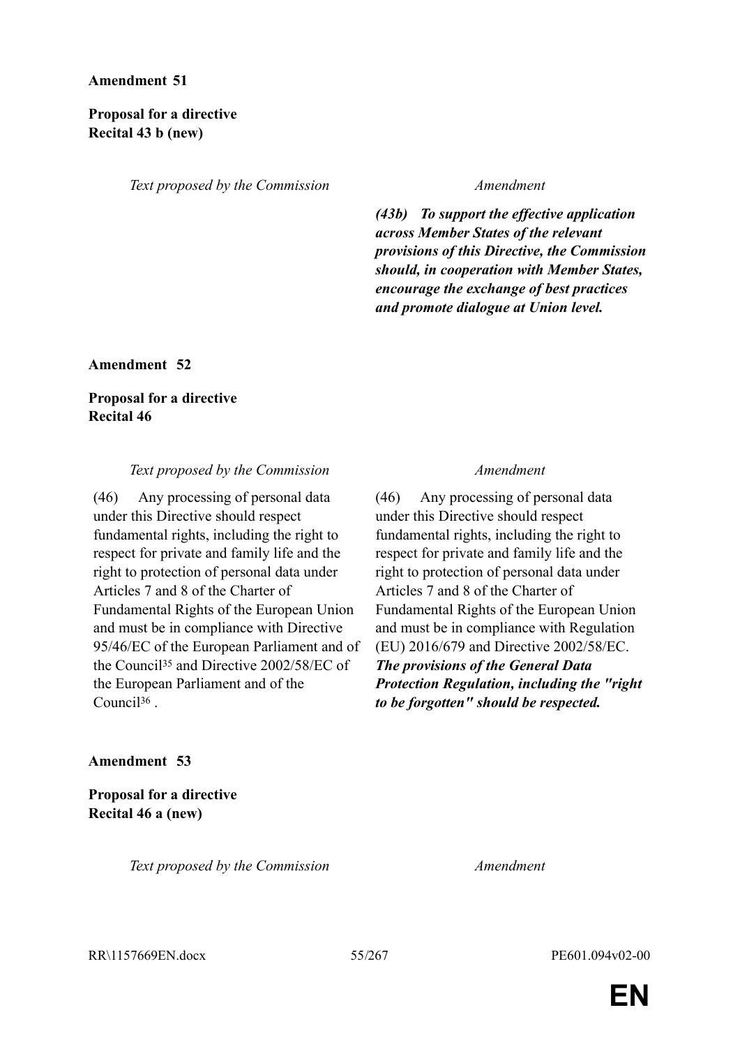**Amendment 51**

**Proposal for a directive**
**Recital 43 b (new)**

| *Text proposed by the Commission* | *Amendment* |
|---|---|
| | ***(43b) To support the effective application across Member States of the relevant provisions of this Directive, the Commission should, in cooperation with Member States, encourage the exchange of best practices and promote dialogue at Union level.*** |

**Amendment 52**

**Proposal for a directive**
**Recital 46**

| *Text proposed by the Commission* | *Amendment* |
|---|---|
| (46) Any processing of personal data under this Directive should respect fundamental rights, including the right to respect for private and family life and the right to protection of personal data under Articles 7 and 8 of the Charter of Fundamental Rights of the European Union and must be in compliance with Directive 95/46/EC of the European Parliament and of the Council[35] and Directive 2002/58/EC of the European Parliament and of the Council[36] . | (46) Any processing of personal data under this Directive should respect fundamental rights, including the right to respect for private and family life and the right to protection of personal data under Articles 7 and 8 of the Charter of Fundamental Rights of the European Union and must be in compliance with Regulation (EU) 2016/679 and Directive 2002/58/EC. ***The provisions of the General Data Protection Regulation, including the "right to be forgotten" should be respected.*** |

**Amendment 53**

**Proposal for a directive**
**Recital 46 a (new)**

| *Text proposed by the Commission* | *Amendment* |
|---|---|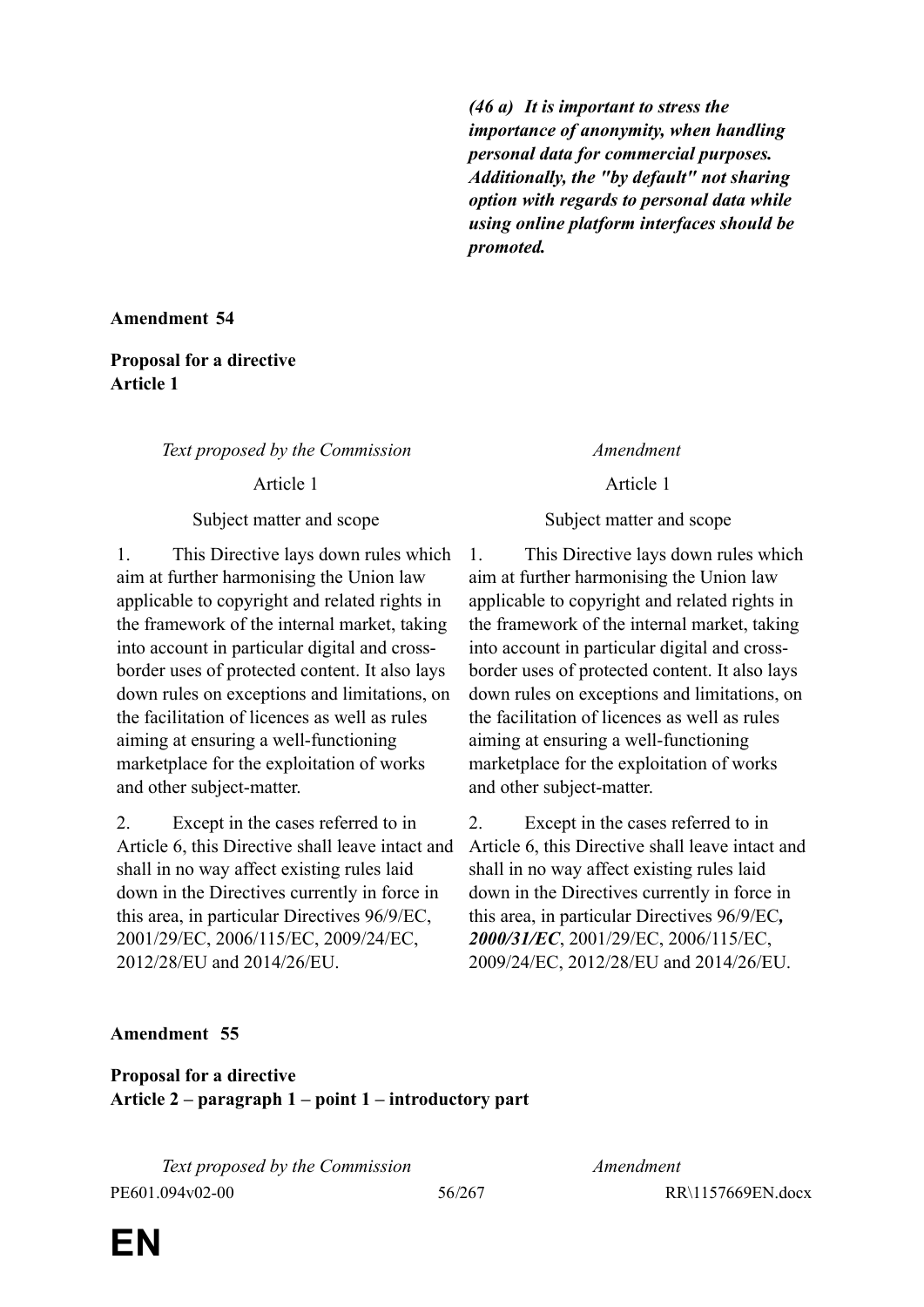| | *(46 a) It is important to stress the importance of anonymity, when handling personal data for commercial purposes. Additionally, the "by default" not sharing option with regards to personal data while using online platform interfaces should be promoted.* |
|---|---|

**Amendment 54**

**Proposal for a directive**
**Article 1**

| *Text proposed by the Commission* | *Amendment* |
|---|---|
| Article 1 | Article 1 |
| Subject matter and scope | Subject matter and scope |
| 1. This Directive lays down rules which aim at further harmonising the Union law applicable to copyright and related rights in the framework of the internal market, taking into account in particular digital and cross-border uses of protected content. It also lays down rules on exceptions and limitations, on the facilitation of licences as well as rules aiming at ensuring a well-functioning marketplace for the exploitation of works and other subject-matter. | 1. This Directive lays down rules which aim at further harmonising the Union law applicable to copyright and related rights in the framework of the internal market, taking into account in particular digital and cross-border uses of protected content. It also lays down rules on exceptions and limitations, on the facilitation of licences as well as rules aiming at ensuring a well-functioning marketplace for the exploitation of works and other subject-matter. |
| 2. Except in the cases referred to in Article 6, this Directive shall leave intact and shall in no way affect existing rules laid down in the Directives currently in force in this area, in particular Directives 96/9/EC, 2001/29/EC, 2006/115/EC, 2009/24/EC, 2012/28/EU and 2014/26/EU. | 2. Except in the cases referred to in Article 6, this Directive shall leave intact and shall in no way affect existing rules laid down in the Directives currently in force in this area, in particular Directives 96/9/EC***, 2000/31/EC***, 2001/29/EC, 2006/115/EC, 2009/24/EC, 2012/28/EU and 2014/26/EU. |

**Amendment 55**

**Proposal for a directive**
**Article 2 – paragraph 1 – point 1 – introductory part**

| *Text proposed by the Commission* | *Amendment* |
|---|---|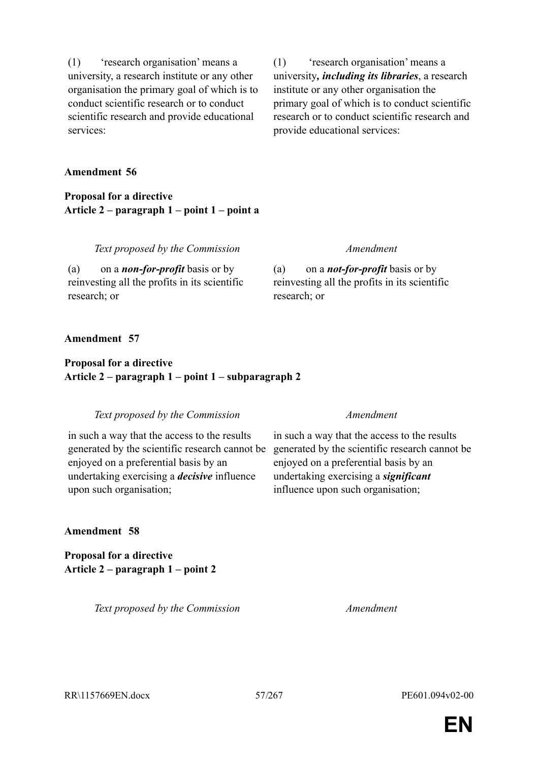| | |
|---|---|
| (1) 'research organisation' means a university, a research institute or any other organisation the primary goal of which is to conduct scientific research or to conduct scientific research and provide educational services: | (1) 'research organisation' means a university***, including its libraries***, a research institute or any other organisation the primary goal of which is to conduct scientific research or to conduct scientific research and provide educational services: |

**Amendment 56**

**Proposal for a directive**
**Article 2 – paragraph 1 – point 1 – point a**

| *Text proposed by the Commission* | *Amendment* |
|---|---|
| (a) on a ***non-for-profit*** basis or by reinvesting all the profits in its scientific research; or | (a) on a ***not-for-profit*** basis or by reinvesting all the profits in its scientific research; or |

**Amendment 57**

**Proposal for a directive**
**Article 2 – paragraph 1 – point 1 – subparagraph 2**

| *Text proposed by the Commission* | *Amendment* |
|---|---|
| in such a way that the access to the results generated by the scientific research cannot be enjoyed on a preferential basis by an undertaking exercising a ***decisive*** influence upon such organisation; | in such a way that the access to the results generated by the scientific research cannot be enjoyed on a preferential basis by an undertaking exercising a ***significant*** influence upon such organisation; |

**Amendment 58**

**Proposal for a directive**
**Article 2 – paragraph 1 – point 2**

| *Text proposed by the Commission* | *Amendment* |
|---|---|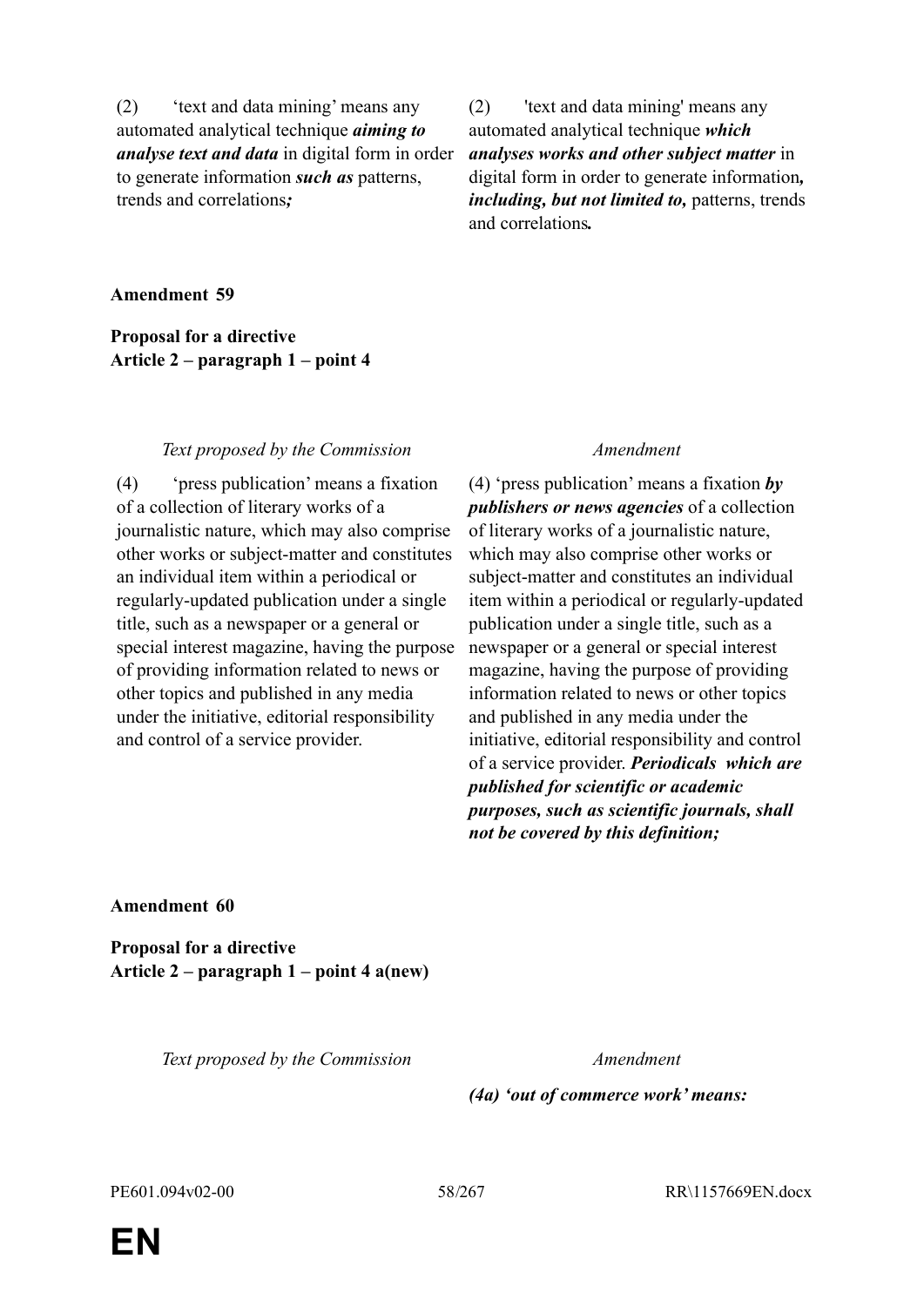| | |
|---|---|
| (2) ‘text and data mining’ means any automated analytical technique ***aiming to analyse text and data*** in digital form in order to generate information ***such as*** patterns, trends and correlations***;*** | (2) 'text and data mining' means any automated analytical technique ***which analyses works and other subject matter*** in digital form in order to generate information***, including, but not limited to,*** patterns, trends and correlations***.*** |

**Amendment 59**

**Proposal for a directive**
**Article 2 – paragraph 1 – point 4**

| *Text proposed by the Commission* | *Amendment* |
|---|---|
| (4) ‘press publication’ means a fixation of a collection of literary works of a journalistic nature, which may also comprise other works or subject-matter and constitutes an individual item within a periodical or regularly-updated publication under a single title, such as a newspaper or a general or special interest magazine, having the purpose of providing information related to news or other topics and published in any media under the initiative, editorial responsibility and control of a service provider. | (4) ‘press publication’ means a fixation ***by publishers or news agencies*** of a collection of literary works of a journalistic nature, which may also comprise other works or subject-matter and constitutes an individual item within a periodical or regularly-updated publication under a single title, such as a newspaper or a general or special interest magazine, having the purpose of providing information related to news or other topics and published in any media under the initiative, editorial responsibility and control of a service provider. ***Periodicals which are published for scientific or academic purposes, such as scientific journals, shall not be covered by this definition;*** |

**Amendment 60**

**Proposal for a directive**
**Article 2 – paragraph 1 – point 4 a(new)**

| *Text proposed by the Commission* | *Amendment* |
|---|---|
| | ***(4a) ‘out of commerce work’ means:*** |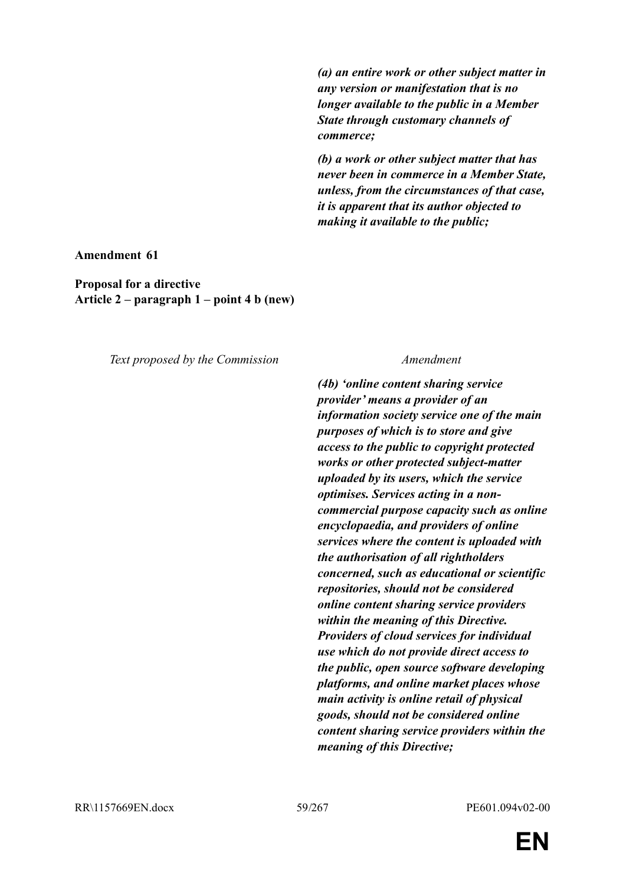***(a) an entire work or other subject matter in any version or manifestation that is no longer available to the public in a Member State through customary channels of commerce;***

***(b) a work or other subject matter that has never been in commerce in a Member State, unless, from the circumstances of that case, it is apparent that its author objected to making it available to the public;***

**Amendment 61**

**Proposal for a directive**
**Article 2 – paragraph 1 – point 4 b (new)**

| *Text proposed by the Commission* | *Amendment* |
|---|---|
| | ***(4b) 'online content sharing service provider' means a provider of an information society service one of the main purposes of which is to store and give access to the public to copyright protected works or other protected subject-matter uploaded by its users, which the service optimises. Services acting in a non-commercial purpose capacity such as online encyclopaedia, and providers of online services where the content is uploaded with the authorisation of all rightholders concerned, such as educational or scientific repositories, should not be considered online content sharing service providers within the meaning of this Directive. Providers of cloud services for individual use which do not provide direct access to the public, open source software developing platforms, and online market places whose main activity is online retail of physical goods, should not be considered online content sharing service providers within the meaning of this Directive;*** |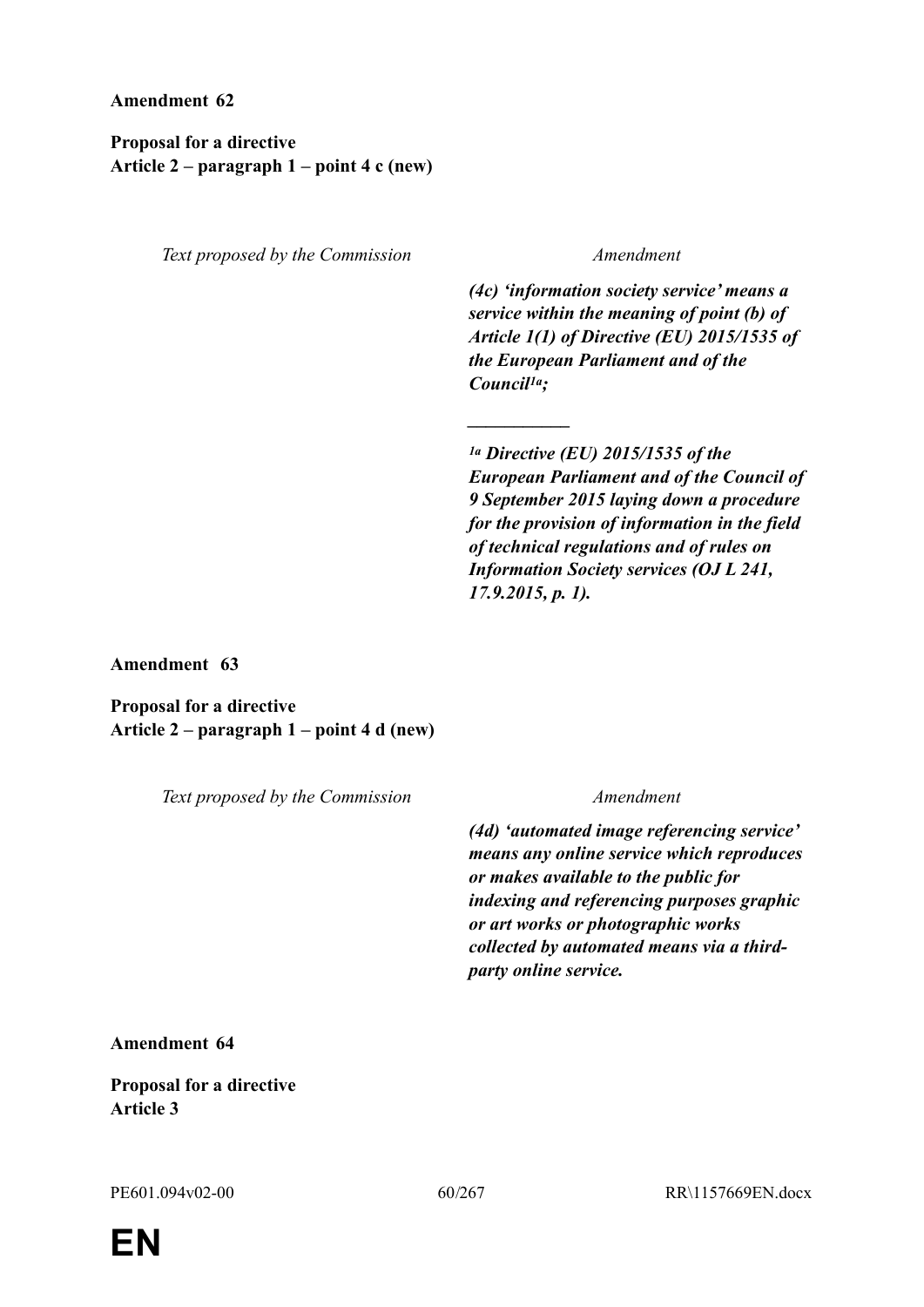**Amendment 62**

**Proposal for a directive**
**Article 2 – paragraph 1 – point 4 c (new)**

| *Text proposed by the Commission* | *Amendment* |
| --- | --- |
| | ***(4c) 'information society service' means a service within the meaning of point (b) of Article 1(1) of Directive (EU) 2015/1535 of the European Parliament and of the Council[1a];*** |
| | ***__________*** |
| | ***[1a] Directive (EU) 2015/1535 of the European Parliament and of the Council of 9 September 2015 laying down a procedure for the provision of information in the field of technical regulations and of rules on Information Society services (OJ L 241, 17.9.2015, p. 1).*** |

**Amendment 63**

**Proposal for a directive**
**Article 2 – paragraph 1 – point 4 d (new)**

| *Text proposed by the Commission* | *Amendment* |
| --- | --- |
| | ***(4d) 'automated image referencing service' means any online service which reproduces or makes available to the public for indexing and referencing purposes graphic or art works or photographic works collected by automated means via a third-party online service.*** |

**Amendment 64**

**Proposal for a directive**
**Article 3**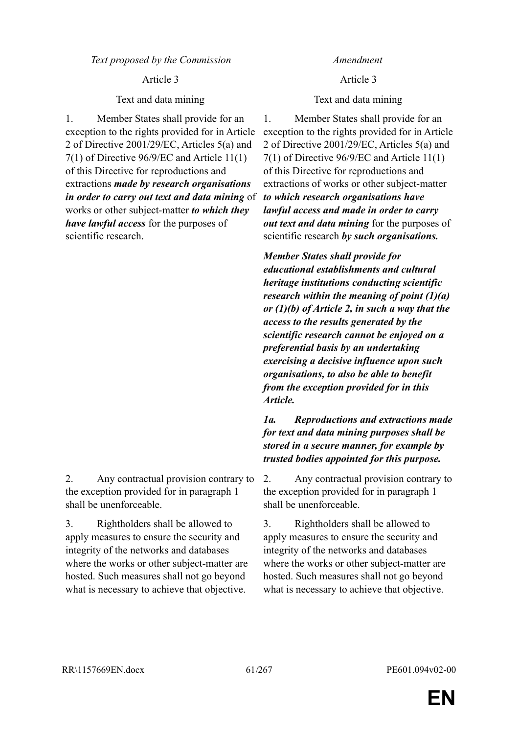| *Text proposed by the Commission* | *Amendment* |
|---|---|
| Article 3 | Article 3 |
| Text and data mining | Text and data mining |
| 1. Member States shall provide for an exception to the rights provided for in Article 2 of Directive 2001/29/EC, Articles 5(a) and 7(1) of Directive 96/9/EC and Article 11(1) of this Directive for reproductions and extractions ***made by research organisations in order to carry out text and data mining*** of works or other subject-matter ***to which they have lawful access*** for the purposes of scientific research. | 1. Member States shall provide for an exception to the rights provided for in Article 2 of Directive 2001/29/EC, Articles 5(a) and 7(1) of Directive 96/9/EC and Article 11(1) of this Directive for reproductions and extractions of works or other subject-matter ***to which research organisations have lawful access and made in order to carry out text and data mining*** for the purposes of scientific research ***by such organisations.*** |
| | ***Member States shall provide for educational establishments and cultural heritage institutions conducting scientific research within the meaning of point (1)(a) or (1)(b) of Article 2, in such a way that the access to the results generated by the scientific research cannot be enjoyed on a preferential basis by an undertaking exercising a decisive influence upon such organisations, to also be able to benefit from the exception provided for in this Article.*** |
| | ***1a. Reproductions and extractions made for text and data mining purposes shall be stored in a secure manner, for example by trusted bodies appointed for this purpose.*** |
| 2. Any contractual provision contrary to the exception provided for in paragraph 1 shall be unenforceable. | 2. Any contractual provision contrary to the exception provided for in paragraph 1 shall be unenforceable. |
| 3. Rightholders shall be allowed to apply measures to ensure the security and integrity of the networks and databases where the works or other subject-matter are hosted. Such measures shall not go beyond what is necessary to achieve that objective. | 3. Rightholders shall be allowed to apply measures to ensure the security and integrity of the networks and databases where the works or other subject-matter are hosted. Such measures shall not go beyond what is necessary to achieve that objective. |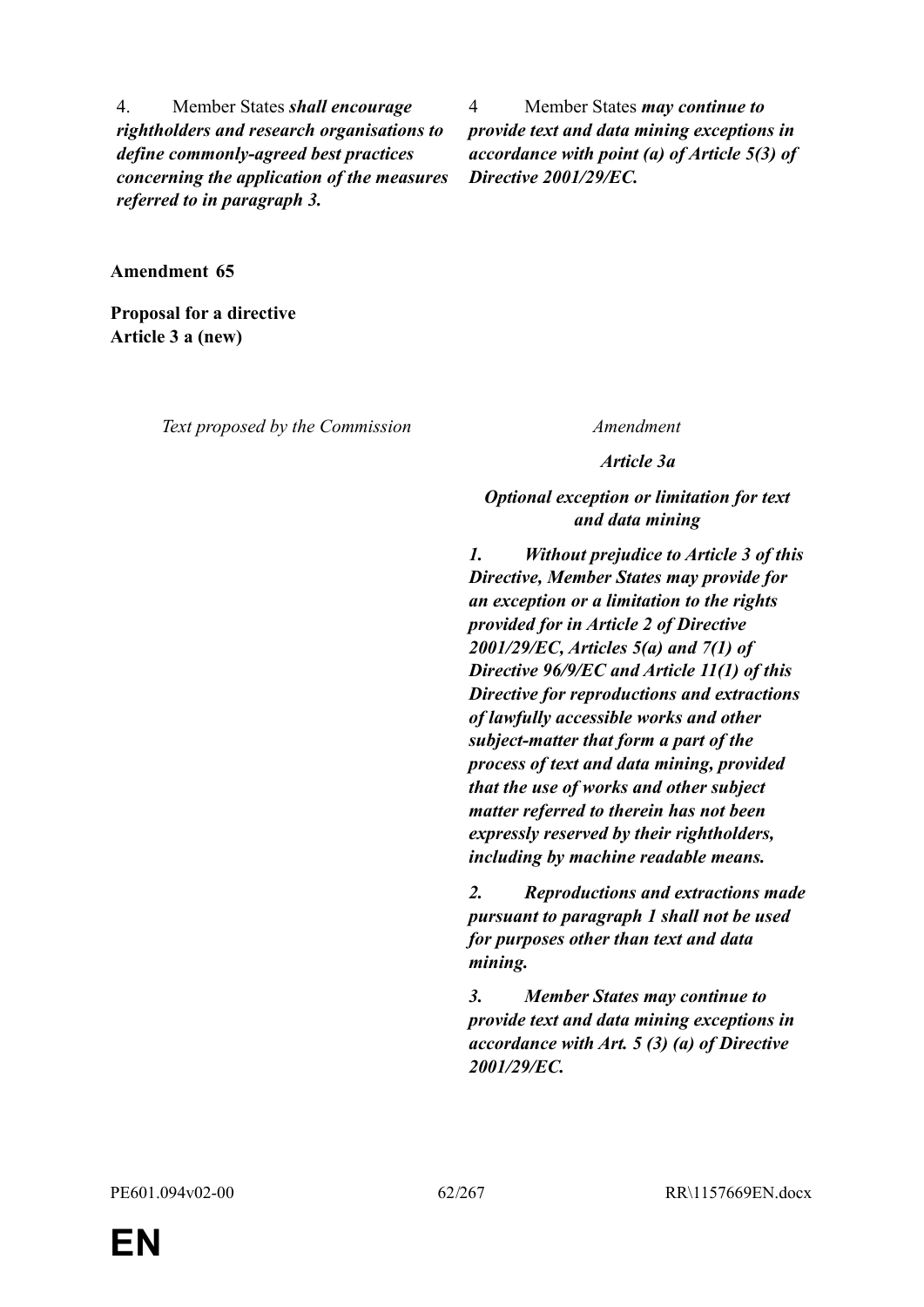| | |
|---|---|
| 4. Member States ***shall encourage rightholders and research organisations to define commonly-agreed best practices concerning the application of the measures referred to in paragraph 3.*** | 4 Member States ***may continue to provide text and data mining exceptions in accordance with point (a) of Article 5(3) of Directive 2001/29/EC.*** |

**Amendment 65**

**Proposal for a directive**
**Article 3 a (new)**

| *Text proposed by the Commission* | *Amendment* |
|---|---|
| | ***Article 3a*** |
| | ***Optional exception or limitation for text and data mining*** |
| | ***1. Without prejudice to Article 3 of this Directive, Member States may provide for an exception or a limitation to the rights provided for in Article 2 of Directive 2001/29/EC, Articles 5(a) and 7(1) of Directive 96/9/EC and Article 11(1) of this Directive for reproductions and extractions of lawfully accessible works and other subject-matter that form a part of the process of text and data mining, provided that the use of works and other subject matter referred to therein has not been expressly reserved by their rightholders, including by machine readable means.*** |
| | ***2. Reproductions and extractions made pursuant to paragraph 1 shall not be used for purposes other than text and data mining.*** |
| | ***3. Member States may continue to provide text and data mining exceptions in accordance with Art. 5 (3) (a) of Directive 2001/29/EC.*** |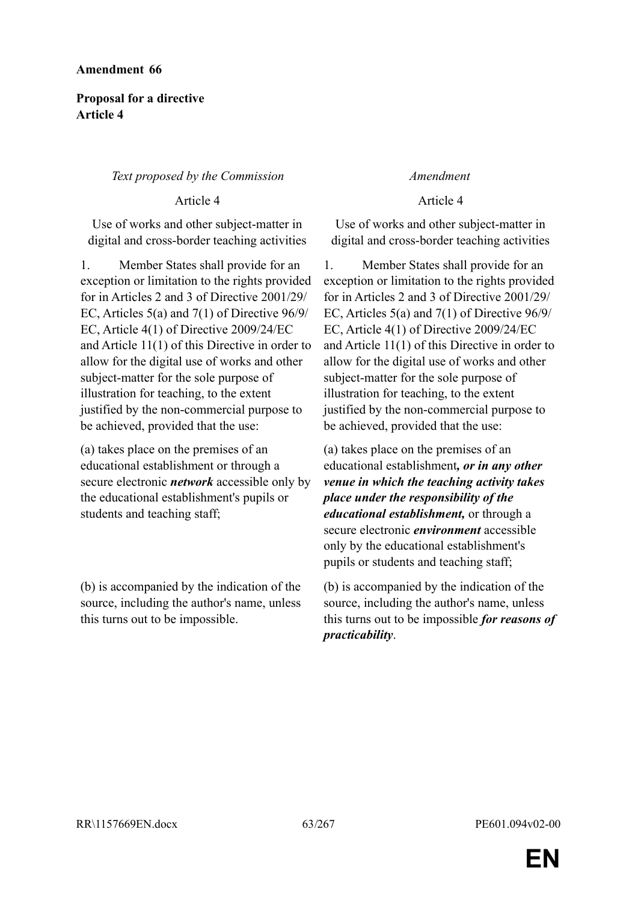**Amendment 66**

**Proposal for a directive**
**Article 4**

| *Text proposed by the Commission* | *Amendment* |
|---|---|
| Article 4 | Article 4 |
| Use of works and other subject-matter in digital and cross-border teaching activities | Use of works and other subject-matter in digital and cross-border teaching activities |
| 1. Member States shall provide for an exception or limitation to the rights provided for in Articles 2 and 3 of Directive 2001/29/EC, Articles 5(a) and 7(1) of Directive 96/9/EC, Article 4(1) of Directive 2009/24/EC and Article 11(1) of this Directive in order to allow for the digital use of works and other subject-matter for the sole purpose of illustration for teaching, to the extent justified by the non-commercial purpose to be achieved, provided that the use: | 1. Member States shall provide for an exception or limitation to the rights provided for in Articles 2 and 3 of Directive 2001/29/EC, Articles 5(a) and 7(1) of Directive 96/9/EC, Article 4(1) of Directive 2009/24/EC and Article 11(1) of this Directive in order to allow for the digital use of works and other subject-matter for the sole purpose of illustration for teaching, to the extent justified by the non-commercial purpose to be achieved, provided that the use: |
| (a) takes place on the premises of an educational establishment or through a secure electronic ***network*** accessible only by the educational establishment's pupils or students and teaching staff; | (a) takes place on the premises of an educational establishment***, or in any other venue in which the teaching activity takes place under the responsibility of the educational establishment,*** or through a secure electronic ***environment*** accessible only by the educational establishment's pupils or students and teaching staff; |
| (b) is accompanied by the indication of the source, including the author's name, unless this turns out to be impossible. | (b) is accompanied by the indication of the source, including the author's name, unless this turns out to be impossible ***for reasons of practicability***. |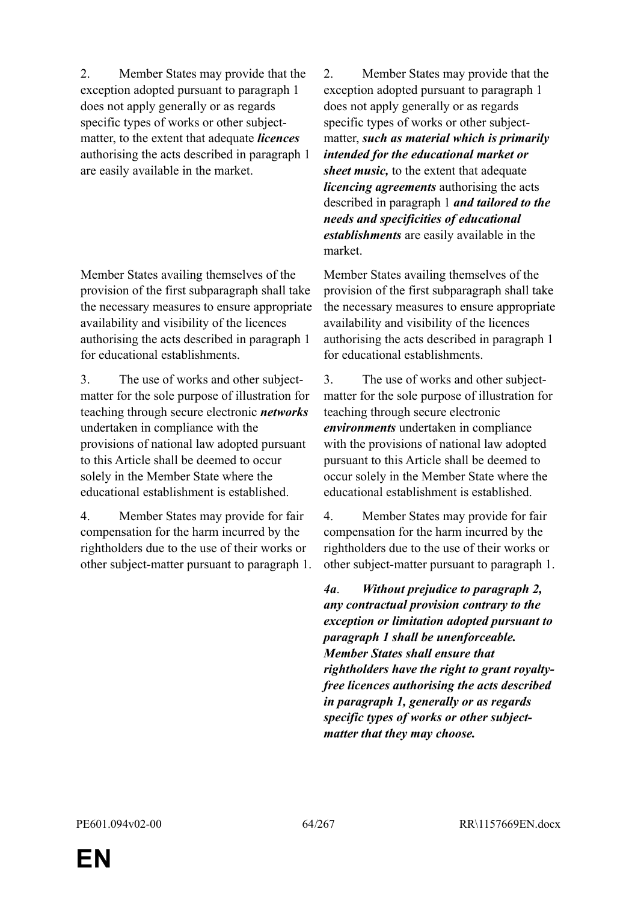| | |
|---|---|
| 2. Member States may provide that the exception adopted pursuant to paragraph 1 does not apply generally or as regards specific types of works or other subject-matter, to the extent that adequate ***licences*** authorising the acts described in paragraph 1 are easily available in the market. | 2. Member States may provide that the exception adopted pursuant to paragraph 1 does not apply generally or as regards specific types of works or other subject-matter, ***such as material which is primarily intended for the educational market or sheet music,*** to the extent that adequate ***licencing agreements*** authorising the acts described in paragraph 1 ***and tailored to the needs and specificities of educational establishments*** are easily available in the market. |
| Member States availing themselves of the provision of the first subparagraph shall take the necessary measures to ensure appropriate availability and visibility of the licences authorising the acts described in paragraph 1 for educational establishments. | Member States availing themselves of the provision of the first subparagraph shall take the necessary measures to ensure appropriate availability and visibility of the licences authorising the acts described in paragraph 1 for educational establishments. |
| 3. The use of works and other subject-matter for the sole purpose of illustration for teaching through secure electronic ***networks*** undertaken in compliance with the provisions of national law adopted pursuant to this Article shall be deemed to occur solely in the Member State where the educational establishment is established. | 3. The use of works and other subject-matter for the sole purpose of illustration for teaching through secure electronic ***environments*** undertaken in compliance with the provisions of national law adopted pursuant to this Article shall be deemed to occur solely in the Member State where the educational establishment is established. |
| 4. Member States may provide for fair compensation for the harm incurred by the rightholders due to the use of their works or other subject-matter pursuant to paragraph 1. | 4. Member States may provide for fair compensation for the harm incurred by the rightholders due to the use of their works or other subject-matter pursuant to paragraph 1. |
| | ***4a. Without prejudice to paragraph 2, any contractual provision contrary to the exception or limitation adopted pursuant to paragraph 1 shall be unenforceable. Member States shall ensure that rightholders have the right to grant royalty-free licences authorising the acts described in paragraph 1, generally or as regards specific types of works or other subject-matter that they may choose.*** |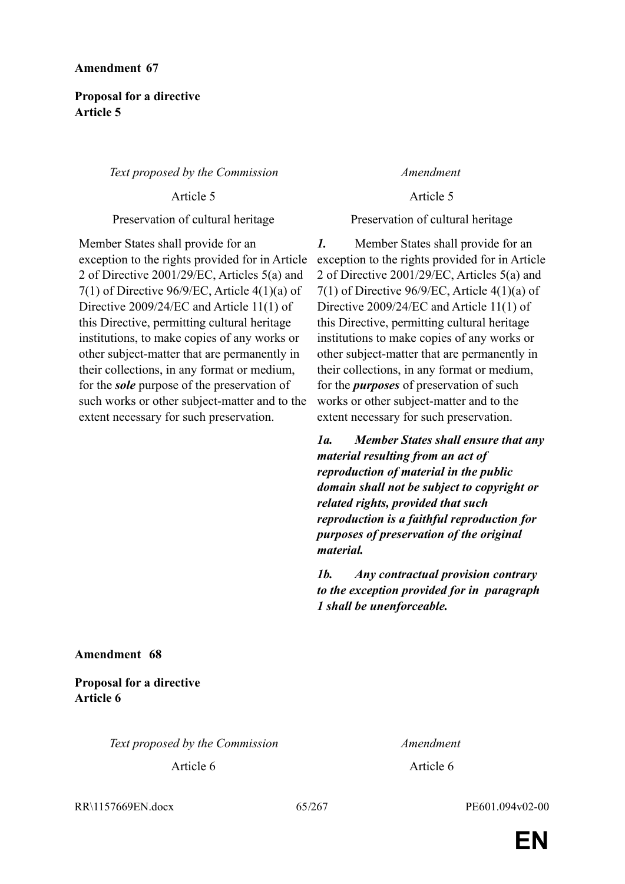**Amendment 67**

**Proposal for a directive**
**Article 5**

| *Text proposed by the Commission* | *Amendment* |
| --- | --- |
| Article 5 | Article 5 |
| Preservation of cultural heritage | Preservation of cultural heritage |
| Member States shall provide for an exception to the rights provided for in Article 2 of Directive 2001/29/EC, Articles 5(a) and 7(1) of Directive 96/9/EC, Article 4(1)(a) of Directive 2009/24/EC and Article 11(1) of this Directive, permitting cultural heritage institutions, to make copies of any works or other subject-matter that are permanently in their collections, in any format or medium, for the ***sole*** purpose of the preservation of such works or other subject-matter and to the extent necessary for such preservation. | ***1.*** Member States shall provide for an exception to the rights provided for in Article 2 of Directive 2001/29/EC, Articles 5(a) and 7(1) of Directive 96/9/EC, Article 4(1)(a) of Directive 2009/24/EC and Article 11(1) of this Directive, permitting cultural heritage institutions to make copies of any works or other subject-matter that are permanently in their collections, in any format or medium, for the ***purposes*** of preservation of such works or other subject-matter and to the extent necessary for such preservation. |
| | ***1a. Member States shall ensure that any material resulting from an act of reproduction of material in the public domain shall not be subject to copyright or related rights, provided that such reproduction is a faithful reproduction for purposes of preservation of the original material.*** |
| | ***1b. Any contractual provision contrary to the exception provided for in paragraph 1 shall be unenforceable.*** |

**Amendment 68**

**Proposal for a directive**
**Article 6**

| *Text proposed by the Commission* | *Amendment* |
| --- | --- |
| Article 6 | Article 6 |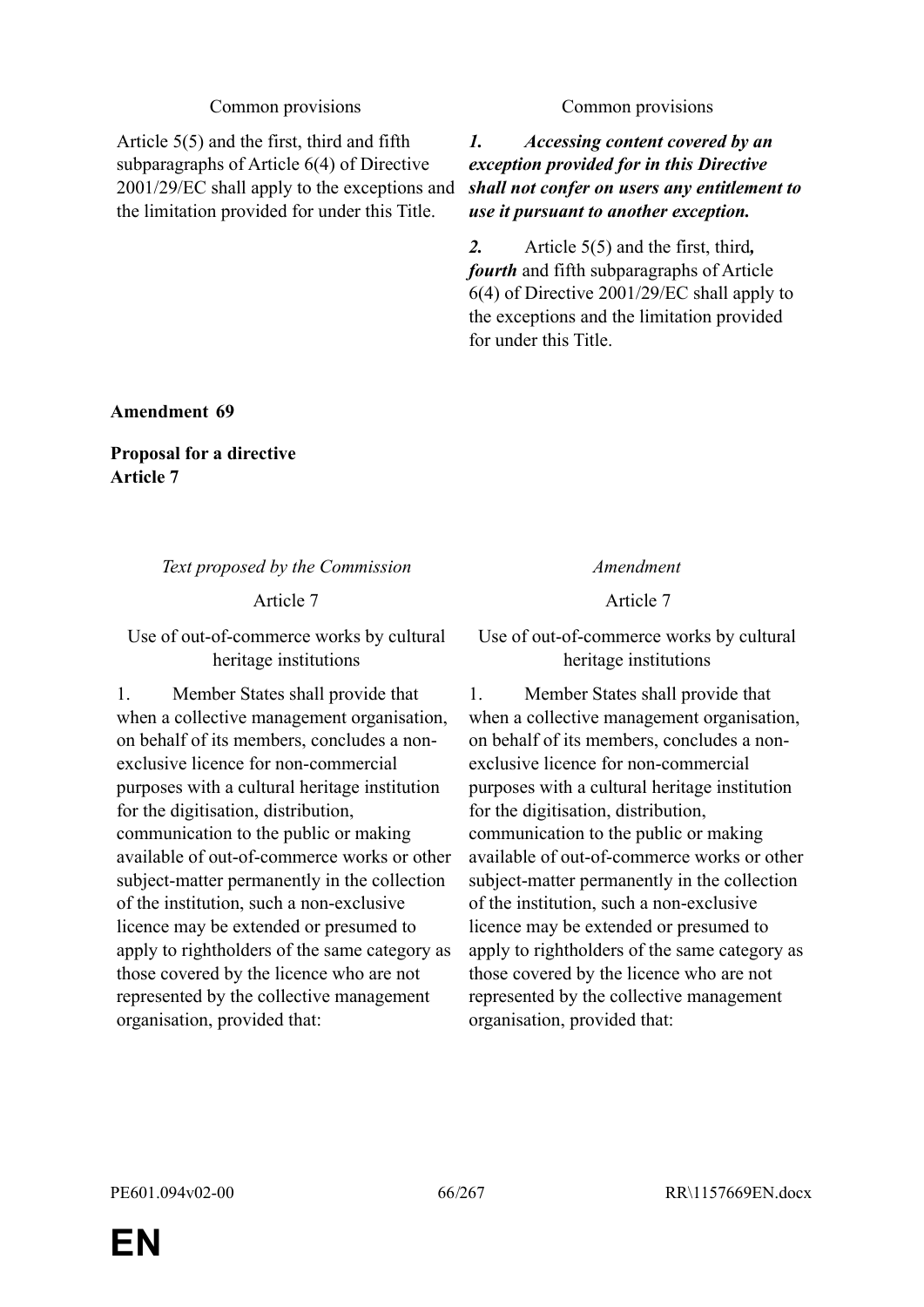| Common provisions | Common provisions |
|---|---|
| Article 5(5) and the first, third and fifth subparagraphs of Article 6(4) of Directive 2001/29/EC shall apply to the exceptions and the limitation provided for under this Title. | ***1. Accessing content covered by an exception provided for in this Directive shall not confer on users any entitlement to use it pursuant to another exception.*** |
| | ***2.*** Article 5(5) and the first, third***, fourth*** and fifth subparagraphs of Article 6(4) of Directive 2001/29/EC shall apply to the exceptions and the limitation provided for under this Title. |

**Amendment 69**

**Proposal for a directive**
**Article 7**

| *Text proposed by the Commission* | *Amendment* |
|---|---|
| Article 7 | Article 7 |
| Use of out-of-commerce works by cultural heritage institutions | Use of out-of-commerce works by cultural heritage institutions |
| 1. Member States shall provide that when a collective management organisation, on behalf of its members, concludes a non-exclusive licence for non-commercial purposes with a cultural heritage institution for the digitisation, distribution, communication to the public or making available of out-of-commerce works or other subject-matter permanently in the collection of the institution, such a non-exclusive licence may be extended or presumed to apply to rightholders of the same category as those covered by the licence who are not represented by the collective management organisation, provided that: | 1. Member States shall provide that when a collective management organisation, on behalf of its members, concludes a non-exclusive licence for non-commercial purposes with a cultural heritage institution for the digitisation, distribution, communication to the public or making available of out-of-commerce works or other subject-matter permanently in the collection of the institution, such a non-exclusive licence may be extended or presumed to apply to rightholders of the same category as those covered by the licence who are not represented by the collective management organisation, provided that: |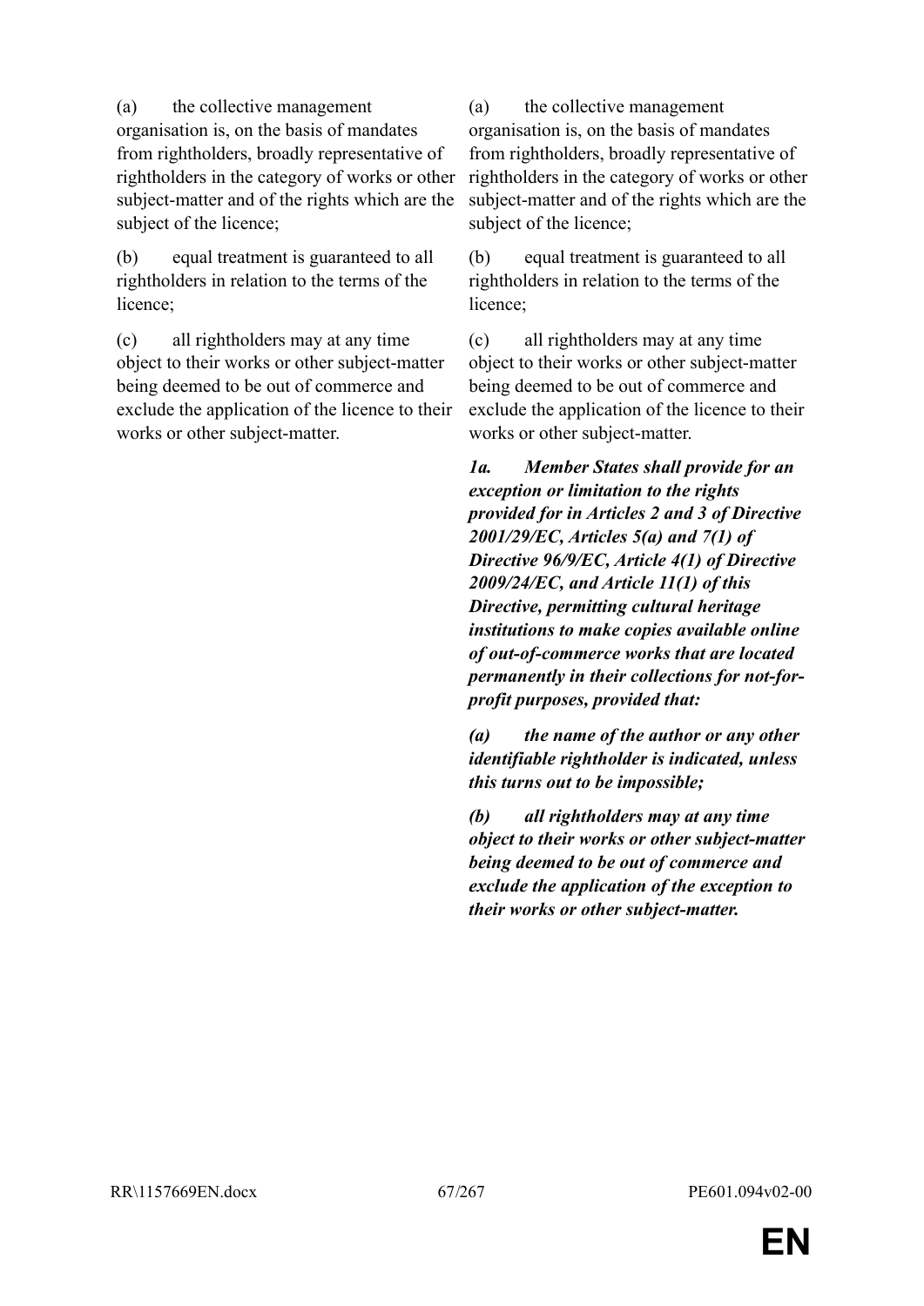| | |
|---|---|
| (a) the collective management organisation is, on the basis of mandates from rightholders, broadly representative of rightholders in the category of works or other subject-matter and of the rights which are the subject of the licence; | (a) the collective management organisation is, on the basis of mandates from rightholders, broadly representative of rightholders in the category of works or other subject-matter and of the rights which are the subject of the licence; |
| (b) equal treatment is guaranteed to all rightholders in relation to the terms of the licence; | (b) equal treatment is guaranteed to all rightholders in relation to the terms of the licence; |
| (c) all rightholders may at any time object to their works or other subject-matter being deemed to be out of commerce and exclude the application of the licence to their works or other subject-matter. | (c) all rightholders may at any time object to their works or other subject-matter being deemed to be out of commerce and exclude the application of the licence to their works or other subject-matter. |
| | ***1a. Member States shall provide for an exception or limitation to the rights provided for in Articles 2 and 3 of Directive 2001/29/EC, Articles 5(a) and 7(1) of Directive 96/9/EC, Article 4(1) of Directive 2009/24/EC, and Article 11(1) of this Directive, permitting cultural heritage institutions to make copies available online of out-of-commerce works that are located permanently in their collections for not-for-profit purposes, provided that:*** |
| | ***(a) the name of the author or any other identifiable rightholder is indicated, unless this turns out to be impossible;*** |
| | ***(b) all rightholders may at any time object to their works or other subject-matter being deemed to be out of commerce and exclude the application of the exception to their works or other subject-matter.*** |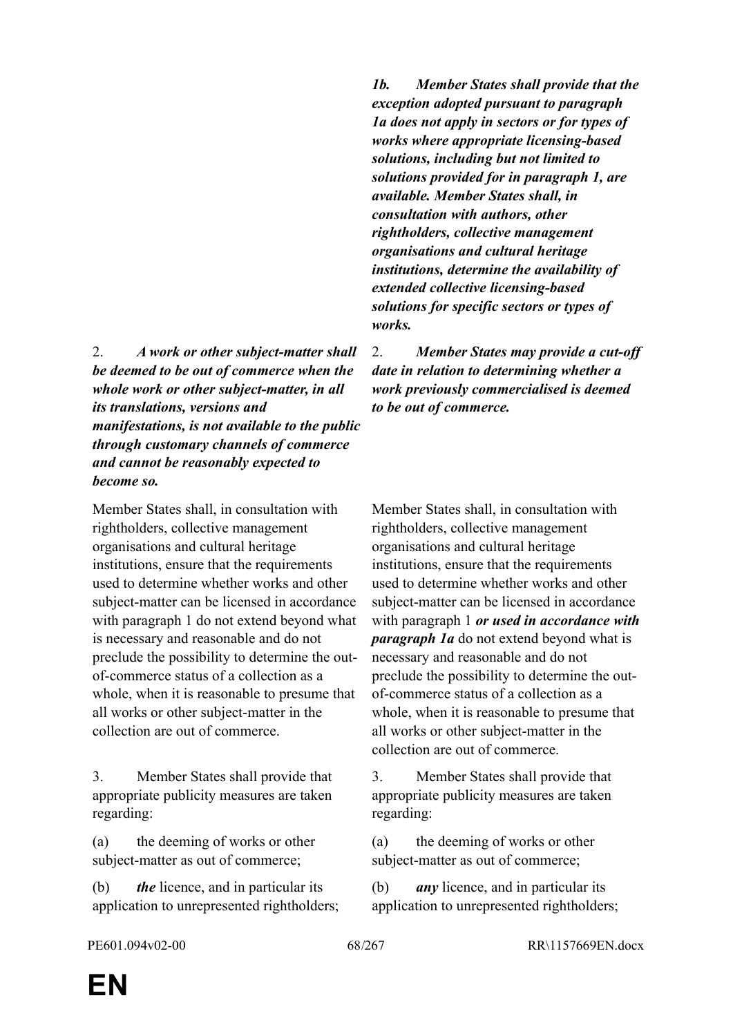| | |
|---|---|
| | ***1b. Member States shall provide that the exception adopted pursuant to paragraph 1a does not apply in sectors or for types of works where appropriate licensing-based solutions, including but not limited to solutions provided for in paragraph 1, are available. Member States shall, in consultation with authors, other rightholders, collective management organisations and cultural heritage institutions, determine the availability of extended collective licensing-based solutions for specific sectors or types of works.*** |
| 2. ***A work or other subject-matter shall be deemed to be out of commerce when the whole work or other subject-matter, in all its translations, versions and manifestations, is not available to the public through customary channels of commerce and cannot be reasonably expected to become so.*** | 2. ***Member States may provide a cut-off date in relation to determining whether a work previously commercialised is deemed to be out of commerce.*** |
| Member States shall, in consultation with rightholders, collective management organisations and cultural heritage institutions, ensure that the requirements used to determine whether works and other subject-matter can be licensed in accordance with paragraph 1 do not extend beyond what is necessary and reasonable and do not preclude the possibility to determine the out-of-commerce status of a collection as a whole, when it is reasonable to presume that all works or other subject-matter in the collection are out of commerce. | Member States shall, in consultation with rightholders, collective management organisations and cultural heritage institutions, ensure that the requirements used to determine whether works and other subject-matter can be licensed in accordance with paragraph 1 ***or used in accordance with paragraph 1a*** do not extend beyond what is necessary and reasonable and do not preclude the possibility to determine the out-of-commerce status of a collection as a whole, when it is reasonable to presume that all works or other subject-matter in the collection are out of commerce. |
| 3. Member States shall provide that appropriate publicity measures are taken regarding: | 3. Member States shall provide that appropriate publicity measures are taken regarding: |
| (a) the deeming of works or other subject-matter as out of commerce; | (a) the deeming of works or other subject-matter as out of commerce; |
| (b) ***the*** licence, and in particular its application to unrepresented rightholders; | (b) ***any*** licence, and in particular its application to unrepresented rightholders; |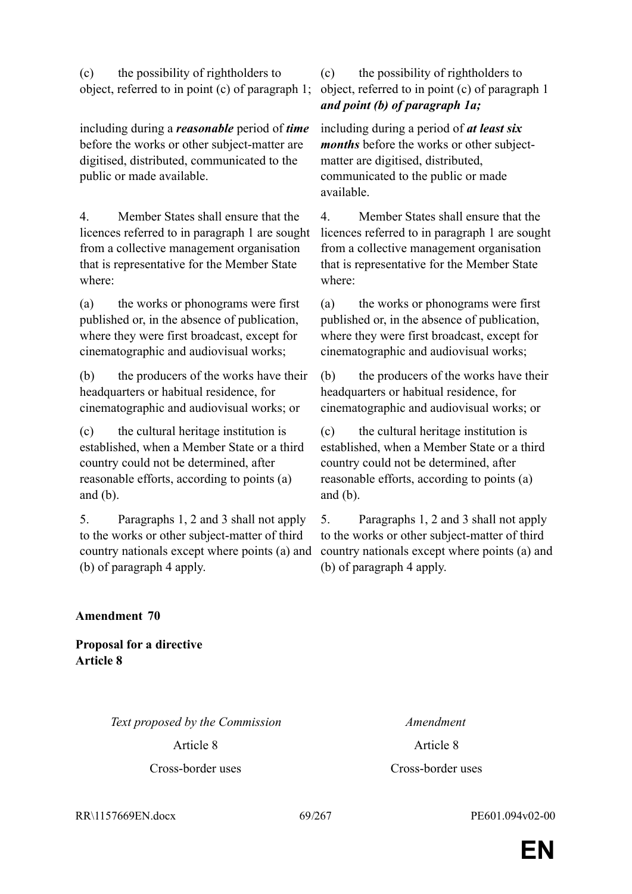| Text proposed by the Commission | Amendment |
|---|---|
| (c) the possibility of rightholders to object, referred to in point (c) of paragraph 1; | (c) the possibility of rightholders to object, referred to in point (c) of paragraph 1 ***and point (b) of paragraph 1a;*** |
| including during a ***reasonable*** period of ***time*** before the works or other subject-matter are digitised, distributed, communicated to the public or made available. | including during a period of ***at least six months*** before the works or other subject-matter are digitised, distributed, communicated to the public or made available. |
| 4. Member States shall ensure that the licences referred to in paragraph 1 are sought from a collective management organisation that is representative for the Member State where: | 4. Member States shall ensure that the licences referred to in paragraph 1 are sought from a collective management organisation that is representative for the Member State where: |
| (a) the works or phonograms were first published or, in the absence of publication, where they were first broadcast, except for cinematographic and audiovisual works; | (a) the works or phonograms were first published or, in the absence of publication, where they were first broadcast, except for cinematographic and audiovisual works; |
| (b) the producers of the works have their headquarters or habitual residence, for cinematographic and audiovisual works; or | (b) the producers of the works have their headquarters or habitual residence, for cinematographic and audiovisual works; or |
| (c) the cultural heritage institution is established, when a Member State or a third country could not be determined, after reasonable efforts, according to points (a) and (b). | (c) the cultural heritage institution is established, when a Member State or a third country could not be determined, after reasonable efforts, according to points (a) and (b). |
| 5. Paragraphs 1, 2 and 3 shall not apply to the works or other subject-matter of third country nationals except where points (a) and (b) of paragraph 4 apply. | 5. Paragraphs 1, 2 and 3 shall not apply to the works or other subject-matter of third country nationals except where points (a) and (b) of paragraph 4 apply. |

**Amendment 70**

**Proposal for a directive**
**Article 8**

| *Text proposed by the Commission* | *Amendment* |
|---|---|
| Article 8 | Article 8 |
| Cross-border uses | Cross-border uses |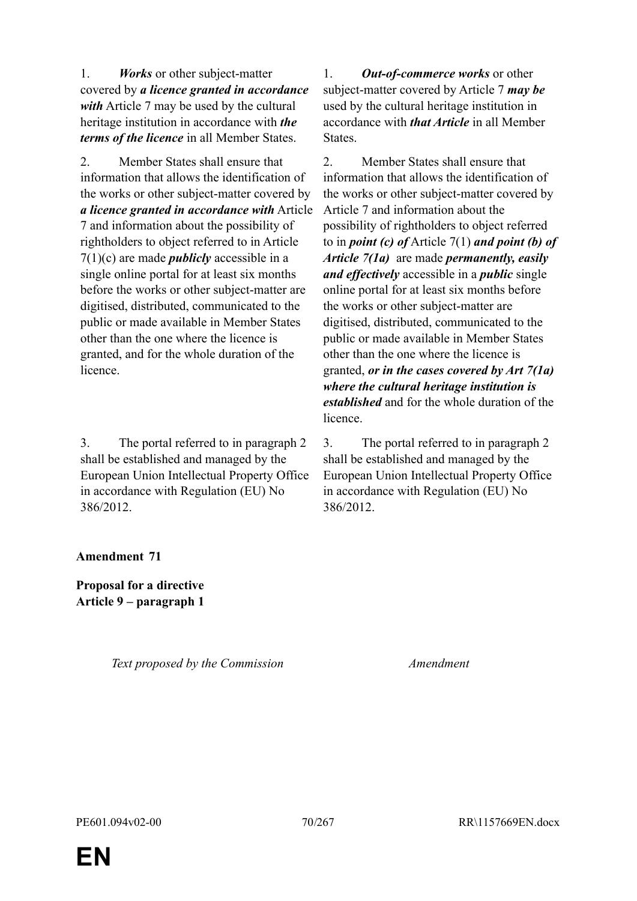| Text proposed by the Commission | Amendment |
| --- | --- |
| 1. ***Works*** or other subject-matter covered by ***a licence granted in accordance with*** Article 7 may be used by the cultural heritage institution in accordance with ***the terms of the licence*** in all Member States. | 1. ***Out-of-commerce works*** or other subject-matter covered by Article 7 ***may be*** used by the cultural heritage institution in accordance with ***that Article*** in all Member States. |
| 2. Member States shall ensure that information that allows the identification of the works or other subject-matter covered by ***a licence granted in accordance with*** Article 7 and information about the possibility of rightholders to object referred to in Article 7(1)(c) are made ***publicly*** accessible in a single online portal for at least six months before the works or other subject-matter are digitised, distributed, communicated to the public or made available in Member States other than the one where the licence is granted, and for the whole duration of the licence. | 2. Member States shall ensure that information that allows the identification of the works or other subject-matter covered by Article 7 and information about the possibility of rightholders to object referred to in ***point (c) of*** Article 7(1) ***and point (b) of Article 7(1a)*** are made ***permanently, easily and effectively*** accessible in a ***public*** single online portal for at least six months before the works or other subject-matter are digitised, distributed, communicated to the public or made available in Member States other than the one where the licence is granted, ***or in the cases covered by Art 7(1a) where the cultural heritage institution is established*** and for the whole duration of the licence. |
| 3. The portal referred to in paragraph 2 shall be established and managed by the European Union Intellectual Property Office in accordance with Regulation (EU) No 386/2012. | 3. The portal referred to in paragraph 2 shall be established and managed by the European Union Intellectual Property Office in accordance with Regulation (EU) No 386/2012. |

**Amendment 71**

**Proposal for a directive**
**Article 9 – paragraph 1**

| *Text proposed by the Commission* | *Amendment* |
| --- | --- |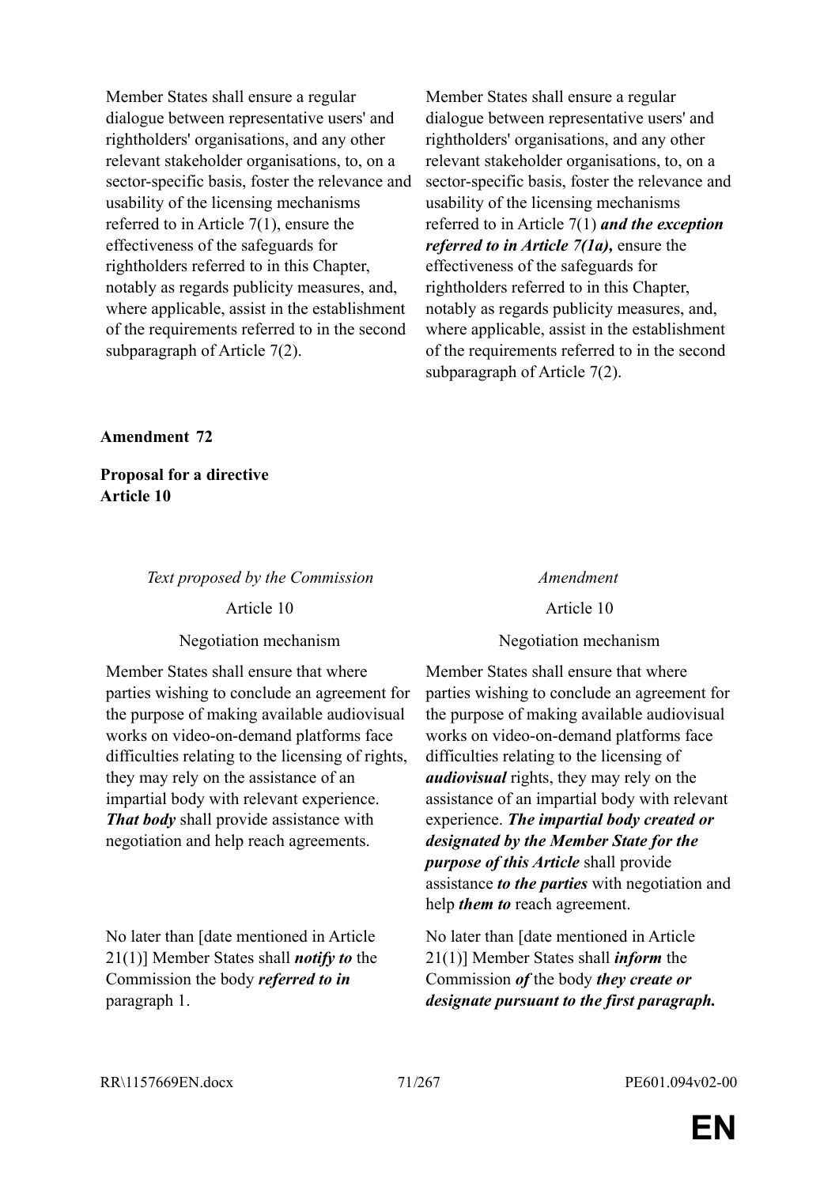| | |
|---|---|
| Member States shall ensure a regular dialogue between representative users' and rightholders' organisations, and any other relevant stakeholder organisations, to, on a sector-specific basis, foster the relevance and usability of the licensing mechanisms referred to in Article 7(1), ensure the effectiveness of the safeguards for rightholders referred to in this Chapter, notably as regards publicity measures, and, where applicable, assist in the establishment of the requirements referred to in the second subparagraph of Article 7(2). | Member States shall ensure a regular dialogue between representative users' and rightholders' organisations, and any other relevant stakeholder organisations, to, on a sector-specific basis, foster the relevance and usability of the licensing mechanisms referred to in Article 7(1) ***and the exception referred to in Article 7(1a),*** ensure the effectiveness of the safeguards for rightholders referred to in this Chapter, notably as regards publicity measures, and, where applicable, assist in the establishment of the requirements referred to in the second subparagraph of Article 7(2). |

**Amendment 72**

**Proposal for a directive**
**Article 10**

| *Text proposed by the Commission* | *Amendment* |
|---|---|
| Article 10 | Article 10 |
| Negotiation mechanism | Negotiation mechanism |
| Member States shall ensure that where parties wishing to conclude an agreement for the purpose of making available audiovisual works on video-on-demand platforms face difficulties relating to the licensing of rights, they may rely on the assistance of an impartial body with relevant experience. ***That body*** shall provide assistance with negotiation and help reach agreements. | Member States shall ensure that where parties wishing to conclude an agreement for the purpose of making available audiovisual works on video-on-demand platforms face difficulties relating to the licensing of ***audiovisual*** rights, they may rely on the assistance of an impartial body with relevant experience. ***The impartial body created or designated by the Member State for the purpose of this Article*** shall provide assistance ***to the parties*** with negotiation and help ***them to*** reach agreement. |
| No later than [date mentioned in Article 21(1)] Member States shall ***notify to*** the Commission the body ***referred to in*** paragraph 1. | No later than [date mentioned in Article 21(1)] Member States shall ***inform*** the Commission ***of*** the body ***they create or designate pursuant to the first paragraph.*** |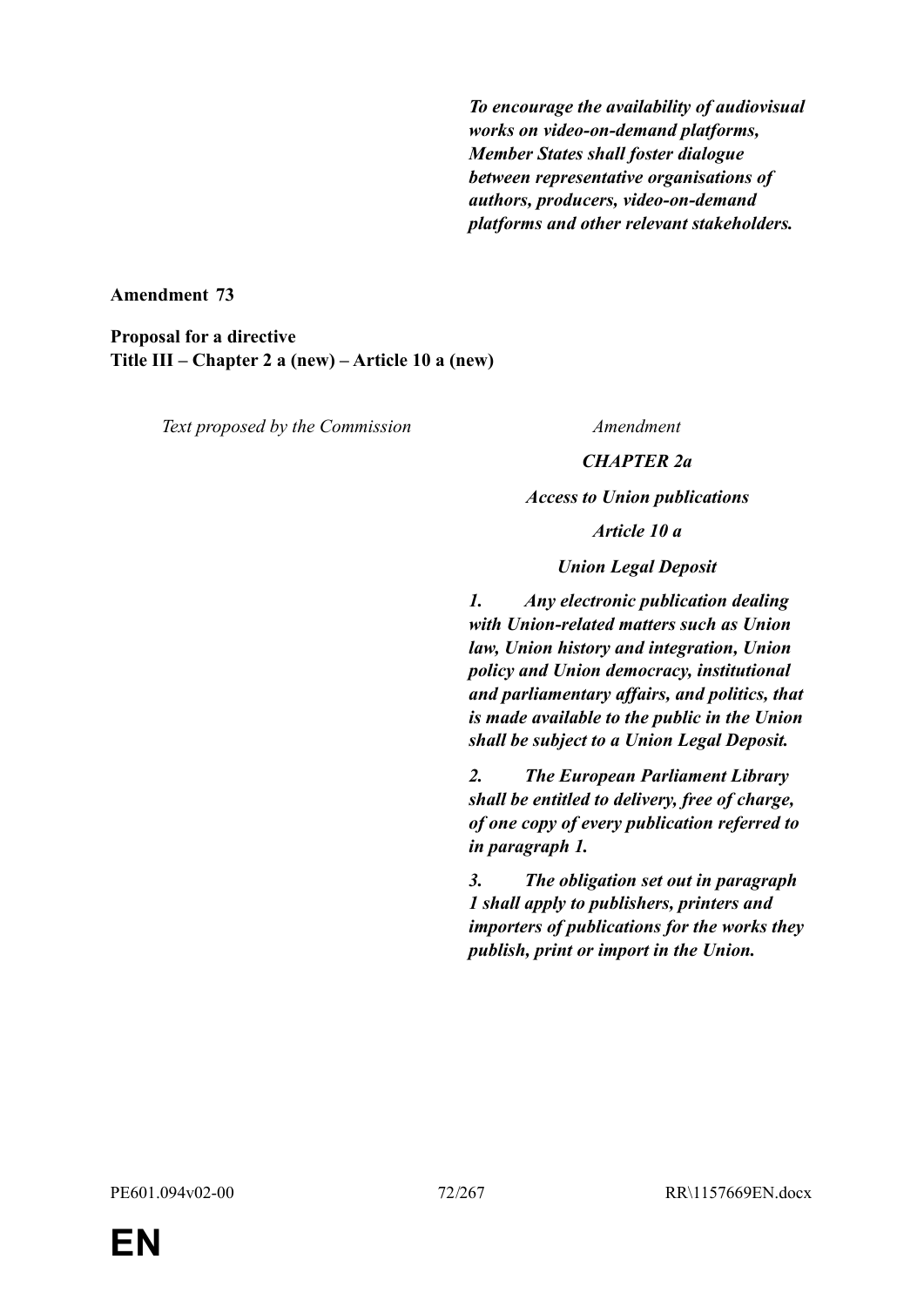| | |
|---|---|
| | ***To encourage the availability of audiovisual works on video-on-demand platforms, Member States shall foster dialogue between representative organisations of authors, producers, video-on-demand platforms and other relevant stakeholders.*** |

**Amendment 73**

**Proposal for a directive**
**Title III – Chapter 2 a (new) – Article 10 a (new)**

| *Text proposed by the Commission* | *Amendment* |
|---|---|
| | ***CHAPTER 2a*** |
| | ***Access to Union publications*** |
| | ***Article 10 a*** |
| | ***Union Legal Deposit*** |
| | ***1. Any electronic publication dealing with Union-related matters such as Union law, Union history and integration, Union policy and Union democracy, institutional and parliamentary affairs, and politics, that is made available to the public in the Union shall be subject to a Union Legal Deposit.*** |
| | ***2. The European Parliament Library shall be entitled to delivery, free of charge, of one copy of every publication referred to in paragraph 1.*** |
| | ***3. The obligation set out in paragraph 1 shall apply to publishers, printers and importers of publications for the works they publish, print or import in the Union.*** |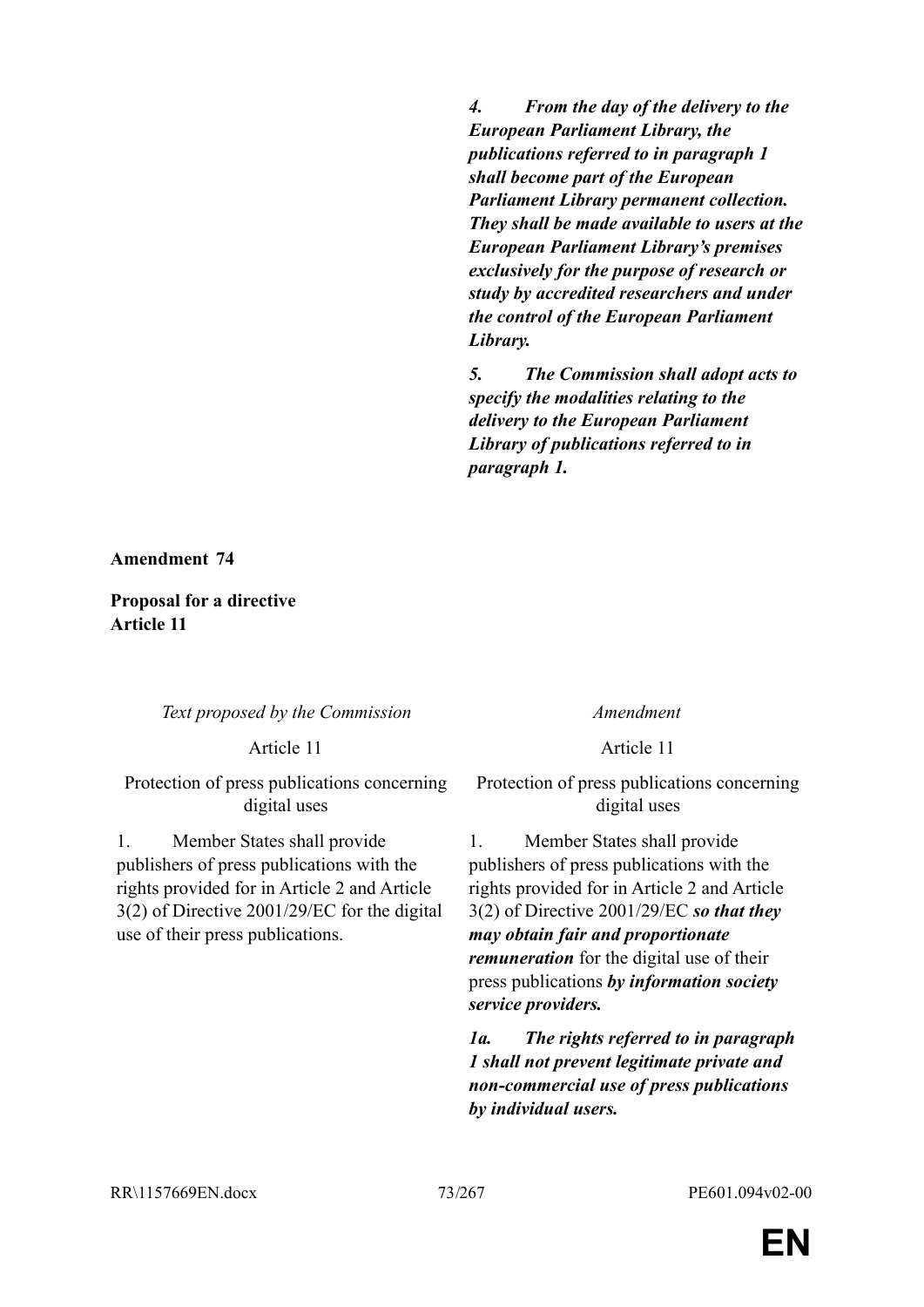| | |
|---|---|
| | ***4. From the day of the delivery to the European Parliament Library, the publications referred to in paragraph 1 shall become part of the European Parliament Library permanent collection. They shall be made available to users at the European Parliament Library's premises exclusively for the purpose of research or study by accredited researchers and under the control of the European Parliament Library.*** |
| | ***5. The Commission shall adopt acts to specify the modalities relating to the delivery to the European Parliament Library of publications referred to in paragraph 1.*** |

**Amendment 74**

**Proposal for a directive**
**Article 11**

| *Text proposed by the Commission* | *Amendment* |
|---|---|
| Article 11 | Article 11 |
| Protection of press publications concerning digital uses | Protection of press publications concerning digital uses |
| 1. Member States shall provide publishers of press publications with the rights provided for in Article 2 and Article 3(2) of Directive 2001/29/EC for the digital use of their press publications. | 1. Member States shall provide publishers of press publications with the rights provided for in Article 2 and Article 3(2) of Directive 2001/29/EC ***so that they may obtain fair and proportionate remuneration*** for the digital use of their press publications ***by information society service providers.*** |
| | ***1a. The rights referred to in paragraph 1 shall not prevent legitimate private and non-commercial use of press publications by individual users.*** |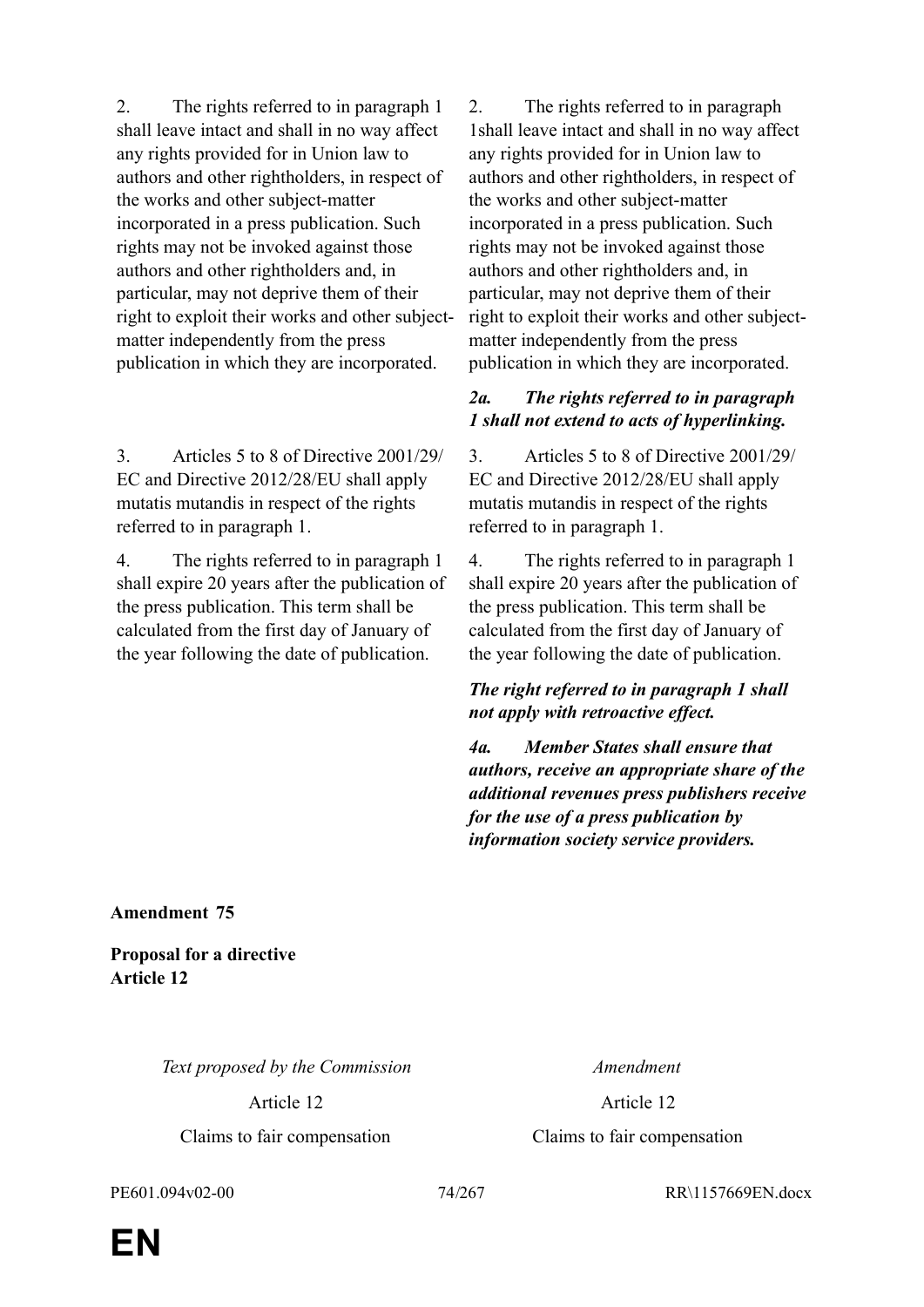| | |
|---|---|
| 2. The rights referred to in paragraph 1 shall leave intact and shall in no way affect any rights provided for in Union law to authors and other rightholders, in respect of the works and other subject-matter incorporated in a press publication. Such rights may not be invoked against those authors and other rightholders and, in particular, may not deprive them of their right to exploit their works and other subject-matter independently from the press publication in which they are incorporated. | 2. The rights referred to in paragraph 1shall leave intact and shall in no way affect any rights provided for in Union law to authors and other rightholders, in respect of the works and other subject-matter incorporated in a press publication. Such rights may not be invoked against those authors and other rightholders and, in particular, may not deprive them of their right to exploit their works and other subject-matter independently from the press publication in which they are incorporated. |
| | ***2a. The rights referred to in paragraph 1 shall not extend to acts of hyperlinking.*** |
| 3. Articles 5 to 8 of Directive 2001/29/EC and Directive 2012/28/EU shall apply mutatis mutandis in respect of the rights referred to in paragraph 1. | 3. Articles 5 to 8 of Directive 2001/29/EC and Directive 2012/28/EU shall apply mutatis mutandis in respect of the rights referred to in paragraph 1. |
| 4. The rights referred to in paragraph 1 shall expire 20 years after the publication of the press publication. This term shall be calculated from the first day of January of the year following the date of publication. | 4. The rights referred to in paragraph 1 shall expire 20 years after the publication of the press publication. This term shall be calculated from the first day of January of the year following the date of publication. |
| | ***The right referred to in paragraph 1 shall not apply with retroactive effect.*** |
| | ***4a. Member States shall ensure that authors, receive an appropriate share of the additional revenues press publishers receive for the use of a press publication by information society service providers.*** |

**Amendment 75**

**Proposal for a directive**
**Article 12**

| *Text proposed by the Commission* | *Amendment* |
|---|---|
| Article 12 | Article 12 |
| Claims to fair compensation | Claims to fair compensation |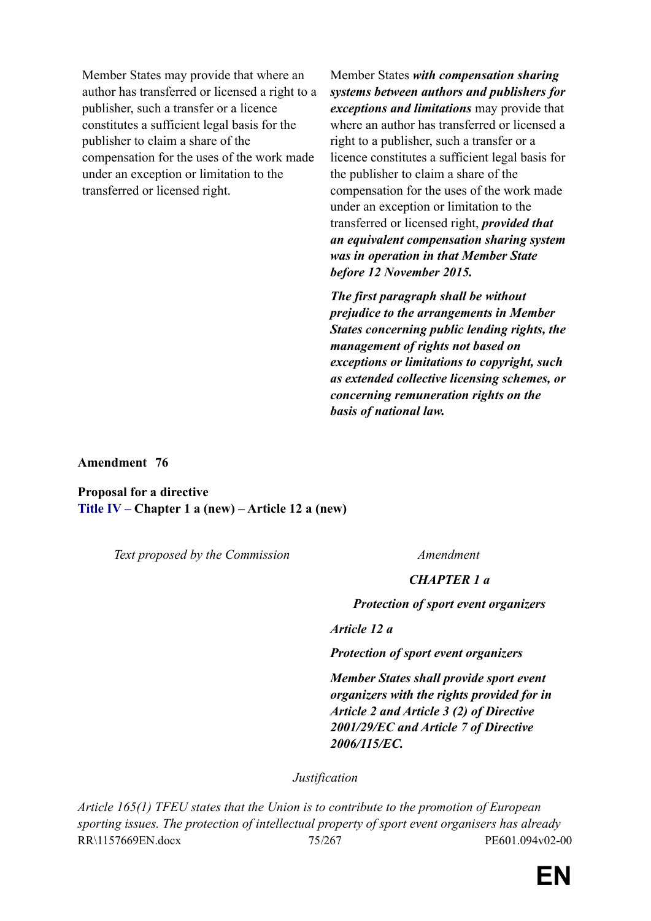| | |
|---|---|
| Member States may provide that where an author has transferred or licensed a right to a publisher, such a transfer or a licence constitutes a sufficient legal basis for the publisher to claim a share of the compensation for the uses of the work made under an exception or limitation to the transferred or licensed right. | Member States ***with compensation sharing systems between authors and publishers for exceptions and limitations*** may provide that where an author has transferred or licensed a right to a publisher, such a transfer or a licence constitutes a sufficient legal basis for the publisher to claim a share of the compensation for the uses of the work made under an exception or limitation to the transferred or licensed right, ***provided that an equivalent compensation sharing system was in operation in that Member State before 12 November 2015.*** |
| | ***The first paragraph shall be without prejudice to the arrangements in Member States concerning public lending rights, the management of rights not based on exceptions or limitations to copyright, such as extended collective licensing schemes, or concerning remuneration rights on the basis of national law.*** |

**Amendment 76**

**Proposal for a directive**
**Title IV – Chapter 1 a (new) – Article 12 a (new)**

| *Text proposed by the Commission* | *Amendment* |
|---|---|
| | ***CHAPTER 1 a*** |
| | ***Protection of sport event organizers*** |
| | ***Article 12 a*** |
| | ***Protection of sport event organizers*** |
| | ***Member States shall provide sport event organizers with the rights provided for in Article 2 and Article 3 (2) of Directive 2001/29/EC and Article 7 of Directive 2006/115/EC.*** |

*Justification*

*Article 165(1) TFEU states that the Union is to contribute to the promotion of European sporting issues. The protection of intellectual property of sport event organisers has already*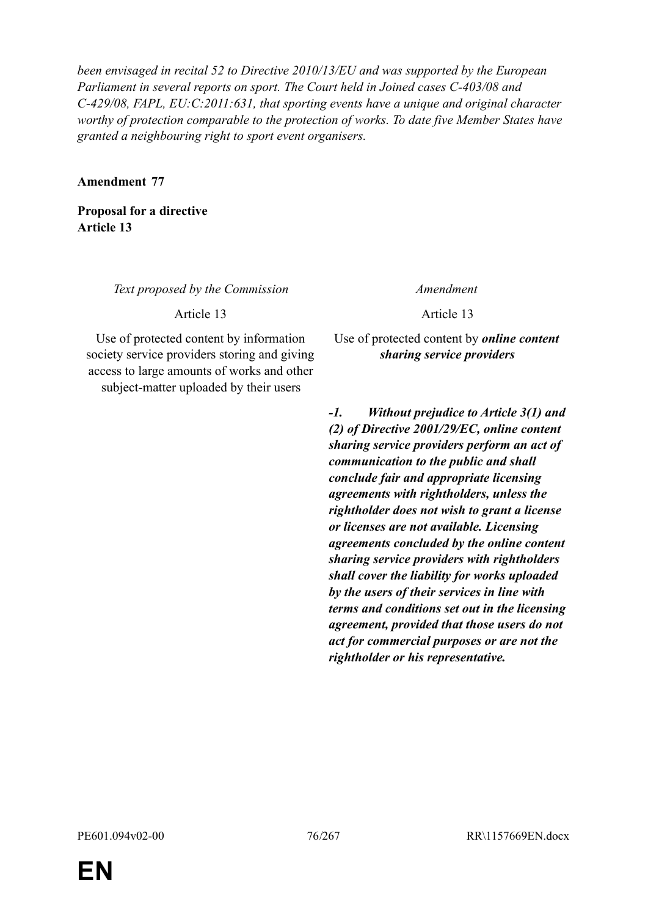*been envisaged in recital 52 to Directive 2010/13/EU and was supported by the European Parliament in several reports on sport. The Court held in Joined cases C-403/08 and C-429/08, FAPL, EU:C:2011:631, that sporting events have a unique and original character worthy of protection comparable to the protection of works. To date five Member States have granted a neighbouring right to sport event organisers.*

**Amendment 77**

**Proposal for a directive**
**Article 13**

| *Text proposed by the Commission* | *Amendment* |
|---|---|
| Article 13 | Article 13 |
| Use of protected content by information society service providers storing and giving access to large amounts of works and other subject-matter uploaded by their users | Use of protected content by ***online content sharing service providers*** |
| | ***-1. Without prejudice to Article 3(1) and (2) of Directive 2001/29/EC, online content sharing service providers perform an act of communication to the public and shall conclude fair and appropriate licensing agreements with rightholders, unless the rightholder does not wish to grant a license or licenses are not available. Licensing agreements concluded by the online content sharing service providers with rightholders shall cover the liability for works uploaded by the users of their services in line with terms and conditions set out in the licensing agreement, provided that those users do not act for commercial purposes or are not the rightholder or his representative.*** |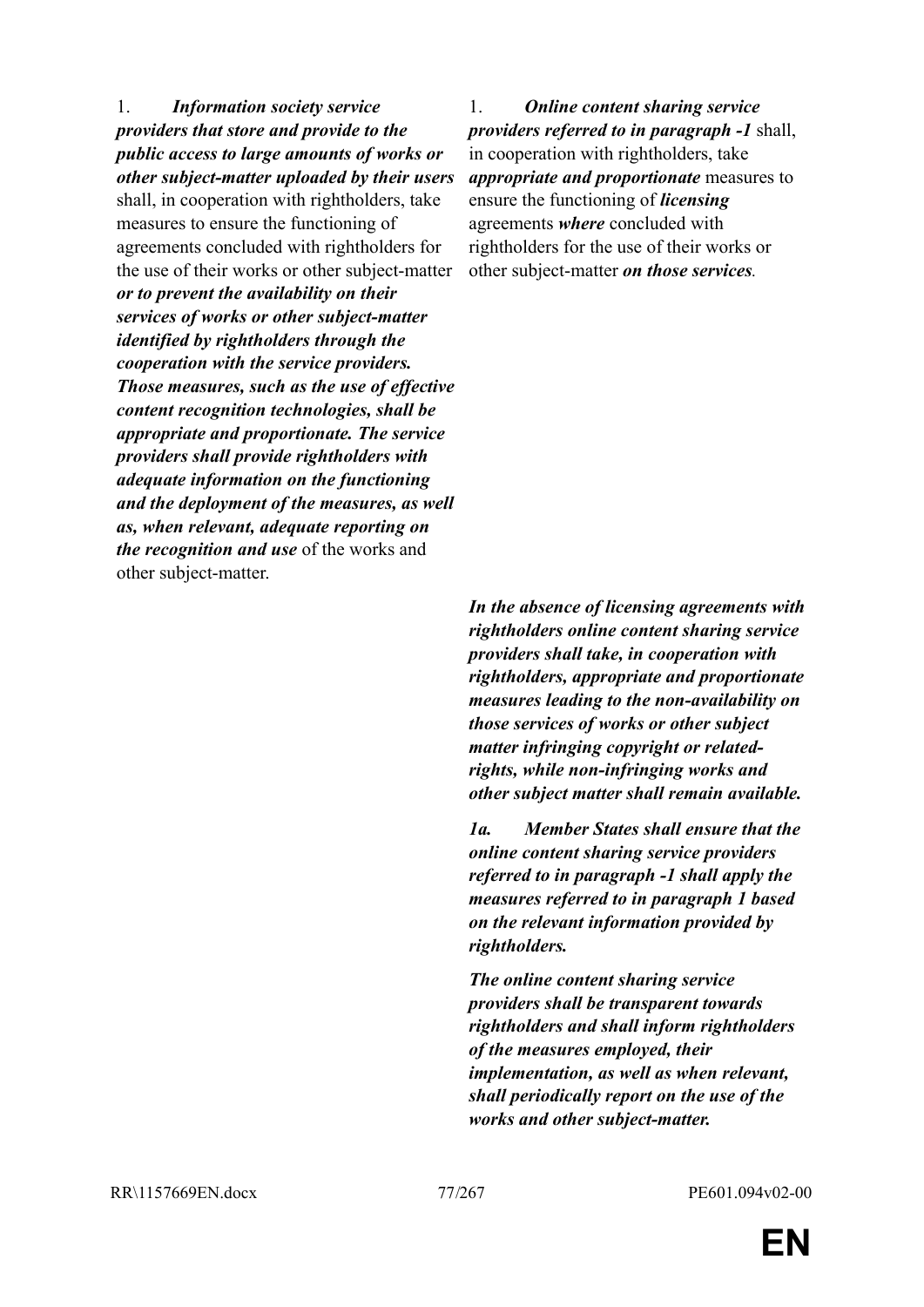| | |
|---|---|
| 1. ***Information society service providers that store and provide to the public access to large amounts of works or other subject-matter uploaded by their users*** shall, in cooperation with rightholders, take measures to ensure the functioning of agreements concluded with rightholders for the use of their works or other subject-matter ***or to prevent the availability on their services of works or other subject-matter identified by rightholders through the cooperation with the service providers. Those measures, such as the use of effective content recognition technologies, shall be appropriate and proportionate. The service providers shall provide rightholders with adequate information on the functioning and the deployment of the measures, as well as, when relevant, adequate reporting on the recognition and use*** of the works and other subject-matter. | 1. ***Online content sharing service providers referred to in paragraph -1*** shall, in cooperation with rightholders, take ***appropriate and proportionate*** measures to ensure the functioning of ***licensing*** agreements ***where*** concluded with rightholders for the use of their works or other subject-matter ***on those services.*** |
| | ***In the absence of licensing agreements with rightholders online content sharing service providers shall take, in cooperation with rightholders, appropriate and proportionate measures leading to the non-availability on those services of works or other subject matter infringing copyright or related-rights, while non-infringing works and other subject matter shall remain available.*** |
| | ***1a. Member States shall ensure that the online content sharing service providers referred to in paragraph -1 shall apply the measures referred to in paragraph 1 based on the relevant information provided by rightholders.*** |
| | ***The online content sharing service providers shall be transparent towards rightholders and shall inform rightholders of the measures employed, their implementation, as well as when relevant, shall periodically report on the use of the works and other subject-matter.*** |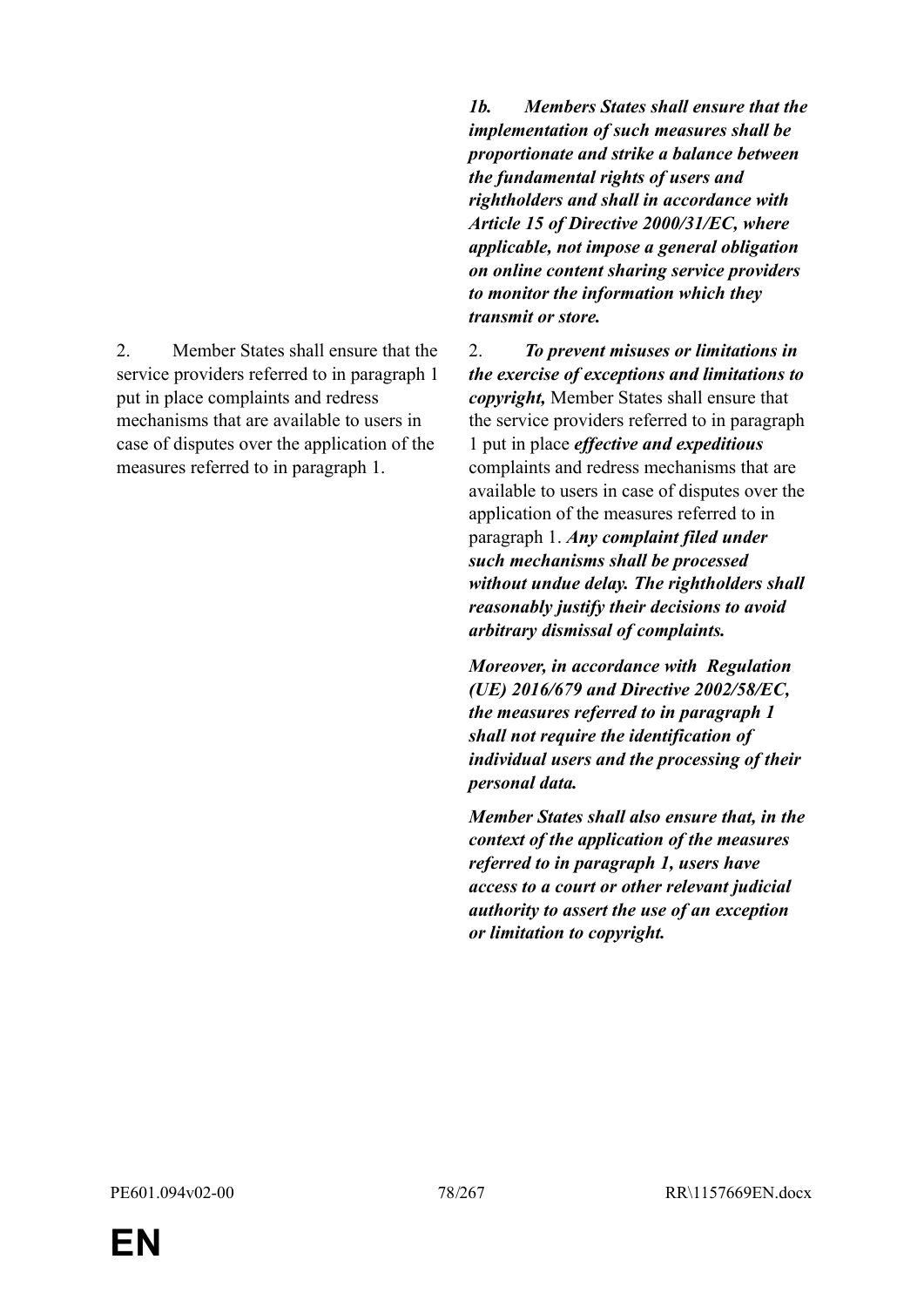| | |
|---|---|
| | ***1b. Members States shall ensure that the implementation of such measures shall be proportionate and strike a balance between the fundamental rights of users and rightholders and shall in accordance with Article 15 of Directive 2000/31/EC, where applicable, not impose a general obligation on online content sharing service providers to monitor the information which they transmit or store.*** |
| 2. Member States shall ensure that the service providers referred to in paragraph 1 put in place complaints and redress mechanisms that are available to users in case of disputes over the application of the measures referred to in paragraph 1. | 2. ***To prevent misuses or limitations in the exercise of exceptions and limitations to copyright,*** Member States shall ensure that the service providers referred to in paragraph 1 put in place ***effective and expeditious*** complaints and redress mechanisms that are available to users in case of disputes over the application of the measures referred to in paragraph 1. ***Any complaint filed under such mechanisms shall be processed without undue delay. The rightholders shall reasonably justify their decisions to avoid arbitrary dismissal of complaints.*** |
| | ***Moreover, in accordance with Regulation (UE) 2016/679 and Directive 2002/58/EC, the measures referred to in paragraph 1 shall not require the identification of individual users and the processing of their personal data.*** |
| | ***Member States shall also ensure that, in the context of the application of the measures referred to in paragraph 1, users have access to a court or other relevant judicial authority to assert the use of an exception or limitation to copyright.*** |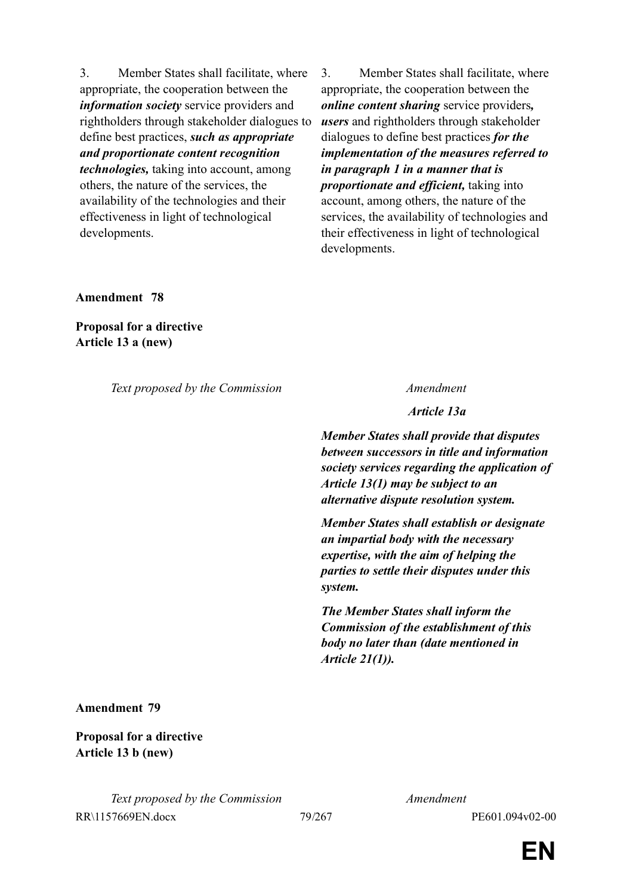| | |
|---|---|
| 3. Member States shall facilitate, where appropriate, the cooperation between the ***information society*** service providers and rightholders through stakeholder dialogues to define best practices, ***such as appropriate and proportionate content recognition technologies,*** taking into account, among others, the nature of the services, the availability of the technologies and their effectiveness in light of technological developments. | 3. Member States shall facilitate, where appropriate, the cooperation between the ***online content sharing*** service providers***, users*** and rightholders through stakeholder dialogues to define best practices ***for the implementation of the measures referred to in paragraph 1 in a manner that is proportionate and efficient,*** taking into account, among others, the nature of the services, the availability of technologies and their effectiveness in light of technological developments. |

**Amendment 78**

**Proposal for a directive**
**Article 13 a (new)**

| *Text proposed by the Commission* | *Amendment* |
|---|---|
| | ***Article 13a*** |
| | ***Member States shall provide that disputes between successors in title and information society services regarding the application of Article 13(1) may be subject to an alternative dispute resolution system.*** |
| | ***Member States shall establish or designate an impartial body with the necessary expertise, with the aim of helping the parties to settle their disputes under this system.*** |
| | ***The Member States shall inform the Commission of the establishment of this body no later than (date mentioned in Article 21(1)).*** |

**Amendment 79**

**Proposal for a directive**
**Article 13 b (new)**

| *Text proposed by the Commission* | *Amendment* |
|---|---|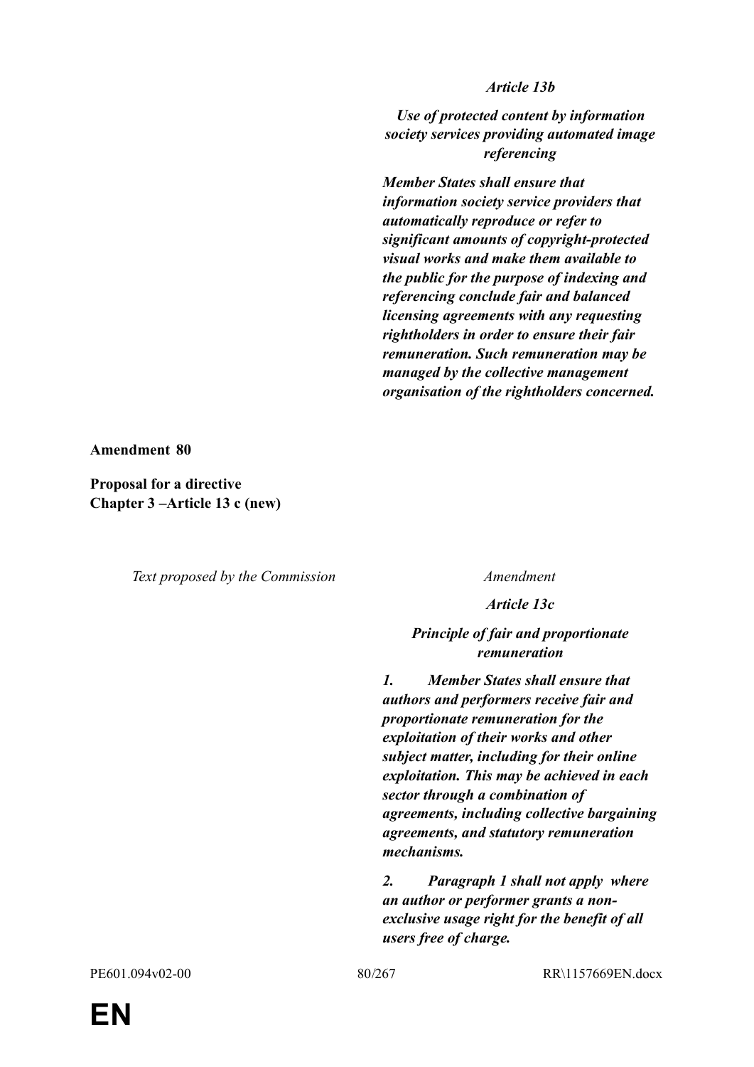*Article 13b*

***Use of protected content by information society services providing automated image referencing***

***Member States shall ensure that information society service providers that automatically reproduce or refer to significant amounts of copyright-protected visual works and make them available to the public for the purpose of indexing and referencing conclude fair and balanced licensing agreements with any requesting rightholders in order to ensure their fair remuneration. Such remuneration may be managed by the collective management organisation of the rightholders concerned.***

**Amendment 80**

**Proposal for a directive**
**Chapter 3 –Article 13 c (new)**

| *Text proposed by the Commission* | *Amendment* |
|---|---|
| | *Article 13c* |
| | ***Principle of fair and proportionate remuneration*** |
| | ***1. Member States shall ensure that authors and performers receive fair and proportionate remuneration for the exploitation of their works and other subject matter, including for their online exploitation. This may be achieved in each sector through a combination of agreements, including collective bargaining agreements, and statutory remuneration mechanisms.*** |
| | ***2. Paragraph 1 shall not apply where an author or performer grants a non-exclusive usage right for the benefit of all users free of charge.*** |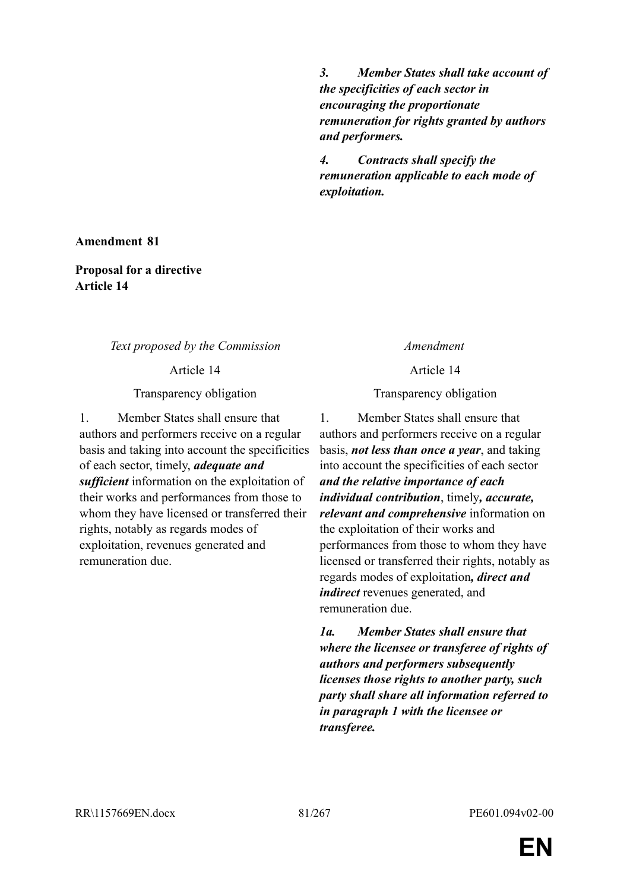***3. Member States shall take account of the specificities of each sector in encouraging the proportionate remuneration for rights granted by authors and performers.***

***4. Contracts shall specify the remuneration applicable to each mode of exploitation.***

**Amendment 81**

**Proposal for a directive**
**Article 14**

| *Text proposed by the Commission* | *Amendment* |
|---|---|
| Article 14 | Article 14 |
| Transparency obligation | Transparency obligation |
| 1. Member States shall ensure that authors and performers receive on a regular basis and taking into account the specificities of each sector, timely, ***adequate and sufficient*** information on the exploitation of their works and performances from those to whom they have licensed or transferred their rights, notably as regards modes of exploitation, revenues generated and remuneration due. | 1. Member States shall ensure that authors and performers receive on a regular basis, ***not less than once a year***, and taking into account the specificities of each sector ***and the relative importance of each individual contribution***, timely***, accurate, relevant and comprehensive*** information on the exploitation of their works and performances from those to whom they have licensed or transferred their rights, notably as regards modes of exploitation***, direct and indirect*** revenues generated, and remuneration due. |
| | ***1a. Member States shall ensure that where the licensee or transferee of rights of authors and performers subsequently licenses those rights to another party, such party shall share all information referred to in paragraph 1 with the licensee or transferee.*** |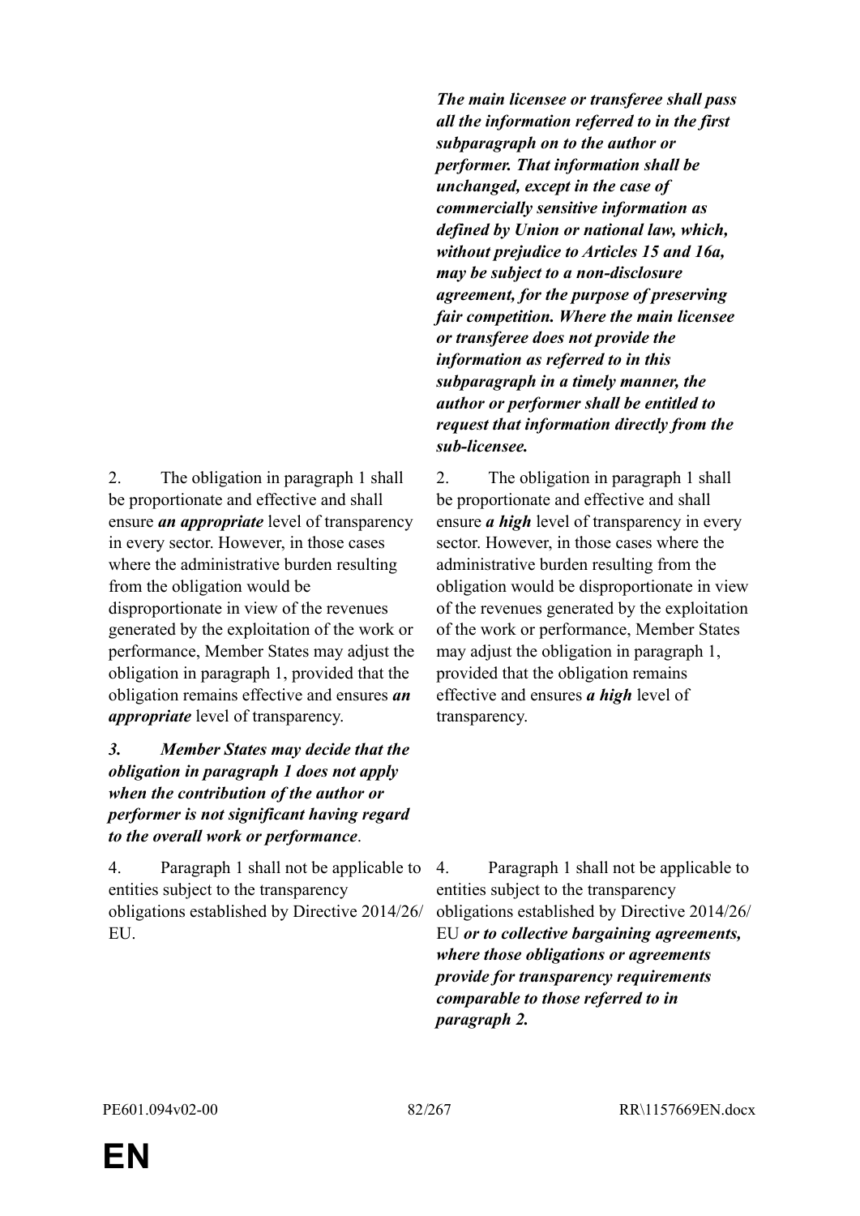| | |
|---|---|
| | ***The main licensee or transferee shall pass all the information referred to in the first subparagraph on to the author or performer. That information shall be unchanged, except in the case of commercially sensitive information as defined by Union or national law, which, without prejudice to Articles 15 and 16a, may be subject to a non-disclosure agreement, for the purpose of preserving fair competition. Where the main licensee or transferee does not provide the information as referred to in this subparagraph in a timely manner, the author or performer shall be entitled to request that information directly from the sub-licensee.*** |
| 2. The obligation in paragraph 1 shall be proportionate and effective and shall ensure ***an appropriate*** level of transparency in every sector. However, in those cases where the administrative burden resulting from the obligation would be disproportionate in view of the revenues generated by the exploitation of the work or performance, Member States may adjust the obligation in paragraph 1, provided that the obligation remains effective and ensures ***an appropriate*** level of transparency. | 2. The obligation in paragraph 1 shall be proportionate and effective and shall ensure ***a high*** level of transparency in every sector. However, in those cases where the administrative burden resulting from the obligation would be disproportionate in view of the revenues generated by the exploitation of the work or performance, Member States may adjust the obligation in paragraph 1, provided that the obligation remains effective and ensures ***a high*** level of transparency. |
| ***3. Member States may decide that the obligation in paragraph 1 does not apply when the contribution of the author or performer is not significant having regard to the overall work or performance***. | |
| 4. Paragraph 1 shall not be applicable to entities subject to the transparency obligations established by Directive 2014/26/EU. | 4. Paragraph 1 shall not be applicable to entities subject to the transparency obligations established by Directive 2014/26/EU ***or to collective bargaining agreements, where those obligations or agreements provide for transparency requirements comparable to those referred to in paragraph 2.*** |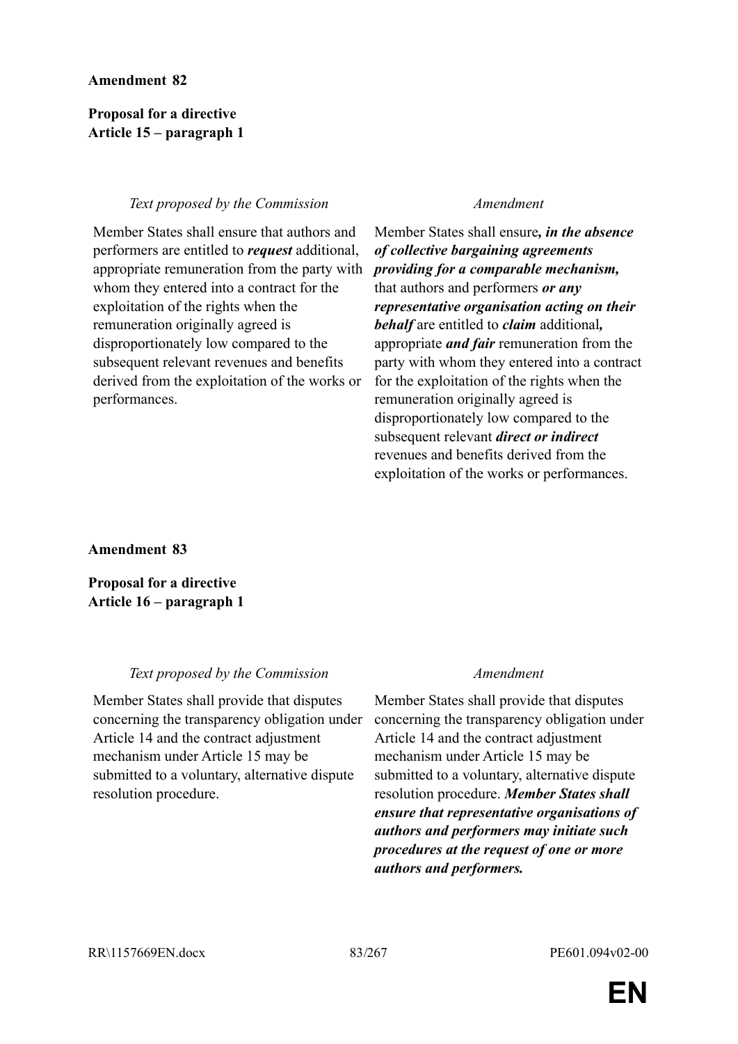**Amendment 82**

**Proposal for a directive**
**Article 15 – paragraph 1**

| *Text proposed by the Commission* | *Amendment* |
| --- | --- |
| Member States shall ensure that authors and performers are entitled to ***request*** additional, appropriate remuneration from the party with whom they entered into a contract for the exploitation of the rights when the remuneration originally agreed is disproportionately low compared to the subsequent relevant revenues and benefits derived from the exploitation of the works or performances. | Member States shall ensure***, in the absence of collective bargaining agreements providing for a comparable mechanism,*** that authors and performers ***or any representative organisation acting on their behalf*** are entitled to ***claim*** additional***,*** appropriate ***and fair*** remuneration from the party with whom they entered into a contract for the exploitation of the rights when the remuneration originally agreed is disproportionately low compared to the subsequent relevant ***direct or indirect*** revenues and benefits derived from the exploitation of the works or performances. |

**Amendment 83**

**Proposal for a directive**
**Article 16 – paragraph 1**

| *Text proposed by the Commission* | *Amendment* |
| --- | --- |
| Member States shall provide that disputes concerning the transparency obligation under Article 14 and the contract adjustment mechanism under Article 15 may be submitted to a voluntary, alternative dispute resolution procedure. | Member States shall provide that disputes concerning the transparency obligation under Article 14 and the contract adjustment mechanism under Article 15 may be submitted to a voluntary, alternative dispute resolution procedure. ***Member States shall ensure that representative organisations of authors and performers may initiate such procedures at the request of one or more authors and performers.*** |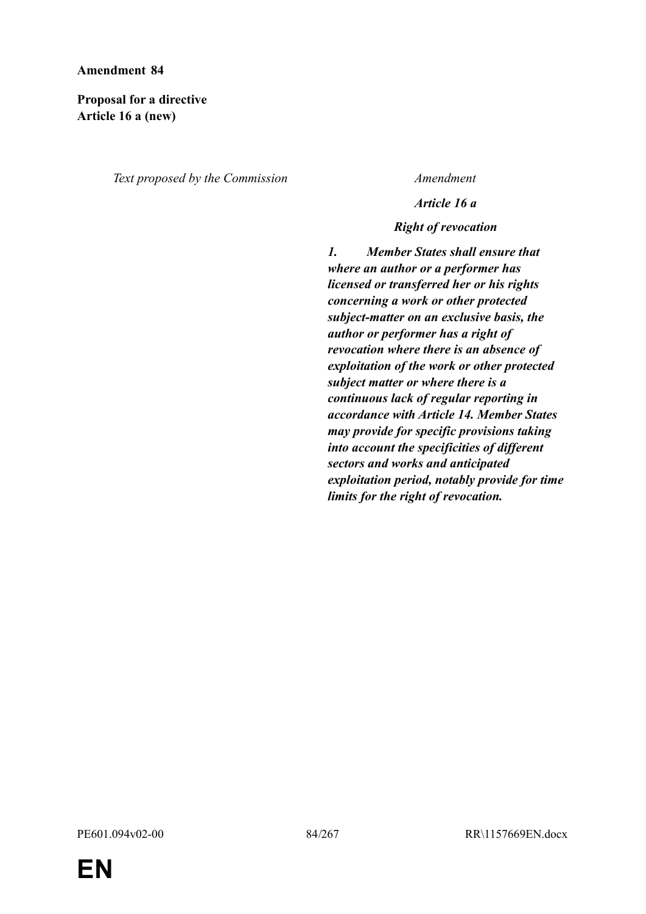**Amendment 84**

**Proposal for a directive**
**Article 16 a (new)**

| *Text proposed by the Commission* | *Amendment* |
|---|---|
| | ***Article 16 a*** |
| | ***Right of revocation*** |
| | ***1. Member States shall ensure that where an author or a performer has licensed or transferred her or his rights concerning a work or other protected subject-matter on an exclusive basis, the author or performer has a right of revocation where there is an absence of exploitation of the work or other protected subject matter or where there is a continuous lack of regular reporting in accordance with Article 14. Member States may provide for specific provisions taking into account the specificities of different sectors and works and anticipated exploitation period, notably provide for time limits for the right of revocation.*** |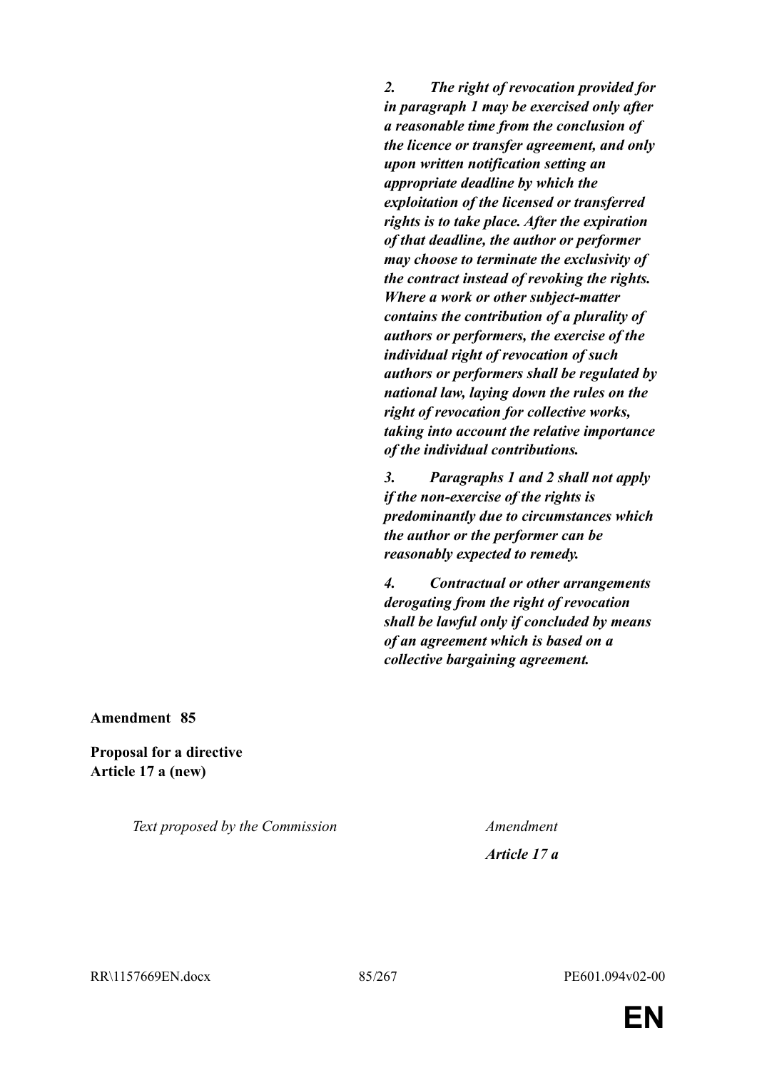| | |
|---|---|
| | ***2. The right of revocation provided for in paragraph 1 may be exercised only after a reasonable time from the conclusion of the licence or transfer agreement, and only upon written notification setting an appropriate deadline by which the exploitation of the licensed or transferred rights is to take place. After the expiration of that deadline, the author or performer may choose to terminate the exclusivity of the contract instead of revoking the rights. Where a work or other subject-matter contains the contribution of a plurality of authors or performers, the exercise of the individual right of revocation of such authors or performers shall be regulated by national law, laying down the rules on the right of revocation for collective works, taking into account the relative importance of the individual contributions.*** |
| | ***3. Paragraphs 1 and 2 shall not apply if the non-exercise of the rights is predominantly due to circumstances which the author or the performer can be reasonably expected to remedy.*** |
| | ***4. Contractual or other arrangements derogating from the right of revocation shall be lawful only if concluded by means of an agreement which is based on a collective bargaining agreement.*** |

**Amendment 85**

**Proposal for a directive**
**Article 17 a (new)**

| *Text proposed by the Commission* | *Amendment* |
|---|---|
| | ***Article 17 a*** |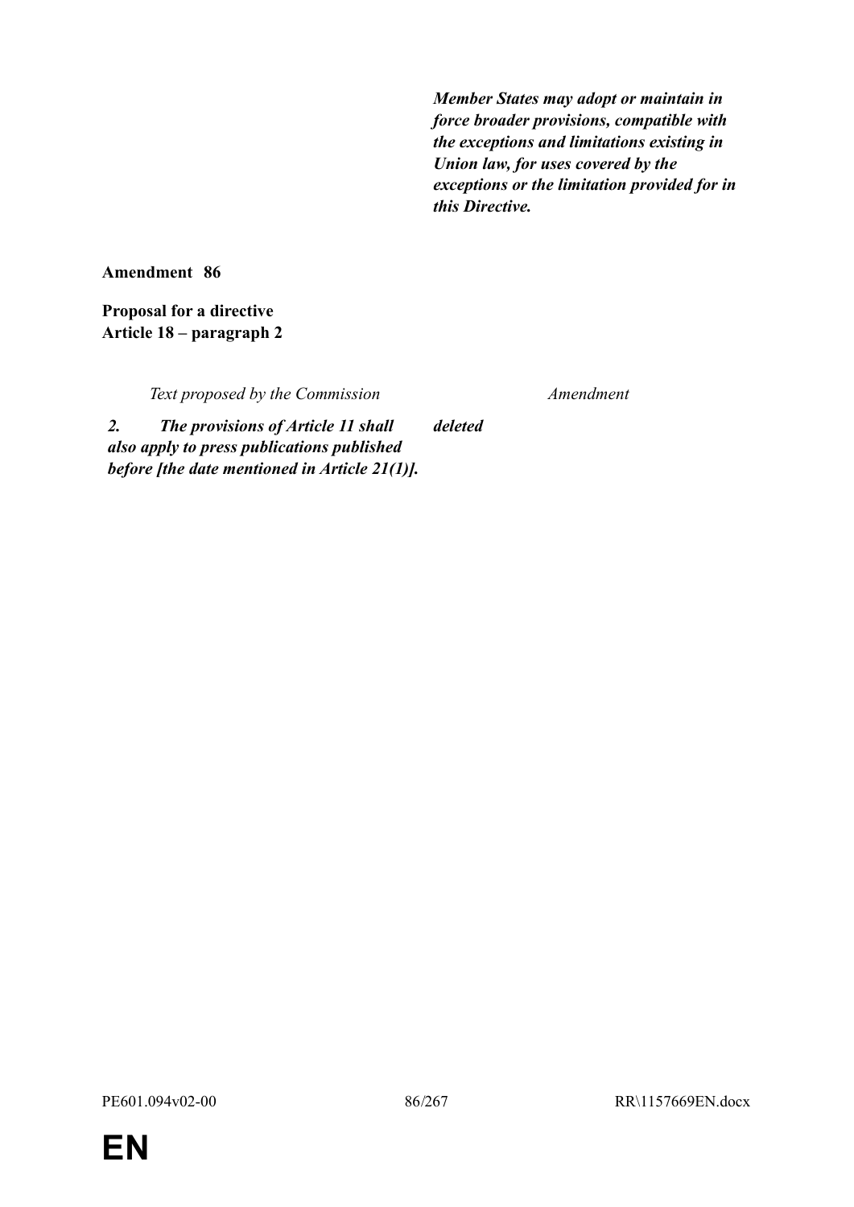| | |
|---|---|
| | ***Member States may adopt or maintain in force broader provisions, compatible with the exceptions and limitations existing in Union law, for uses covered by the exceptions or the limitation provided for in this Directive.*** |

**Amendment 86**

**Proposal for a directive**
**Article 18 – paragraph 2**

| *Text proposed by the Commission* | *Amendment* |
|---|---|
| ***2. The provisions of Article 11 shall also apply to press publications published before [the date mentioned in Article 21(1)].*** | ***deleted*** |